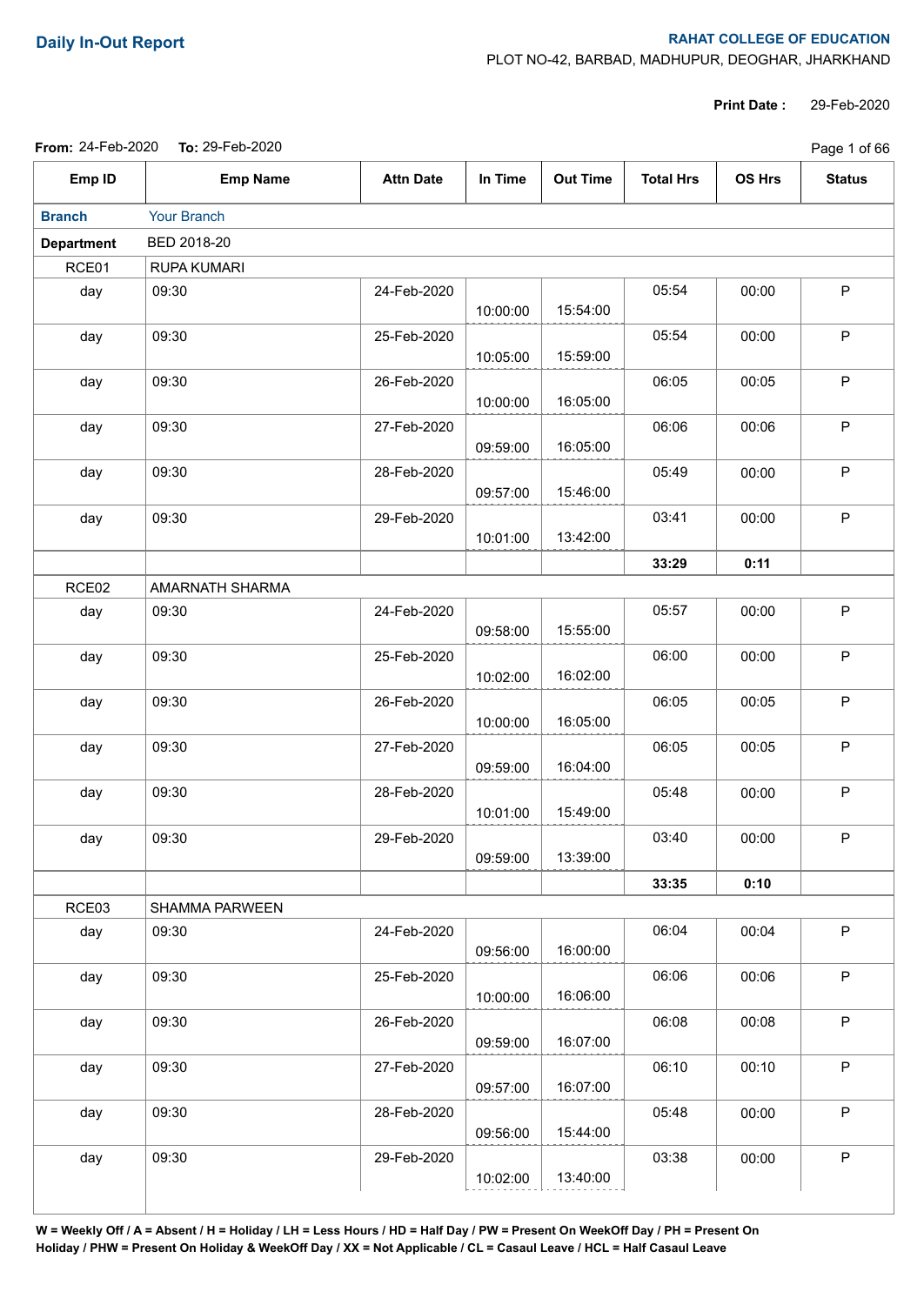**Daily In-Out Report**

**RAHAT COLLEGE OF EDUCATION**
PLOT NO-42, BARBAD, MADHUPUR, DEOGHAR, JHARKHAND

**Print Date :** 29-Feb-2020

**From:** 24-Feb-2020 **To:** 29-Feb-2020

| Emp ID | Emp Name | Attn Date | In Time | Out Time | Total Hrs | OS Hrs | Status |
|---|---|---|---|---|---|---|---|
| **Branch** | Your Branch | | | | | | |
| **Department** | BED 2018-20 | | | | | | |
| RCE01 | RUPA KUMARI | | | | | | |
| day | 09:30 | 24-Feb-2020 | 10:00:00 | 15:54:00 | 05:54 | 00:00 | P |
| day | 09:30 | 25-Feb-2020 | 10:05:00 | 15:59:00 | 05:54 | 00:00 | P |
| day | 09:30 | 26-Feb-2020 | 10:00:00 | 16:05:00 | 06:05 | 00:05 | P |
| day | 09:30 | 27-Feb-2020 | 09:59:00 | 16:05:00 | 06:06 | 00:06 | P |
| day | 09:30 | 28-Feb-2020 | 09:57:00 | 15:46:00 | 05:49 | 00:00 | P |
| day | 09:30 | 29-Feb-2020 | 10:01:00 | 13:42:00 | 03:41 | 00:00 | P |
| | | | | | **33:29** | **0:11** | |
| RCE02 | AMARNATH SHARMA | | | | | | |
| day | 09:30 | 24-Feb-2020 | 09:58:00 | 15:55:00 | 05:57 | 00:00 | P |
| day | 09:30 | 25-Feb-2020 | 10:02:00 | 16:02:00 | 06:00 | 00:00 | P |
| day | 09:30 | 26-Feb-2020 | 10:00:00 | 16:05:00 | 06:05 | 00:05 | P |
| day | 09:30 | 27-Feb-2020 | 09:59:00 | 16:04:00 | 06:05 | 00:05 | P |
| day | 09:30 | 28-Feb-2020 | 10:01:00 | 15:49:00 | 05:48 | 00:00 | P |
| day | 09:30 | 29-Feb-2020 | 09:59:00 | 13:39:00 | 03:40 | 00:00 | P |
| | | | | | **33:35** | **0:10** | |
| RCE03 | SHAMMA PARWEEN | | | | | | |
| day | 09:30 | 24-Feb-2020 | 09:56:00 | 16:00:00 | 06:04 | 00:04 | P |
| day | 09:30 | 25-Feb-2020 | 10:00:00 | 16:06:00 | 06:06 | 00:06 | P |
| day | 09:30 | 26-Feb-2020 | 09:59:00 | 16:07:00 | 06:08 | 00:08 | P |
| day | 09:30 | 27-Feb-2020 | 09:57:00 | 16:07:00 | 06:10 | 00:10 | P |
| day | 09:30 | 28-Feb-2020 | 09:56:00 | 15:44:00 | 05:48 | 00:00 | P |
| day | 09:30 | 29-Feb-2020 | 10:02:00 | 13:40:00 | 03:38 | 00:00 | P |

**W = Weekly Off / A = Absent / H = Holiday / LH = Less Hours / HD = Half Day / PW = Present On WeekOff Day / PH = Present On Holiday / PHW = Present On Holiday & WeekOff Day / XX = Not Applicable / CL = Casaul Leave / HCL = Half Casaul Leave**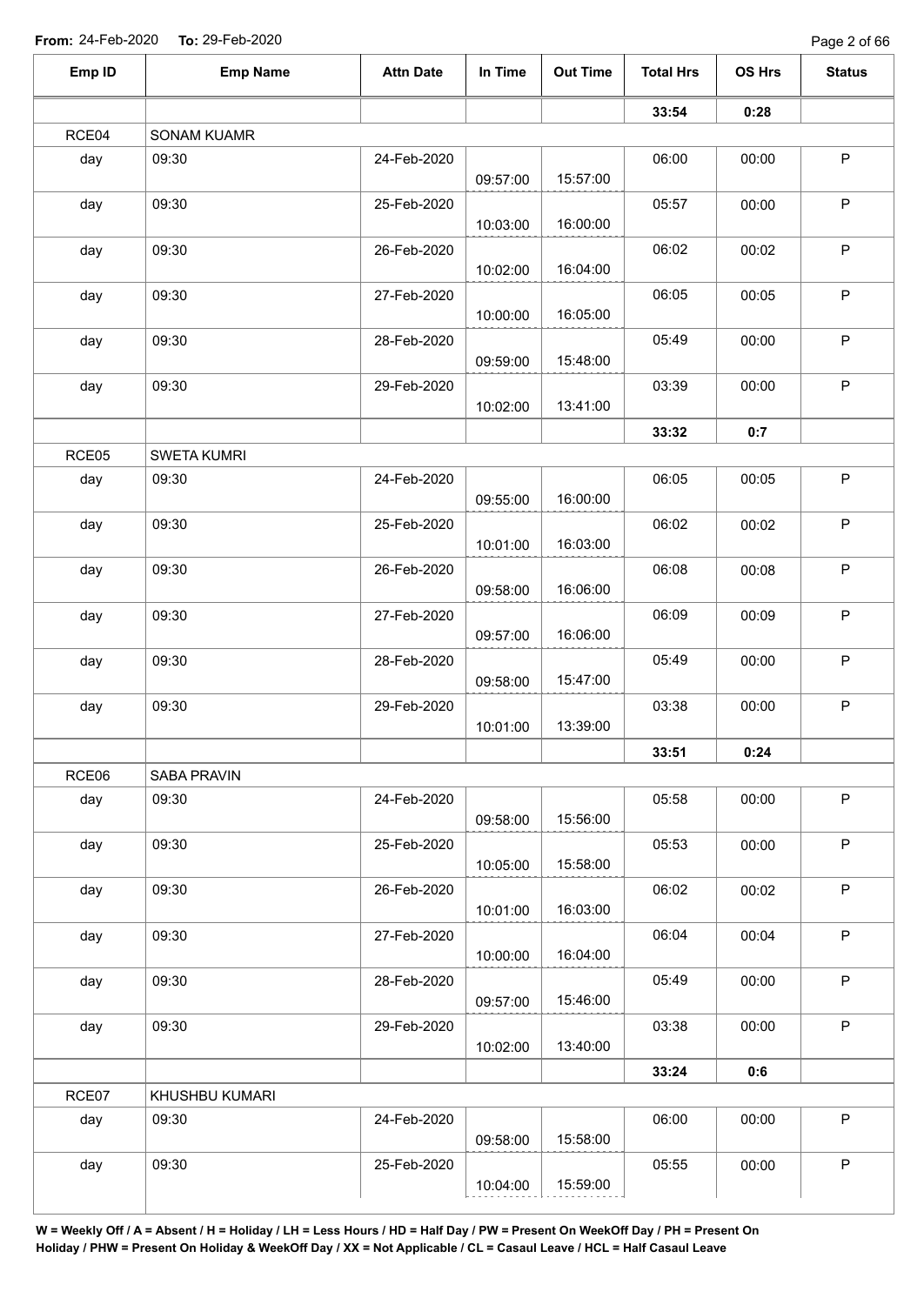**From:** 24-Feb-2020 **To:** 29-Feb-2020

| Emp ID | Emp Name | Attn Date | In Time | Out Time | Total Hrs | OS Hrs | Status |
|---|---|---|---|---|---|---|---|
| | | | | | **33:54** | **0:28** | |
| RCE04 | SONAM KUAMR | | | | | | |
| day | 09:30 | 24-Feb-2020 | 09:57:00 | 15:57:00 | 06:00 | 00:00 | P |
| day | 09:30 | 25-Feb-2020 | 10:03:00 | 16:00:00 | 05:57 | 00:00 | P |
| day | 09:30 | 26-Feb-2020 | 10:02:00 | 16:04:00 | 06:02 | 00:02 | P |
| day | 09:30 | 27-Feb-2020 | 10:00:00 | 16:05:00 | 06:05 | 00:05 | P |
| day | 09:30 | 28-Feb-2020 | 09:59:00 | 15:48:00 | 05:49 | 00:00 | P |
| day | 09:30 | 29-Feb-2020 | 10:02:00 | 13:41:00 | 03:39 | 00:00 | P |
| | | | | | **33:32** | **0:7** | |
| RCE05 | SWETA KUMRI | | | | | | |
| day | 09:30 | 24-Feb-2020 | 09:55:00 | 16:00:00 | 06:05 | 00:05 | P |
| day | 09:30 | 25-Feb-2020 | 10:01:00 | 16:03:00 | 06:02 | 00:02 | P |
| day | 09:30 | 26-Feb-2020 | 09:58:00 | 16:06:00 | 06:08 | 00:08 | P |
| day | 09:30 | 27-Feb-2020 | 09:57:00 | 16:06:00 | 06:09 | 00:09 | P |
| day | 09:30 | 28-Feb-2020 | 09:58:00 | 15:47:00 | 05:49 | 00:00 | P |
| day | 09:30 | 29-Feb-2020 | 10:01:00 | 13:39:00 | 03:38 | 00:00 | P |
| | | | | | **33:51** | **0:24** | |
| RCE06 | SABA PRAVIN | | | | | | |
| day | 09:30 | 24-Feb-2020 | 09:58:00 | 15:56:00 | 05:58 | 00:00 | P |
| day | 09:30 | 25-Feb-2020 | 10:05:00 | 15:58:00 | 05:53 | 00:00 | P |
| day | 09:30 | 26-Feb-2020 | 10:01:00 | 16:03:00 | 06:02 | 00:02 | P |
| day | 09:30 | 27-Feb-2020 | 10:00:00 | 16:04:00 | 06:04 | 00:04 | P |
| day | 09:30 | 28-Feb-2020 | 09:57:00 | 15:46:00 | 05:49 | 00:00 | P |
| day | 09:30 | 29-Feb-2020 | 10:02:00 | 13:40:00 | 03:38 | 00:00 | P |
| | | | | | **33:24** | **0:6** | |
| RCE07 | KHUSHBU KUMARI | | | | | | |
| day | 09:30 | 24-Feb-2020 | 09:58:00 | 15:58:00 | 06:00 | 00:00 | P |
| day | 09:30 | 25-Feb-2020 | 10:04:00 | 15:59:00 | 05:55 | 00:00 | P |

**W = Weekly Off / A = Absent / H = Holiday / LH = Less Hours / HD = Half Day / PW = Present On WeekOff Day / PH = Present On Holiday / PHW = Present On Holiday & WeekOff Day / XX = Not Applicable / CL = Casaul Leave / HCL = Half Casaul Leave**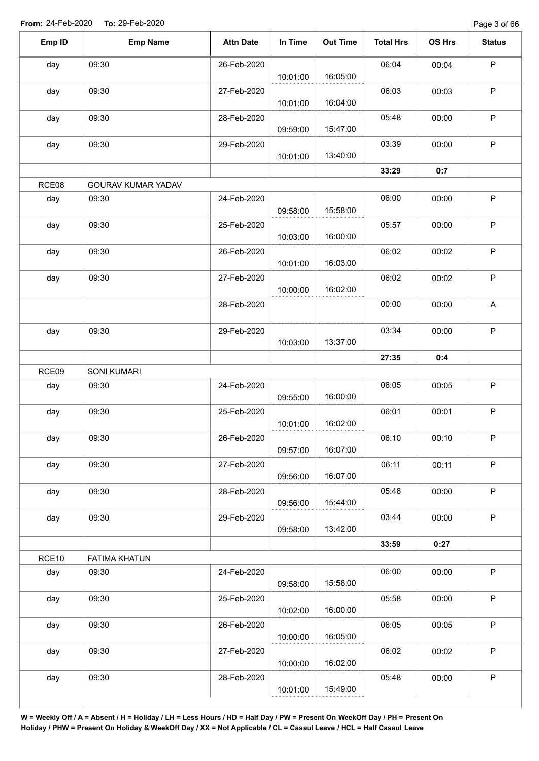**From:** 24-Feb-2020 **To:** 29-Feb-2020

| Emp ID | Emp Name | Attn Date | In Time | Out Time | Total Hrs | OS Hrs | Status |
|---|---|---|---|---|---|---|---|
| day | 09:30 | 26-Feb-2020 | 10:01:00 | 16:05:00 | 06:04 | 00:04 | P |
| day | 09:30 | 27-Feb-2020 | 10:01:00 | 16:04:00 | 06:03 | 00:03 | P |
| day | 09:30 | 28-Feb-2020 | 09:59:00 | 15:47:00 | 05:48 | 00:00 | P |
| day | 09:30 | 29-Feb-2020 | 10:01:00 | 13:40:00 | 03:39 | 00:00 | P |
| | | | | | **33:29** | **0:7** | |
| RCE08 | GOURAV KUMAR YADAV | | | | | | |
| day | 09:30 | 24-Feb-2020 | 09:58:00 | 15:58:00 | 06:00 | 00:00 | P |
| day | 09:30 | 25-Feb-2020 | 10:03:00 | 16:00:00 | 05:57 | 00:00 | P |
| day | 09:30 | 26-Feb-2020 | 10:01:00 | 16:03:00 | 06:02 | 00:02 | P |
| day | 09:30 | 27-Feb-2020 | 10:00:00 | 16:02:00 | 06:02 | 00:02 | P |
| | | 28-Feb-2020 | | | 00:00 | 00:00 | A |
| day | 09:30 | 29-Feb-2020 | 10:03:00 | 13:37:00 | 03:34 | 00:00 | P |
| | | | | | **27:35** | **0:4** | |
| RCE09 | SONI KUMARI | | | | | | |
| day | 09:30 | 24-Feb-2020 | 09:55:00 | 16:00:00 | 06:05 | 00:05 | P |
| day | 09:30 | 25-Feb-2020 | 10:01:00 | 16:02:00 | 06:01 | 00:01 | P |
| day | 09:30 | 26-Feb-2020 | 09:57:00 | 16:07:00 | 06:10 | 00:10 | P |
| day | 09:30 | 27-Feb-2020 | 09:56:00 | 16:07:00 | 06:11 | 00:11 | P |
| day | 09:30 | 28-Feb-2020 | 09:56:00 | 15:44:00 | 05:48 | 00:00 | P |
| day | 09:30 | 29-Feb-2020 | 09:58:00 | 13:42:00 | 03:44 | 00:00 | P |
| | | | | | **33:59** | **0:27** | |
| RCE10 | FATIMA KHATUN | | | | | | |
| day | 09:30 | 24-Feb-2020 | 09:58:00 | 15:58:00 | 06:00 | 00:00 | P |
| day | 09:30 | 25-Feb-2020 | 10:02:00 | 16:00:00 | 05:58 | 00:00 | P |
| day | 09:30 | 26-Feb-2020 | 10:00:00 | 16:05:00 | 06:05 | 00:05 | P |
| day | 09:30 | 27-Feb-2020 | 10:00:00 | 16:02:00 | 06:02 | 00:02 | P |
| day | 09:30 | 28-Feb-2020 | 10:01:00 | 15:49:00 | 05:48 | 00:00 | P |

**W = Weekly Off / A = Absent / H = Holiday / LH = Less Hours / HD = Half Day / PW = Present On WeekOff Day / PH = Present On Holiday / PHW = Present On Holiday & WeekOff Day / XX = Not Applicable / CL = Casaul Leave / HCL = Half Casaul Leave**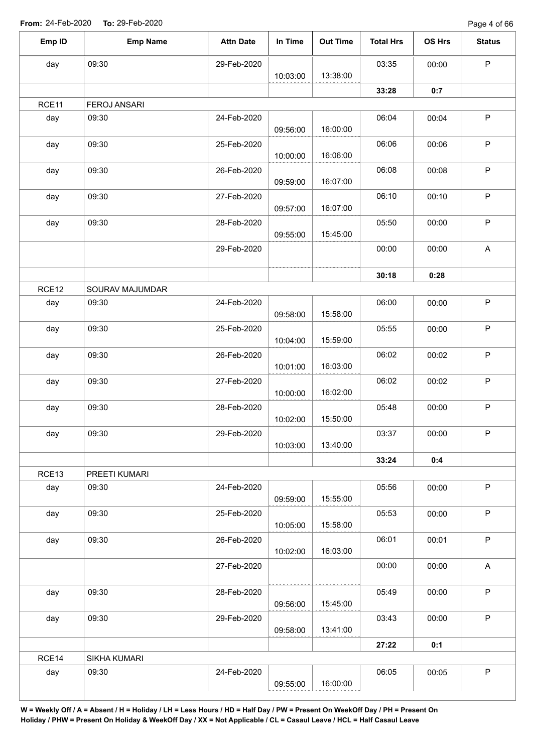**From:** 24-Feb-2020 **To:** 29-Feb-2020

| Emp ID | Emp Name | Attn Date | In Time | Out Time | Total Hrs | OS Hrs | Status |
|---|---|---|---|---|---|---|---|
| day | 09:30 | 29-Feb-2020 | 10:03:00 | 13:38:00 | 03:35 | 00:00 | P |
| | | | | | **33:28** | **0:7** | |
| RCE11 | FEROJ ANSARI | | | | | | |
| day | 09:30 | 24-Feb-2020 | 09:56:00 | 16:00:00 | 06:04 | 00:04 | P |
| day | 09:30 | 25-Feb-2020 | 10:00:00 | 16:06:00 | 06:06 | 00:06 | P |
| day | 09:30 | 26-Feb-2020 | 09:59:00 | 16:07:00 | 06:08 | 00:08 | P |
| day | 09:30 | 27-Feb-2020 | 09:57:00 | 16:07:00 | 06:10 | 00:10 | P |
| day | 09:30 | 28-Feb-2020 | 09:55:00 | 15:45:00 | 05:50 | 00:00 | P |
| | | 29-Feb-2020 | | | 00:00 | 00:00 | A |
| | | | | | **30:18** | **0:28** | |
| RCE12 | SOURAV MAJUMDAR | | | | | | |
| day | 09:30 | 24-Feb-2020 | 09:58:00 | 15:58:00 | 06:00 | 00:00 | P |
| day | 09:30 | 25-Feb-2020 | 10:04:00 | 15:59:00 | 05:55 | 00:00 | P |
| day | 09:30 | 26-Feb-2020 | 10:01:00 | 16:03:00 | 06:02 | 00:02 | P |
| day | 09:30 | 27-Feb-2020 | 10:00:00 | 16:02:00 | 06:02 | 00:02 | P |
| day | 09:30 | 28-Feb-2020 | 10:02:00 | 15:50:00 | 05:48 | 00:00 | P |
| day | 09:30 | 29-Feb-2020 | 10:03:00 | 13:40:00 | 03:37 | 00:00 | P |
| | | | | | **33:24** | **0:4** | |
| RCE13 | PREETI KUMARI | | | | | | |
| day | 09:30 | 24-Feb-2020 | 09:59:00 | 15:55:00 | 05:56 | 00:00 | P |
| day | 09:30 | 25-Feb-2020 | 10:05:00 | 15:58:00 | 05:53 | 00:00 | P |
| day | 09:30 | 26-Feb-2020 | 10:02:00 | 16:03:00 | 06:01 | 00:01 | P |
| | | 27-Feb-2020 | | | 00:00 | 00:00 | A |
| day | 09:30 | 28-Feb-2020 | 09:56:00 | 15:45:00 | 05:49 | 00:00 | P |
| day | 09:30 | 29-Feb-2020 | 09:58:00 | 13:41:00 | 03:43 | 00:00 | P |
| | | | | | **27:22** | **0:1** | |
| RCE14 | SIKHA KUMARI | | | | | | |
| day | 09:30 | 24-Feb-2020 | 09:55:00 | 16:00:00 | 06:05 | 00:05 | P |

**W = Weekly Off / A = Absent / H = Holiday / LH = Less Hours / HD = Half Day / PW = Present On WeekOff Day / PH = Present On Holiday / PHW = Present On Holiday & WeekOff Day / XX = Not Applicable / CL = Casaul Leave / HCL = Half Casaul Leave**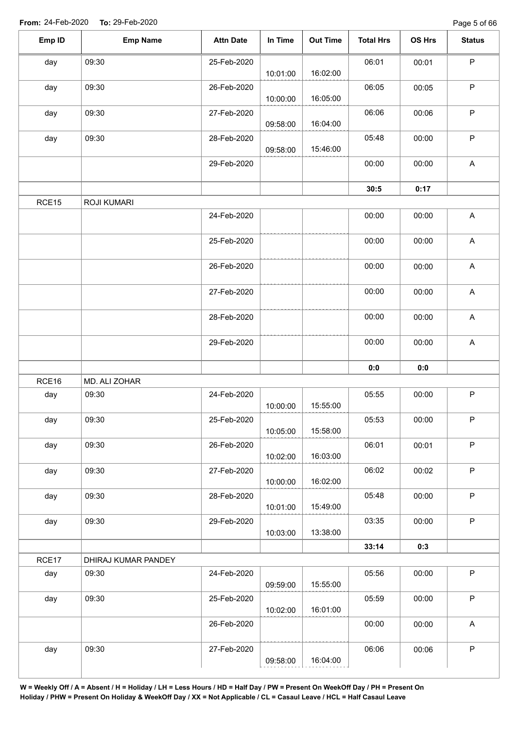**From:** 24-Feb-2020 **To:** 29-Feb-2020

| Emp ID | Emp Name | Attn Date | In Time | Out Time | Total Hrs | OS Hrs | Status |
|---|---|---|---|---|---|---|---|
| day | 09:30 | 25-Feb-2020 | 10:01:00 | 16:02:00 | 06:01 | 00:01 | P |
| day | 09:30 | 26-Feb-2020 | 10:00:00 | 16:05:00 | 06:05 | 00:05 | P |
| day | 09:30 | 27-Feb-2020 | 09:58:00 | 16:04:00 | 06:06 | 00:06 | P |
| day | 09:30 | 28-Feb-2020 | 09:58:00 | 15:46:00 | 05:48 | 00:00 | P |
| | | 29-Feb-2020 | | | 00:00 | 00:00 | A |
| | | | | | **30:5** | **0:17** | |
| RCE15 | ROJI KUMARI | | | | | | |
| | | 24-Feb-2020 | | | 00:00 | 00:00 | A |
| | | 25-Feb-2020 | | | 00:00 | 00:00 | A |
| | | 26-Feb-2020 | | | 00:00 | 00:00 | A |
| | | 27-Feb-2020 | | | 00:00 | 00:00 | A |
| | | 28-Feb-2020 | | | 00:00 | 00:00 | A |
| | | 29-Feb-2020 | | | 00:00 | 00:00 | A |
| | | | | | **0:0** | **0:0** | |
| RCE16 | MD. ALI ZOHAR | | | | | | |
| day | 09:30 | 24-Feb-2020 | 10:00:00 | 15:55:00 | 05:55 | 00:00 | P |
| day | 09:30 | 25-Feb-2020 | 10:05:00 | 15:58:00 | 05:53 | 00:00 | P |
| day | 09:30 | 26-Feb-2020 | 10:02:00 | 16:03:00 | 06:01 | 00:01 | P |
| day | 09:30 | 27-Feb-2020 | 10:00:00 | 16:02:00 | 06:02 | 00:02 | P |
| day | 09:30 | 28-Feb-2020 | 10:01:00 | 15:49:00 | 05:48 | 00:00 | P |
| day | 09:30 | 29-Feb-2020 | 10:03:00 | 13:38:00 | 03:35 | 00:00 | P |
| | | | | | **33:14** | **0:3** | |
| RCE17 | DHIRAJ KUMAR PANDEY | | | | | | |
| day | 09:30 | 24-Feb-2020 | 09:59:00 | 15:55:00 | 05:56 | 00:00 | P |
| day | 09:30 | 25-Feb-2020 | 10:02:00 | 16:01:00 | 05:59 | 00:00 | P |
| | | 26-Feb-2020 | | | 00:00 | 00:00 | A |
| day | 09:30 | 27-Feb-2020 | 09:58:00 | 16:04:00 | 06:06 | 00:06 | P |

**W = Weekly Off / A = Absent / H = Holiday / LH = Less Hours / HD = Half Day / PW = Present On WeekOff Day / PH = Present On Holiday / PHW = Present On Holiday & WeekOff Day / XX = Not Applicable / CL = Casaul Leave / HCL = Half Casaul Leave**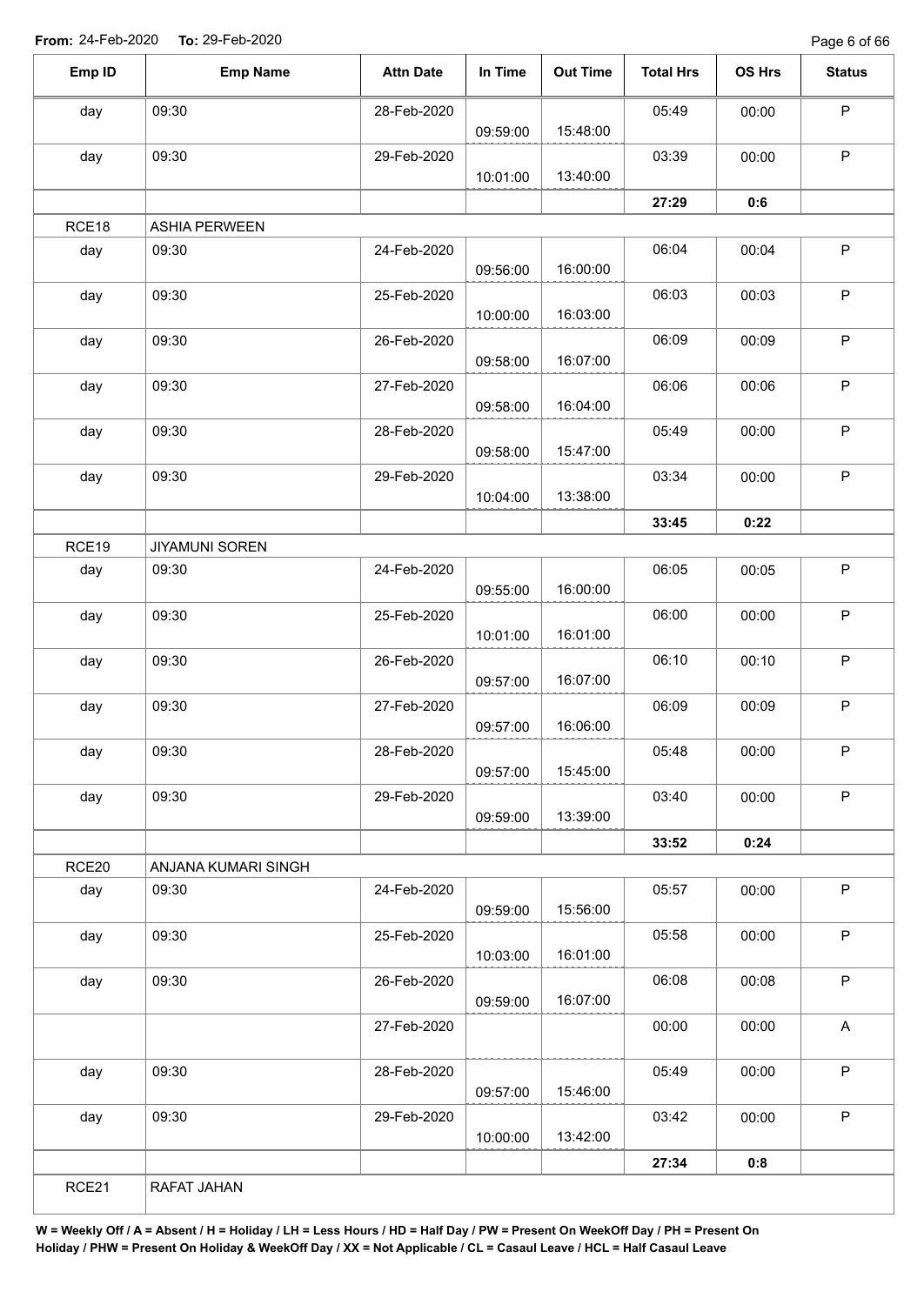**From:** 24-Feb-2020 **To:** 29-Feb-2020

| Emp ID | Emp Name | Attn Date | In Time | Out Time | Total Hrs | OS Hrs | Status |
|---|---|---|---|---|---|---|---|
| day | 09:30 | 28-Feb-2020 | 09:59:00 | 15:48:00 | 05:49 | 00:00 | P |
| day | 09:30 | 29-Feb-2020 | 10:01:00 | 13:40:00 | 03:39 | 00:00 | P |
| | | | | | **27:29** | **0:6** | |
| RCE18 | ASHIA PERWEEN | | | | | | |
| day | 09:30 | 24-Feb-2020 | 09:56:00 | 16:00:00 | 06:04 | 00:04 | P |
| day | 09:30 | 25-Feb-2020 | 10:00:00 | 16:03:00 | 06:03 | 00:03 | P |
| day | 09:30 | 26-Feb-2020 | 09:58:00 | 16:07:00 | 06:09 | 00:09 | P |
| day | 09:30 | 27-Feb-2020 | 09:58:00 | 16:04:00 | 06:06 | 00:06 | P |
| day | 09:30 | 28-Feb-2020 | 09:58:00 | 15:47:00 | 05:49 | 00:00 | P |
| day | 09:30 | 29-Feb-2020 | 10:04:00 | 13:38:00 | 03:34 | 00:00 | P |
| | | | | | **33:45** | **0:22** | |
| RCE19 | JIYAMUNI SOREN | | | | | | |
| day | 09:30 | 24-Feb-2020 | 09:55:00 | 16:00:00 | 06:05 | 00:05 | P |
| day | 09:30 | 25-Feb-2020 | 10:01:00 | 16:01:00 | 06:00 | 00:00 | P |
| day | 09:30 | 26-Feb-2020 | 09:57:00 | 16:07:00 | 06:10 | 00:10 | P |
| day | 09:30 | 27-Feb-2020 | 09:57:00 | 16:06:00 | 06:09 | 00:09 | P |
| day | 09:30 | 28-Feb-2020 | 09:57:00 | 15:45:00 | 05:48 | 00:00 | P |
| day | 09:30 | 29-Feb-2020 | 09:59:00 | 13:39:00 | 03:40 | 00:00 | P |
| | | | | | **33:52** | **0:24** | |
| RCE20 | ANJANA KUMARI SINGH | | | | | | |
| day | 09:30 | 24-Feb-2020 | 09:59:00 | 15:56:00 | 05:57 | 00:00 | P |
| day | 09:30 | 25-Feb-2020 | 10:03:00 | 16:01:00 | 05:58 | 00:00 | P |
| day | 09:30 | 26-Feb-2020 | 09:59:00 | 16:07:00 | 06:08 | 00:08 | P |
| | | 27-Feb-2020 | | | 00:00 | 00:00 | A |
| day | 09:30 | 28-Feb-2020 | 09:57:00 | 15:46:00 | 05:49 | 00:00 | P |
| day | 09:30 | 29-Feb-2020 | 10:00:00 | 13:42:00 | 03:42 | 00:00 | P |
| | | | | | **27:34** | **0:8** | |
| RCE21 | RAFAT JAHAN | | | | | | |

**W = Weekly Off / A = Absent / H = Holiday / LH = Less Hours / HD = Half Day / PW = Present On WeekOff Day / PH = Present On Holiday / PHW = Present On Holiday & WeekOff Day / XX = Not Applicable / CL = Casaul Leave / HCL = Half Casaul Leave**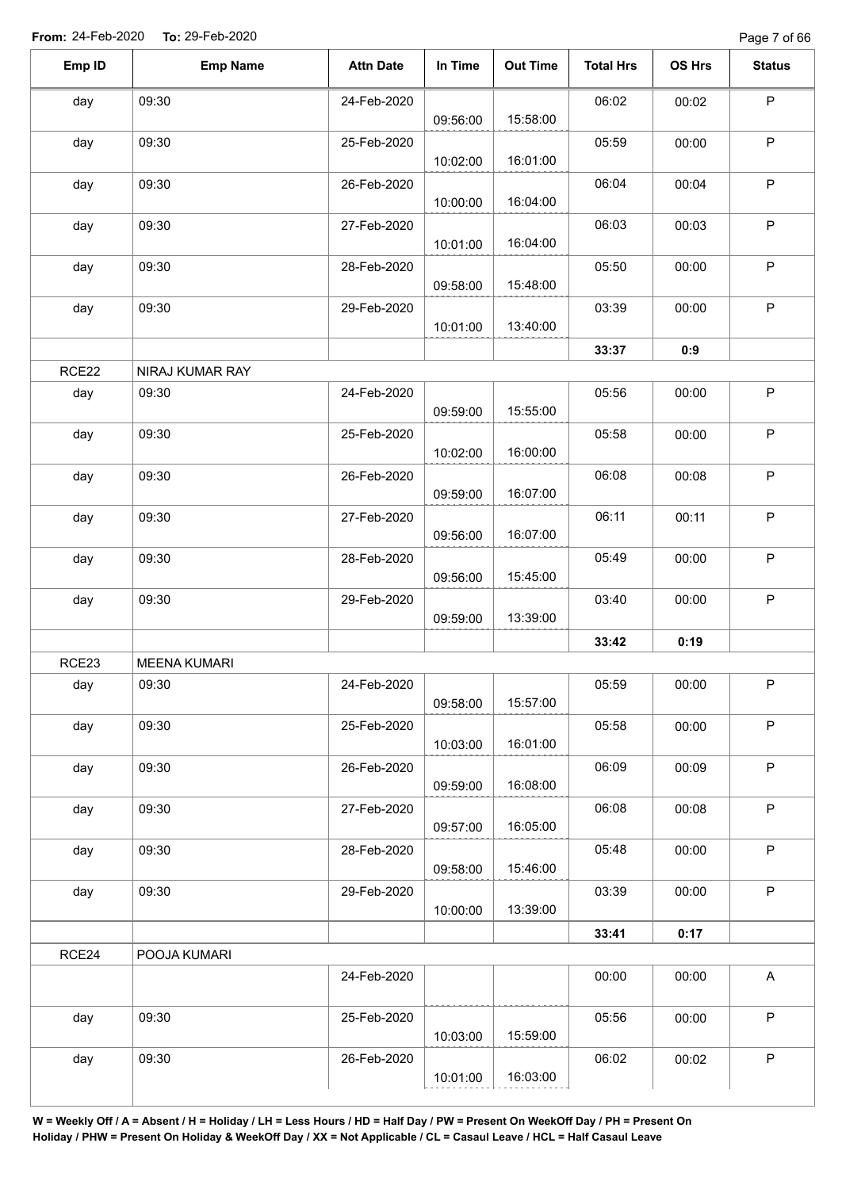**From:** 24-Feb-2020 **To:** 29-Feb-2020

| Emp ID | Emp Name | Attn Date | In Time | Out Time | Total Hrs | OS Hrs | Status |
|---|---|---|---|---|---|---|---|
| day | 09:30 | 24-Feb-2020 | 09:56:00 | 15:58:00 | 06:02 | 00:02 | P |
| day | 09:30 | 25-Feb-2020 | 10:02:00 | 16:01:00 | 05:59 | 00:00 | P |
| day | 09:30 | 26-Feb-2020 | 10:00:00 | 16:04:00 | 06:04 | 00:04 | P |
| day | 09:30 | 27-Feb-2020 | 10:01:00 | 16:04:00 | 06:03 | 00:03 | P |
| day | 09:30 | 28-Feb-2020 | 09:58:00 | 15:48:00 | 05:50 | 00:00 | P |
| day | 09:30 | 29-Feb-2020 | 10:01:00 | 13:40:00 | 03:39 | 00:00 | P |
| | | | | | **33:37** | **0:9** | |
| RCE22 | NIRAJ KUMAR RAY | | | | | | |
| day | 09:30 | 24-Feb-2020 | 09:59:00 | 15:55:00 | 05:56 | 00:00 | P |
| day | 09:30 | 25-Feb-2020 | 10:02:00 | 16:00:00 | 05:58 | 00:00 | P |
| day | 09:30 | 26-Feb-2020 | 09:59:00 | 16:07:00 | 06:08 | 00:08 | P |
| day | 09:30 | 27-Feb-2020 | 09:56:00 | 16:07:00 | 06:11 | 00:11 | P |
| day | 09:30 | 28-Feb-2020 | 09:56:00 | 15:45:00 | 05:49 | 00:00 | P |
| day | 09:30 | 29-Feb-2020 | 09:59:00 | 13:39:00 | 03:40 | 00:00 | P |
| | | | | | **33:42** | **0:19** | |
| RCE23 | MEENA KUMARI | | | | | | |
| day | 09:30 | 24-Feb-2020 | 09:58:00 | 15:57:00 | 05:59 | 00:00 | P |
| day | 09:30 | 25-Feb-2020 | 10:03:00 | 16:01:00 | 05:58 | 00:00 | P |
| day | 09:30 | 26-Feb-2020 | 09:59:00 | 16:08:00 | 06:09 | 00:09 | P |
| day | 09:30 | 27-Feb-2020 | 09:57:00 | 16:05:00 | 06:08 | 00:08 | P |
| day | 09:30 | 28-Feb-2020 | 09:58:00 | 15:46:00 | 05:48 | 00:00 | P |
| day | 09:30 | 29-Feb-2020 | 10:00:00 | 13:39:00 | 03:39 | 00:00 | P |
| | | | | | **33:41** | **0:17** | |
| RCE24 | POOJA KUMARI | | | | | | |
| | | 24-Feb-2020 | | | 00:00 | 00:00 | A |
| day | 09:30 | 25-Feb-2020 | 10:03:00 | 15:59:00 | 05:56 | 00:00 | P |
| day | 09:30 | 26-Feb-2020 | 10:01:00 | 16:03:00 | 06:02 | 00:02 | P |

**W = Weekly Off / A = Absent / H = Holiday / LH = Less Hours / HD = Half Day / PW = Present On WeekOff Day / PH = Present On Holiday / PHW = Present On Holiday & WeekOff Day / XX = Not Applicable / CL = Casaul Leave / HCL = Half Casaul Leave**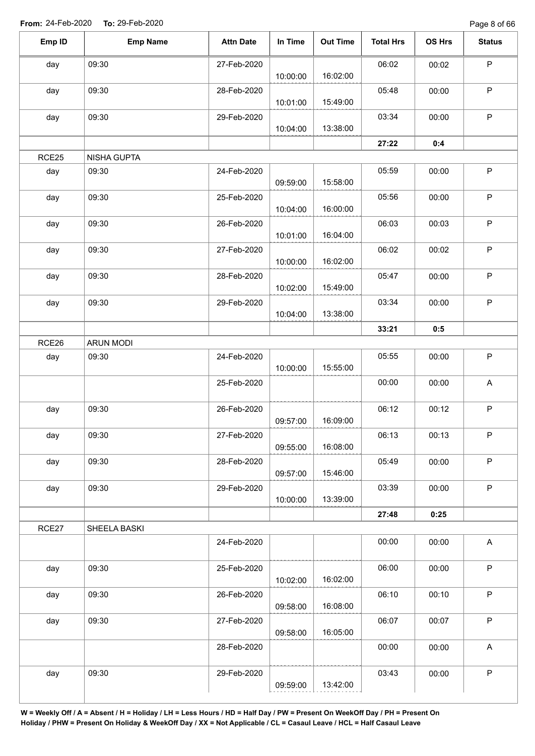**From:** 24-Feb-2020 **To:** 29-Feb-2020

| Emp ID | Emp Name | Attn Date | In Time | Out Time | Total Hrs | OS Hrs | Status |
|---|---|---|---|---|---|---|---|
| day | 09:30 | 27-Feb-2020 | 10:00:00 | 16:02:00 | 06:02 | 00:02 | P |
| day | 09:30 | 28-Feb-2020 | 10:01:00 | 15:49:00 | 05:48 | 00:00 | P |
| day | 09:30 | 29-Feb-2020 | 10:04:00 | 13:38:00 | 03:34 | 00:00 | P |
| | | | | | **27:22** | **0:4** | |
| RCE25 | NISHA GUPTA | | | | | | |
| day | 09:30 | 24-Feb-2020 | 09:59:00 | 15:58:00 | 05:59 | 00:00 | P |
| day | 09:30 | 25-Feb-2020 | 10:04:00 | 16:00:00 | 05:56 | 00:00 | P |
| day | 09:30 | 26-Feb-2020 | 10:01:00 | 16:04:00 | 06:03 | 00:03 | P |
| day | 09:30 | 27-Feb-2020 | 10:00:00 | 16:02:00 | 06:02 | 00:02 | P |
| day | 09:30 | 28-Feb-2020 | 10:02:00 | 15:49:00 | 05:47 | 00:00 | P |
| day | 09:30 | 29-Feb-2020 | 10:04:00 | 13:38:00 | 03:34 | 00:00 | P |
| | | | | | **33:21** | **0:5** | |
| RCE26 | ARUN MODI | | | | | | |
| day | 09:30 | 24-Feb-2020 | 10:00:00 | 15:55:00 | 05:55 | 00:00 | P |
| | | 25-Feb-2020 | | | 00:00 | 00:00 | A |
| day | 09:30 | 26-Feb-2020 | 09:57:00 | 16:09:00 | 06:12 | 00:12 | P |
| day | 09:30 | 27-Feb-2020 | 09:55:00 | 16:08:00 | 06:13 | 00:13 | P |
| day | 09:30 | 28-Feb-2020 | 09:57:00 | 15:46:00 | 05:49 | 00:00 | P |
| day | 09:30 | 29-Feb-2020 | 10:00:00 | 13:39:00 | 03:39 | 00:00 | P |
| | | | | | **27:48** | **0:25** | |
| RCE27 | SHEELA BASKI | | | | | | |
| | | 24-Feb-2020 | | | 00:00 | 00:00 | A |
| day | 09:30 | 25-Feb-2020 | 10:02:00 | 16:02:00 | 06:00 | 00:00 | P |
| day | 09:30 | 26-Feb-2020 | 09:58:00 | 16:08:00 | 06:10 | 00:10 | P |
| day | 09:30 | 27-Feb-2020 | 09:58:00 | 16:05:00 | 06:07 | 00:07 | P |
| | | 28-Feb-2020 | | | 00:00 | 00:00 | A |
| day | 09:30 | 29-Feb-2020 | 09:59:00 | 13:42:00 | 03:43 | 00:00 | P |

**W = Weekly Off / A = Absent / H = Holiday / LH = Less Hours / HD = Half Day / PW = Present On WeekOff Day / PH = Present On Holiday / PHW = Present On Holiday & WeekOff Day / XX = Not Applicable / CL = Casaul Leave / HCL = Half Casaul Leave**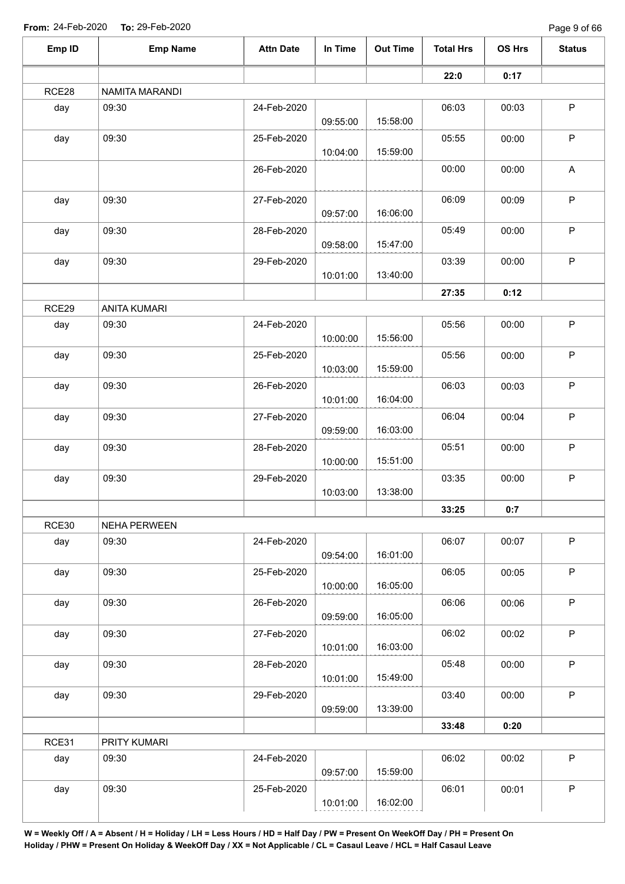**From:** 24-Feb-2020 **To:** 29-Feb-2020

| Emp ID | Emp Name | Attn Date | In Time | Out Time | Total Hrs | OS Hrs | Status |
|---|---|---|---|---|---|---|---|
| | | | | | 22:0 | 0:17 | |
| RCE28 | NAMITA MARANDI | | | | | | |
| day | 09:30 | 24-Feb-2020 | 09:55:00 | 15:58:00 | 06:03 | 00:03 | P |
| day | 09:30 | 25-Feb-2020 | 10:04:00 | 15:59:00 | 05:55 | 00:00 | P |
| | | 26-Feb-2020 | | | 00:00 | 00:00 | A |
| day | 09:30 | 27-Feb-2020 | 09:57:00 | 16:06:00 | 06:09 | 00:09 | P |
| day | 09:30 | 28-Feb-2020 | 09:58:00 | 15:47:00 | 05:49 | 00:00 | P |
| day | 09:30 | 29-Feb-2020 | 10:01:00 | 13:40:00 | 03:39 | 00:00 | P |
| | | | | | 27:35 | 0:12 | |
| RCE29 | ANITA KUMARI | | | | | | |
| day | 09:30 | 24-Feb-2020 | 10:00:00 | 15:56:00 | 05:56 | 00:00 | P |
| day | 09:30 | 25-Feb-2020 | 10:03:00 | 15:59:00 | 05:56 | 00:00 | P |
| day | 09:30 | 26-Feb-2020 | 10:01:00 | 16:04:00 | 06:03 | 00:03 | P |
| day | 09:30 | 27-Feb-2020 | 09:59:00 | 16:03:00 | 06:04 | 00:04 | P |
| day | 09:30 | 28-Feb-2020 | 10:00:00 | 15:51:00 | 05:51 | 00:00 | P |
| day | 09:30 | 29-Feb-2020 | 10:03:00 | 13:38:00 | 03:35 | 00:00 | P |
| | | | | | 33:25 | 0:7 | |
| RCE30 | NEHA PERWEEN | | | | | | |
| day | 09:30 | 24-Feb-2020 | 09:54:00 | 16:01:00 | 06:07 | 00:07 | P |
| day | 09:30 | 25-Feb-2020 | 10:00:00 | 16:05:00 | 06:05 | 00:05 | P |
| day | 09:30 | 26-Feb-2020 | 09:59:00 | 16:05:00 | 06:06 | 00:06 | P |
| day | 09:30 | 27-Feb-2020 | 10:01:00 | 16:03:00 | 06:02 | 00:02 | P |
| day | 09:30 | 28-Feb-2020 | 10:01:00 | 15:49:00 | 05:48 | 00:00 | P |
| day | 09:30 | 29-Feb-2020 | 09:59:00 | 13:39:00 | 03:40 | 00:00 | P |
| | | | | | 33:48 | 0:20 | |
| RCE31 | PRITY KUMARI | | | | | | |
| day | 09:30 | 24-Feb-2020 | 09:57:00 | 15:59:00 | 06:02 | 00:02 | P |
| day | 09:30 | 25-Feb-2020 | 10:01:00 | 16:02:00 | 06:01 | 00:01 | P |

**W = Weekly Off / A = Absent / H = Holiday / LH = Less Hours / HD = Half Day / PW = Present On WeekOff Day / PH = Present On Holiday / PHW = Present On Holiday & WeekOff Day / XX = Not Applicable / CL = Casaul Leave / HCL = Half Casaul Leave**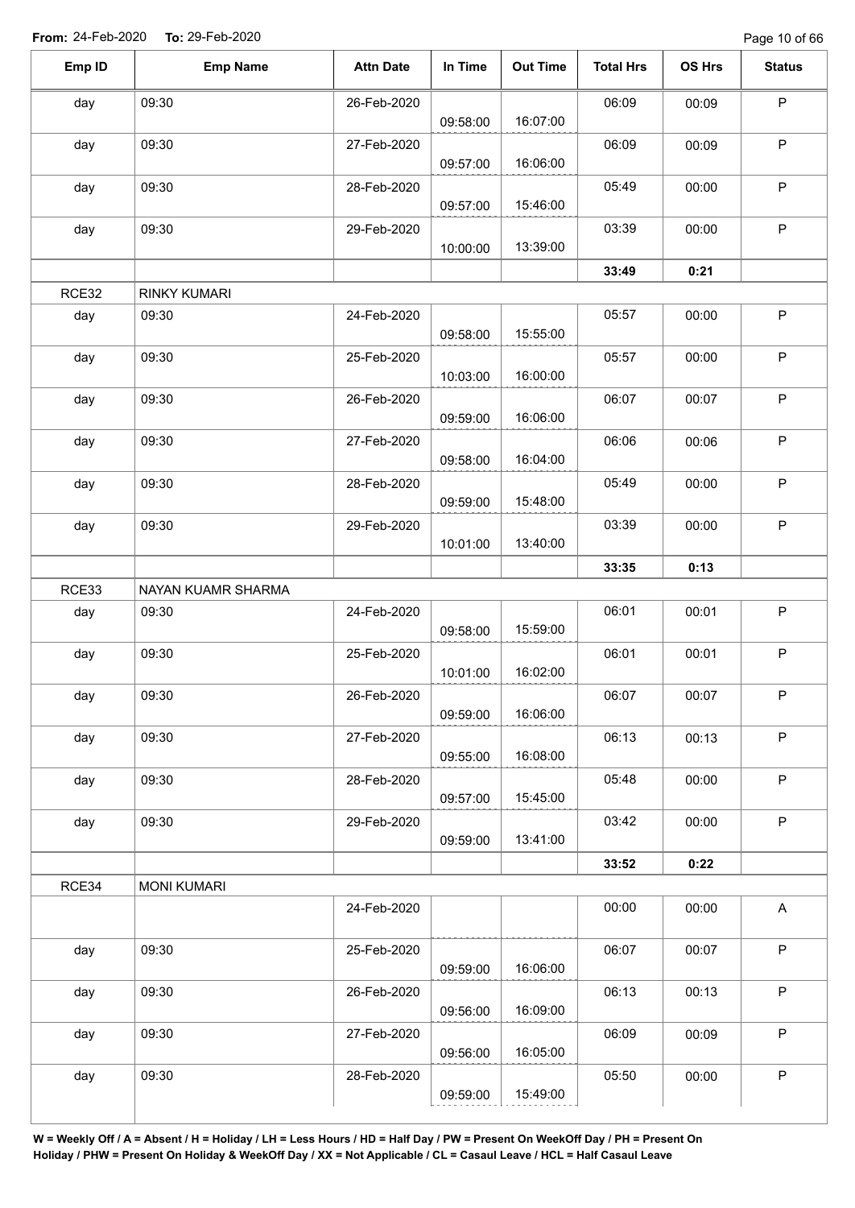From: 24-Feb-2020 To: 29-Feb-2020

| Emp ID | Emp Name | Attn Date | In Time | Out Time | Total Hrs | OS Hrs | Status |
|---|---|---|---|---|---|---|---|
| day | 09:30 | 26-Feb-2020 | 09:58:00 | 16:07:00 | 06:09 | 00:09 | P |
| day | 09:30 | 27-Feb-2020 | 09:57:00 | 16:06:00 | 06:09 | 00:09 | P |
| day | 09:30 | 28-Feb-2020 | 09:57:00 | 15:46:00 | 05:49 | 00:00 | P |
| day | 09:30 | 29-Feb-2020 | 10:00:00 | 13:39:00 | 03:39 | 00:00 | P |
| | | | | | **33:49** | **0:21** | |
| RCE32 | RINKY KUMARI | | | | | | |
| day | 09:30 | 24-Feb-2020 | 09:58:00 | 15:55:00 | 05:57 | 00:00 | P |
| day | 09:30 | 25-Feb-2020 | 10:03:00 | 16:00:00 | 05:57 | 00:00 | P |
| day | 09:30 | 26-Feb-2020 | 09:59:00 | 16:06:00 | 06:07 | 00:07 | P |
| day | 09:30 | 27-Feb-2020 | 09:58:00 | 16:04:00 | 06:06 | 00:06 | P |
| day | 09:30 | 28-Feb-2020 | 09:59:00 | 15:48:00 | 05:49 | 00:00 | P |
| day | 09:30 | 29-Feb-2020 | 10:01:00 | 13:40:00 | 03:39 | 00:00 | P |
| | | | | | **33:35** | **0:13** | |
| RCE33 | NAYAN KUAMR SHARMA | | | | | | |
| day | 09:30 | 24-Feb-2020 | 09:58:00 | 15:59:00 | 06:01 | 00:01 | P |
| day | 09:30 | 25-Feb-2020 | 10:01:00 | 16:02:00 | 06:01 | 00:01 | P |
| day | 09:30 | 26-Feb-2020 | 09:59:00 | 16:06:00 | 06:07 | 00:07 | P |
| day | 09:30 | 27-Feb-2020 | 09:55:00 | 16:08:00 | 06:13 | 00:13 | P |
| day | 09:30 | 28-Feb-2020 | 09:57:00 | 15:45:00 | 05:48 | 00:00 | P |
| day | 09:30 | 29-Feb-2020 | 09:59:00 | 13:41:00 | 03:42 | 00:00 | P |
| | | | | | **33:52** | **0:22** | |
| RCE34 | MONI KUMARI | | | | | | |
| | | 24-Feb-2020 | | | 00:00 | 00:00 | A |
| day | 09:30 | 25-Feb-2020 | 09:59:00 | 16:06:00 | 06:07 | 00:07 | P |
| day | 09:30 | 26-Feb-2020 | 09:56:00 | 16:09:00 | 06:13 | 00:13 | P |
| day | 09:30 | 27-Feb-2020 | 09:56:00 | 16:05:00 | 06:09 | 00:09 | P |
| day | 09:30 | 28-Feb-2020 | 09:59:00 | 15:49:00 | 05:50 | 00:00 | P |

**W = Weekly Off / A = Absent / H = Holiday / LH = Less Hours / HD = Half Day / PW = Present On WeekOff Day / PH = Present On Holiday / PHW = Present On Holiday & WeekOff Day / XX = Not Applicable / CL = Casaul Leave / HCL = Half Casaul Leave**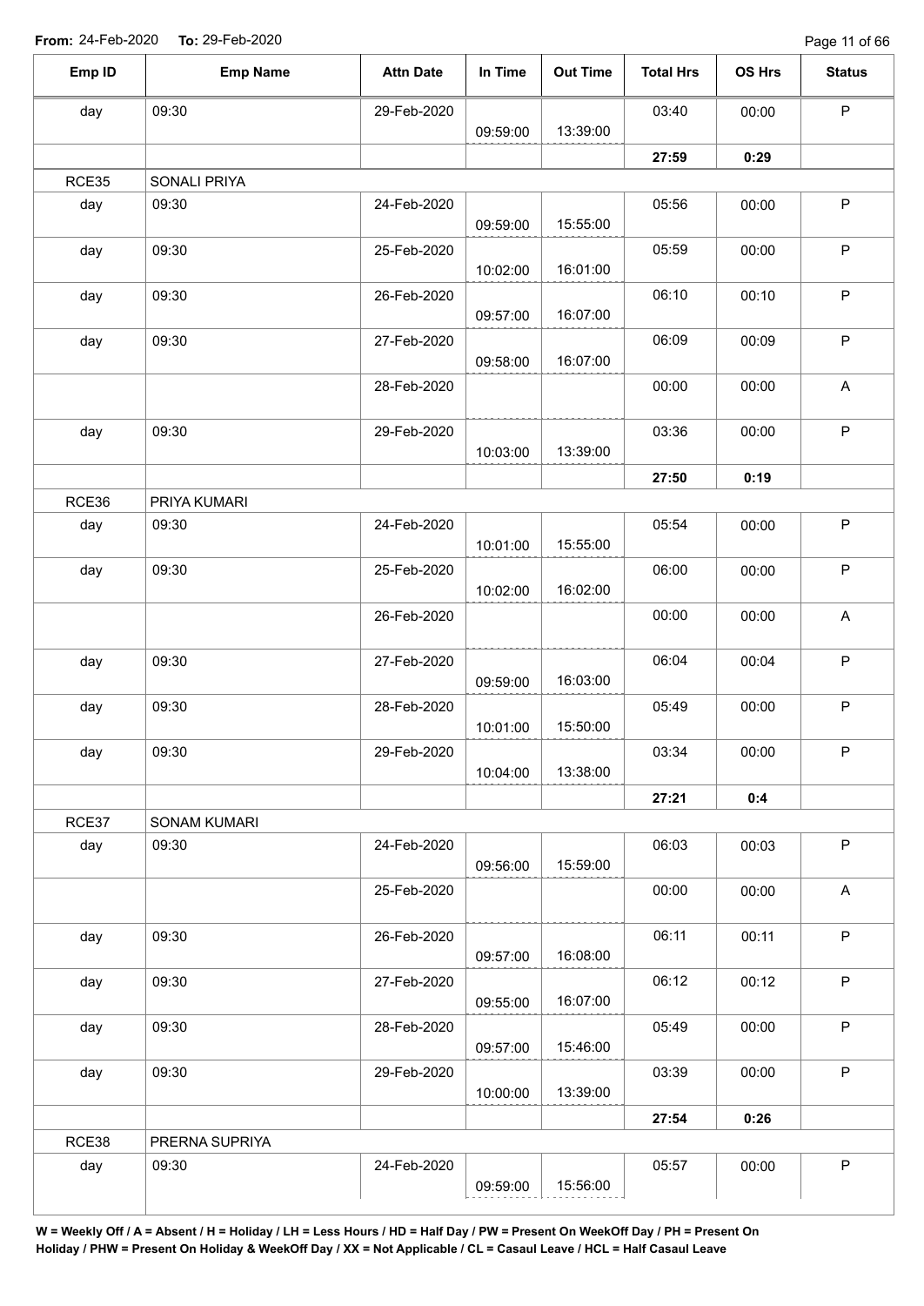**From:** 24-Feb-2020 **To:** 29-Feb-2020

| Emp ID | Emp Name | Attn Date | In Time | Out Time | Total Hrs | OS Hrs | Status |
|---|---|---|---|---|---|---|---|
| day | 09:30 | 29-Feb-2020 | 09:59:00 | 13:39:00 | 03:40 | 00:00 | P |
| | | | | | **27:59** | **0:29** | |
| RCE35 | SONALI PRIYA | | | | | | |
| day | 09:30 | 24-Feb-2020 | 09:59:00 | 15:55:00 | 05:56 | 00:00 | P |
| day | 09:30 | 25-Feb-2020 | 10:02:00 | 16:01:00 | 05:59 | 00:00 | P |
| day | 09:30 | 26-Feb-2020 | 09:57:00 | 16:07:00 | 06:10 | 00:10 | P |
| day | 09:30 | 27-Feb-2020 | 09:58:00 | 16:07:00 | 06:09 | 00:09 | P |
| | | 28-Feb-2020 | | | 00:00 | 00:00 | A |
| day | 09:30 | 29-Feb-2020 | 10:03:00 | 13:39:00 | 03:36 | 00:00 | P |
| | | | | | **27:50** | **0:19** | |
| RCE36 | PRIYA KUMARI | | | | | | |
| day | 09:30 | 24-Feb-2020 | 10:01:00 | 15:55:00 | 05:54 | 00:00 | P |
| day | 09:30 | 25-Feb-2020 | 10:02:00 | 16:02:00 | 06:00 | 00:00 | P |
| | | 26-Feb-2020 | | | 00:00 | 00:00 | A |
| day | 09:30 | 27-Feb-2020 | 09:59:00 | 16:03:00 | 06:04 | 00:04 | P |
| day | 09:30 | 28-Feb-2020 | 10:01:00 | 15:50:00 | 05:49 | 00:00 | P |
| day | 09:30 | 29-Feb-2020 | 10:04:00 | 13:38:00 | 03:34 | 00:00 | P |
| | | | | | **27:21** | **0:4** | |
| RCE37 | SONAM KUMARI | | | | | | |
| day | 09:30 | 24-Feb-2020 | 09:56:00 | 15:59:00 | 06:03 | 00:03 | P |
| | | 25-Feb-2020 | | | 00:00 | 00:00 | A |
| day | 09:30 | 26-Feb-2020 | 09:57:00 | 16:08:00 | 06:11 | 00:11 | P |
| day | 09:30 | 27-Feb-2020 | 09:55:00 | 16:07:00 | 06:12 | 00:12 | P |
| day | 09:30 | 28-Feb-2020 | 09:57:00 | 15:46:00 | 05:49 | 00:00 | P |
| day | 09:30 | 29-Feb-2020 | 10:00:00 | 13:39:00 | 03:39 | 00:00 | P |
| | | | | | **27:54** | **0:26** | |
| RCE38 | PRERNA SUPRIYA | | | | | | |
| day | 09:30 | 24-Feb-2020 | 09:59:00 | 15:56:00 | 05:57 | 00:00 | P |

**W = Weekly Off / A = Absent / H = Holiday / LH = Less Hours / HD = Half Day / PW = Present On WeekOff Day / PH = Present On Holiday / PHW = Present On Holiday & WeekOff Day / XX = Not Applicable / CL = Casaul Leave / HCL = Half Casaul Leave**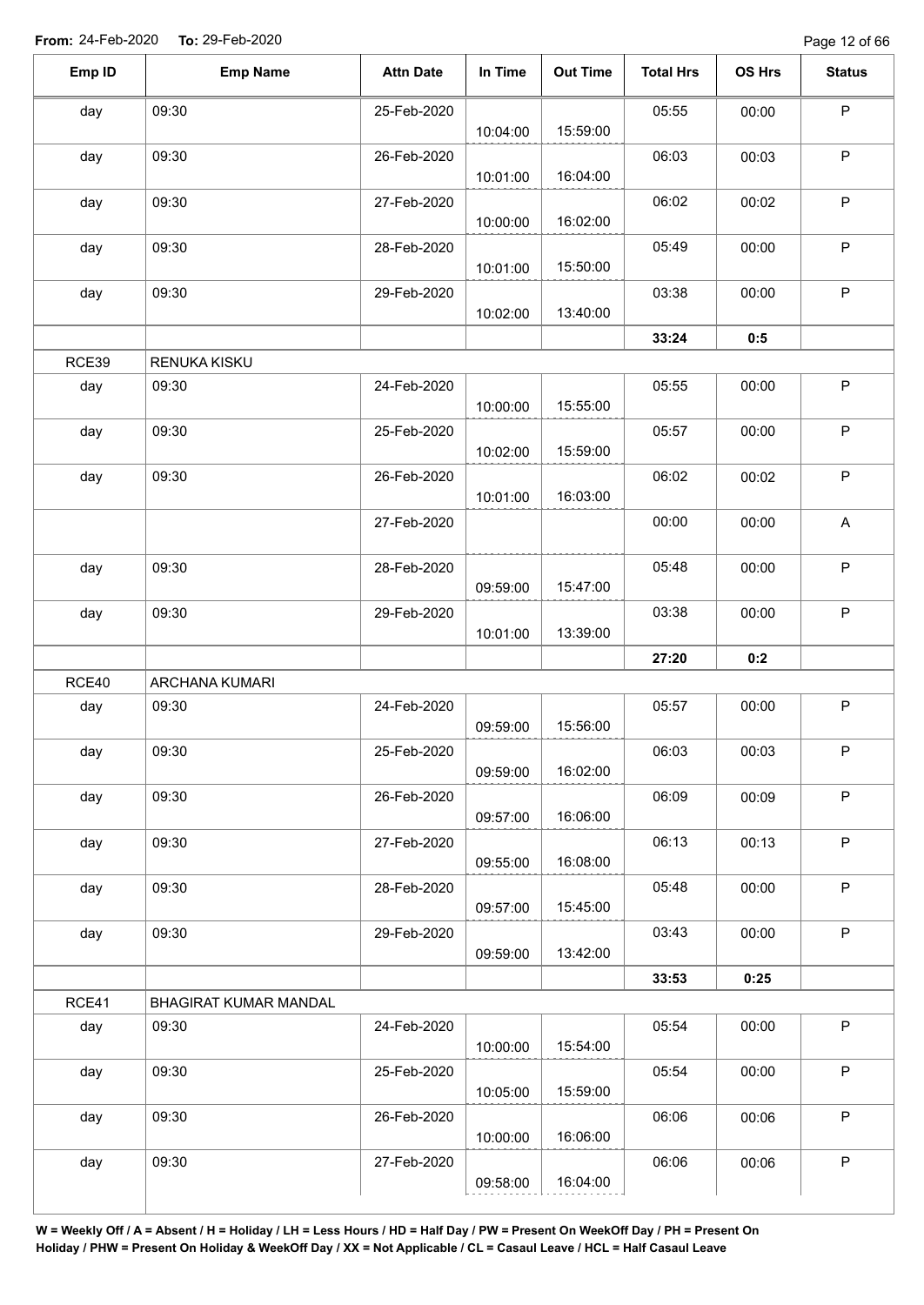**From:** 24-Feb-2020 **To:** 29-Feb-2020

| Emp ID | Emp Name | Attn Date | In Time | Out Time | Total Hrs | OS Hrs | Status |
|---|---|---|---|---|---|---|---|
| day | 09:30 | 25-Feb-2020 | 10:04:00 | 15:59:00 | 05:55 | 00:00 | P |
| day | 09:30 | 26-Feb-2020 | 10:01:00 | 16:04:00 | 06:03 | 00:03 | P |
| day | 09:30 | 27-Feb-2020 | 10:00:00 | 16:02:00 | 06:02 | 00:02 | P |
| day | 09:30 | 28-Feb-2020 | 10:01:00 | 15:50:00 | 05:49 | 00:00 | P |
| day | 09:30 | 29-Feb-2020 | 10:02:00 | 13:40:00 | 03:38 | 00:00 | P |
| | | | | | **33:24** | **0:5** | |
| RCE39 | RENUKA KISKU | | | | | | |
| day | 09:30 | 24-Feb-2020 | 10:00:00 | 15:55:00 | 05:55 | 00:00 | P |
| day | 09:30 | 25-Feb-2020 | 10:02:00 | 15:59:00 | 05:57 | 00:00 | P |
| day | 09:30 | 26-Feb-2020 | 10:01:00 | 16:03:00 | 06:02 | 00:02 | P |
| | | 27-Feb-2020 | | | 00:00 | 00:00 | A |
| day | 09:30 | 28-Feb-2020 | 09:59:00 | 15:47:00 | 05:48 | 00:00 | P |
| day | 09:30 | 29-Feb-2020 | 10:01:00 | 13:39:00 | 03:38 | 00:00 | P |
| | | | | | **27:20** | **0:2** | |
| RCE40 | ARCHANA KUMARI | | | | | | |
| day | 09:30 | 24-Feb-2020 | 09:59:00 | 15:56:00 | 05:57 | 00:00 | P |
| day | 09:30 | 25-Feb-2020 | 09:59:00 | 16:02:00 | 06:03 | 00:03 | P |
| day | 09:30 | 26-Feb-2020 | 09:57:00 | 16:06:00 | 06:09 | 00:09 | P |
| day | 09:30 | 27-Feb-2020 | 09:55:00 | 16:08:00 | 06:13 | 00:13 | P |
| day | 09:30 | 28-Feb-2020 | 09:57:00 | 15:45:00 | 05:48 | 00:00 | P |
| day | 09:30 | 29-Feb-2020 | 09:59:00 | 13:42:00 | 03:43 | 00:00 | P |
| | | | | | **33:53** | **0:25** | |
| RCE41 | BHAGIRAT KUMAR MANDAL | | | | | | |
| day | 09:30 | 24-Feb-2020 | 10:00:00 | 15:54:00 | 05:54 | 00:00 | P |
| day | 09:30 | 25-Feb-2020 | 10:05:00 | 15:59:00 | 05:54 | 00:00 | P |
| day | 09:30 | 26-Feb-2020 | 10:00:00 | 16:06:00 | 06:06 | 00:06 | P |
| day | 09:30 | 27-Feb-2020 | 09:58:00 | 16:04:00 | 06:06 | 00:06 | P |

**W = Weekly Off / A = Absent / H = Holiday / LH = Less Hours / HD = Half Day / PW = Present On WeekOff Day / PH = Present On Holiday / PHW = Present On Holiday & WeekOff Day / XX = Not Applicable / CL = Casaul Leave / HCL = Half Casaul Leave**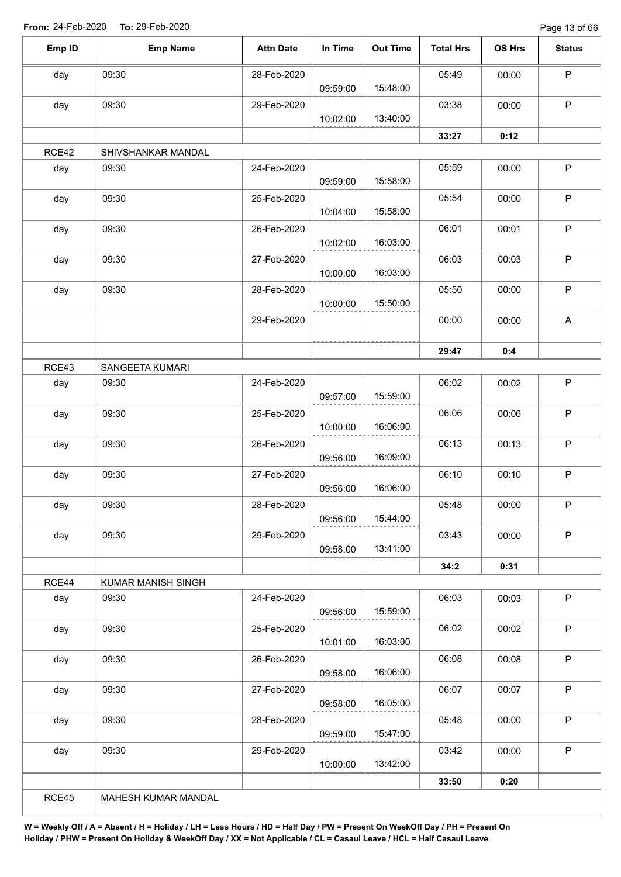**From:** 24-Feb-2020 **To:** 29-Feb-2020

| Emp ID | Emp Name | Attn Date | In Time | Out Time | Total Hrs | OS Hrs | Status |
|---|---|---|---|---|---|---|---|
| day | 09:30 | 28-Feb-2020 | 09:59:00 | 15:48:00 | 05:49 | 00:00 | P |
| day | 09:30 | 29-Feb-2020 | 10:02:00 | 13:40:00 | 03:38 | 00:00 | P |
| | | | | | **33:27** | **0:12** | |
| RCE42 | SHIVSHANKAR MANDAL | | | | | | |
| day | 09:30 | 24-Feb-2020 | 09:59:00 | 15:58:00 | 05:59 | 00:00 | P |
| day | 09:30 | 25-Feb-2020 | 10:04:00 | 15:58:00 | 05:54 | 00:00 | P |
| day | 09:30 | 26-Feb-2020 | 10:02:00 | 16:03:00 | 06:01 | 00:01 | P |
| day | 09:30 | 27-Feb-2020 | 10:00:00 | 16:03:00 | 06:03 | 00:03 | P |
| day | 09:30 | 28-Feb-2020 | 10:00:00 | 15:50:00 | 05:50 | 00:00 | P |
| | | 29-Feb-2020 | | | 00:00 | 00:00 | A |
| | | | | | **29:47** | **0:4** | |
| RCE43 | SANGEETA KUMARI | | | | | | |
| day | 09:30 | 24-Feb-2020 | 09:57:00 | 15:59:00 | 06:02 | 00:02 | P |
| day | 09:30 | 25-Feb-2020 | 10:00:00 | 16:06:00 | 06:06 | 00:06 | P |
| day | 09:30 | 26-Feb-2020 | 09:56:00 | 16:09:00 | 06:13 | 00:13 | P |
| day | 09:30 | 27-Feb-2020 | 09:56:00 | 16:06:00 | 06:10 | 00:10 | P |
| day | 09:30 | 28-Feb-2020 | 09:56:00 | 15:44:00 | 05:48 | 00:00 | P |
| day | 09:30 | 29-Feb-2020 | 09:58:00 | 13:41:00 | 03:43 | 00:00 | P |
| | | | | | **34:2** | **0:31** | |
| RCE44 | KUMAR MANISH SINGH | | | | | | |
| day | 09:30 | 24-Feb-2020 | 09:56:00 | 15:59:00 | 06:03 | 00:03 | P |
| day | 09:30 | 25-Feb-2020 | 10:01:00 | 16:03:00 | 06:02 | 00:02 | P |
| day | 09:30 | 26-Feb-2020 | 09:58:00 | 16:06:00 | 06:08 | 00:08 | P |
| day | 09:30 | 27-Feb-2020 | 09:58:00 | 16:05:00 | 06:07 | 00:07 | P |
| day | 09:30 | 28-Feb-2020 | 09:59:00 | 15:47:00 | 05:48 | 00:00 | P |
| day | 09:30 | 29-Feb-2020 | 10:00:00 | 13:42:00 | 03:42 | 00:00 | P |
| | | | | | **33:50** | **0:20** | |
| RCE45 | MAHESH KUMAR MANDAL | | | | | | |

**W = Weekly Off / A = Absent / H = Holiday / LH = Less Hours / HD = Half Day / PW = Present On WeekOff Day / PH = Present On Holiday / PHW = Present On Holiday & WeekOff Day / XX = Not Applicable / CL = Casaul Leave / HCL = Half Casaul Leave**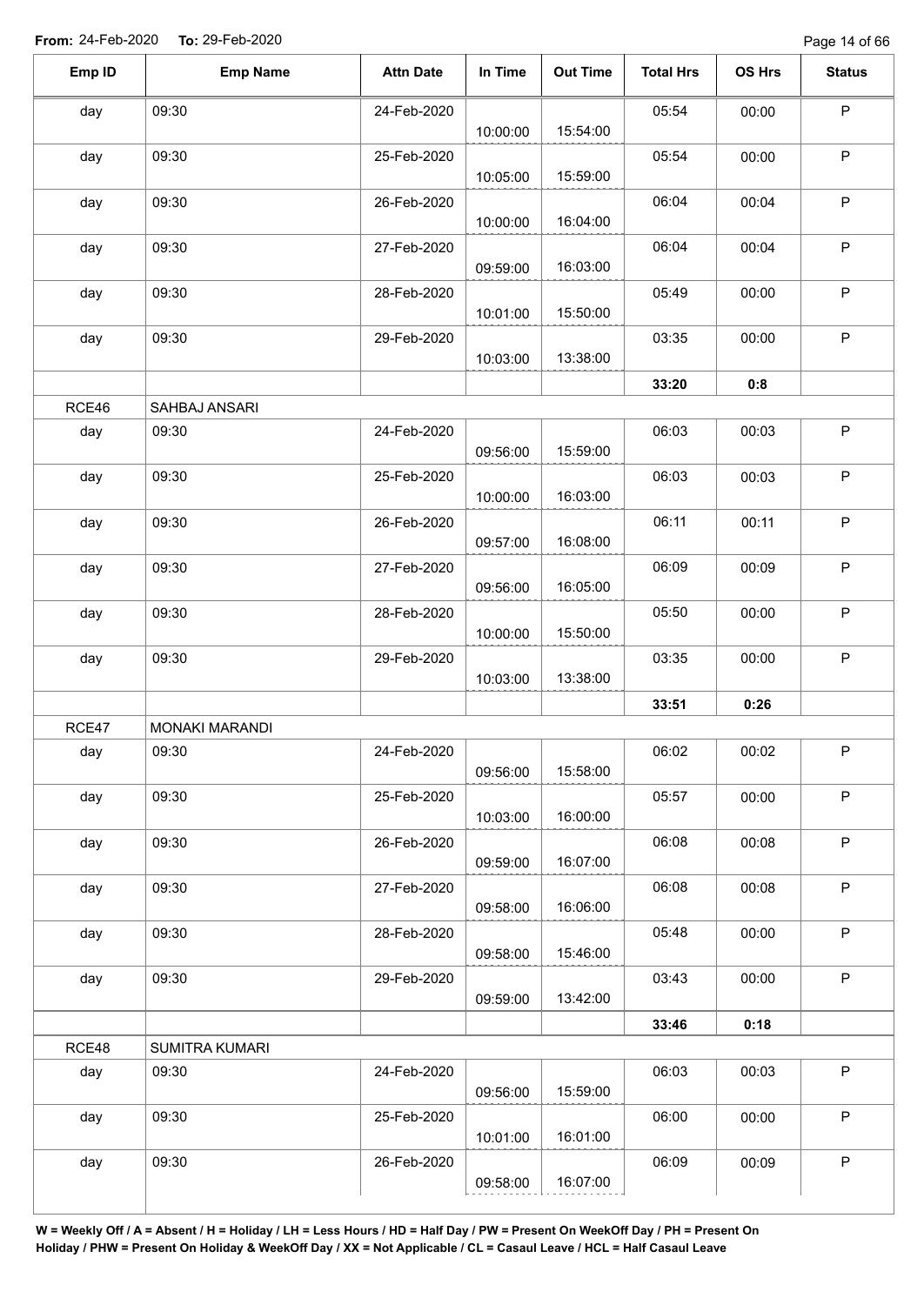**From:** 24-Feb-2020 **To:** 29-Feb-2020

| Emp ID | Emp Name | Attn Date | In Time | Out Time | Total Hrs | OS Hrs | Status |
|---|---|---|---|---|---|---|---|
| day | 09:30 | 24-Feb-2020 | 10:00:00 | 15:54:00 | 05:54 | 00:00 | P |
| day | 09:30 | 25-Feb-2020 | 10:05:00 | 15:59:00 | 05:54 | 00:00 | P |
| day | 09:30 | 26-Feb-2020 | 10:00:00 | 16:04:00 | 06:04 | 00:04 | P |
| day | 09:30 | 27-Feb-2020 | 09:59:00 | 16:03:00 | 06:04 | 00:04 | P |
| day | 09:30 | 28-Feb-2020 | 10:01:00 | 15:50:00 | 05:49 | 00:00 | P |
| day | 09:30 | 29-Feb-2020 | 10:03:00 | 13:38:00 | 03:35 | 00:00 | P |
| | | | | | **33:20** | **0:8** | |
| RCE46 | SAHBAJ ANSARI | | | | | | |
| day | 09:30 | 24-Feb-2020 | 09:56:00 | 15:59:00 | 06:03 | 00:03 | P |
| day | 09:30 | 25-Feb-2020 | 10:00:00 | 16:03:00 | 06:03 | 00:03 | P |
| day | 09:30 | 26-Feb-2020 | 09:57:00 | 16:08:00 | 06:11 | 00:11 | P |
| day | 09:30 | 27-Feb-2020 | 09:56:00 | 16:05:00 | 06:09 | 00:09 | P |
| day | 09:30 | 28-Feb-2020 | 10:00:00 | 15:50:00 | 05:50 | 00:00 | P |
| day | 09:30 | 29-Feb-2020 | 10:03:00 | 13:38:00 | 03:35 | 00:00 | P |
| | | | | | **33:51** | **0:26** | |
| RCE47 | MONAKI MARANDI | | | | | | |
| day | 09:30 | 24-Feb-2020 | 09:56:00 | 15:58:00 | 06:02 | 00:02 | P |
| day | 09:30 | 25-Feb-2020 | 10:03:00 | 16:00:00 | 05:57 | 00:00 | P |
| day | 09:30 | 26-Feb-2020 | 09:59:00 | 16:07:00 | 06:08 | 00:08 | P |
| day | 09:30 | 27-Feb-2020 | 09:58:00 | 16:06:00 | 06:08 | 00:08 | P |
| day | 09:30 | 28-Feb-2020 | 09:58:00 | 15:46:00 | 05:48 | 00:00 | P |
| day | 09:30 | 29-Feb-2020 | 09:59:00 | 13:42:00 | 03:43 | 00:00 | P |
| | | | | | **33:46** | **0:18** | |
| RCE48 | SUMITRA KUMARI | | | | | | |
| day | 09:30 | 24-Feb-2020 | 09:56:00 | 15:59:00 | 06:03 | 00:03 | P |
| day | 09:30 | 25-Feb-2020 | 10:01:00 | 16:01:00 | 06:00 | 00:00 | P |
| day | 09:30 | 26-Feb-2020 | 09:58:00 | 16:07:00 | 06:09 | 00:09 | P |

**W = Weekly Off / A = Absent / H = Holiday / LH = Less Hours / HD = Half Day / PW = Present On WeekOff Day / PH = Present On Holiday / PHW = Present On Holiday & WeekOff Day / XX = Not Applicable / CL = Casaul Leave / HCL = Half Casaul Leave**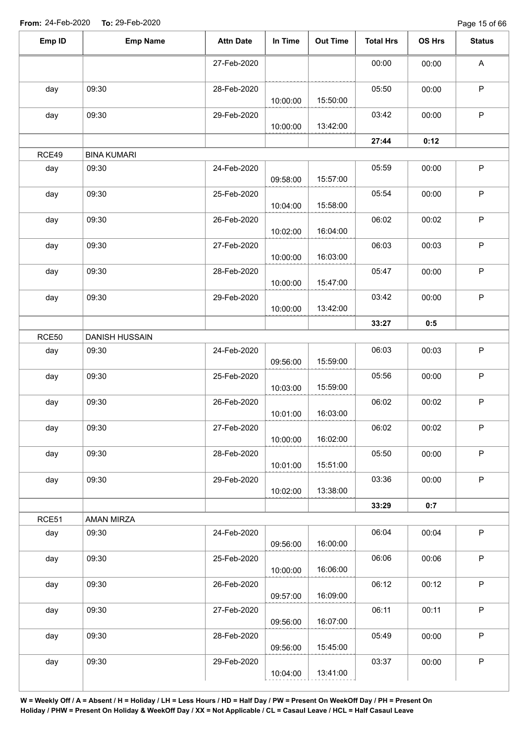**From:** 24-Feb-2020 **To:** 29-Feb-2020

| Emp ID | Emp Name | Attn Date | In Time | Out Time | Total Hrs | OS Hrs | Status |
|---|---|---|---|---|---|---|---|
| | | 27-Feb-2020 | | | 00:00 | 00:00 | A |
| day | 09:30 | 28-Feb-2020 | 10:00:00 | 15:50:00 | 05:50 | 00:00 | P |
| day | 09:30 | 29-Feb-2020 | 10:00:00 | 13:42:00 | 03:42 | 00:00 | P |
| | | | | | **27:44** | **0:12** | |
| RCE49 | BINA KUMARI | | | | | | |
| day | 09:30 | 24-Feb-2020 | 09:58:00 | 15:57:00 | 05:59 | 00:00 | P |
| day | 09:30 | 25-Feb-2020 | 10:04:00 | 15:58:00 | 05:54 | 00:00 | P |
| day | 09:30 | 26-Feb-2020 | 10:02:00 | 16:04:00 | 06:02 | 00:02 | P |
| day | 09:30 | 27-Feb-2020 | 10:00:00 | 16:03:00 | 06:03 | 00:03 | P |
| day | 09:30 | 28-Feb-2020 | 10:00:00 | 15:47:00 | 05:47 | 00:00 | P |
| day | 09:30 | 29-Feb-2020 | 10:00:00 | 13:42:00 | 03:42 | 00:00 | P |
| | | | | | **33:27** | **0:5** | |
| RCE50 | DANISH HUSSAIN | | | | | | |
| day | 09:30 | 24-Feb-2020 | 09:56:00 | 15:59:00 | 06:03 | 00:03 | P |
| day | 09:30 | 25-Feb-2020 | 10:03:00 | 15:59:00 | 05:56 | 00:00 | P |
| day | 09:30 | 26-Feb-2020 | 10:01:00 | 16:03:00 | 06:02 | 00:02 | P |
| day | 09:30 | 27-Feb-2020 | 10:00:00 | 16:02:00 | 06:02 | 00:02 | P |
| day | 09:30 | 28-Feb-2020 | 10:01:00 | 15:51:00 | 05:50 | 00:00 | P |
| day | 09:30 | 29-Feb-2020 | 10:02:00 | 13:38:00 | 03:36 | 00:00 | P |
| | | | | | **33:29** | **0:7** | |
| RCE51 | AMAN MIRZA | | | | | | |
| day | 09:30 | 24-Feb-2020 | 09:56:00 | 16:00:00 | 06:04 | 00:04 | P |
| day | 09:30 | 25-Feb-2020 | 10:00:00 | 16:06:00 | 06:06 | 00:06 | P |
| day | 09:30 | 26-Feb-2020 | 09:57:00 | 16:09:00 | 06:12 | 00:12 | P |
| day | 09:30 | 27-Feb-2020 | 09:56:00 | 16:07:00 | 06:11 | 00:11 | P |
| day | 09:30 | 28-Feb-2020 | 09:56:00 | 15:45:00 | 05:49 | 00:00 | P |
| day | 09:30 | 29-Feb-2020 | 10:04:00 | 13:41:00 | 03:37 | 00:00 | P |

**W = Weekly Off / A = Absent / H = Holiday / LH = Less Hours / HD = Half Day / PW = Present On WeekOff Day / PH = Present On Holiday / PHW = Present On Holiday & WeekOff Day / XX = Not Applicable / CL = Casaul Leave / HCL = Half Casaul Leave**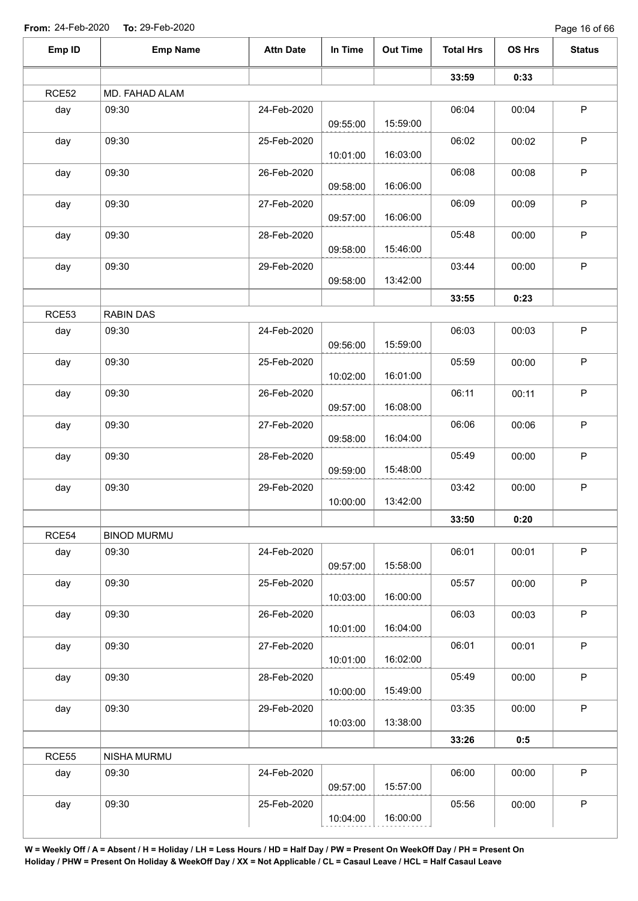**From:** 24-Feb-2020 **To:** 29-Feb-2020

| Emp ID | Emp Name | Attn Date | In Time | Out Time | Total Hrs | OS Hrs | Status |
|---|---|---|---|---|---|---|---|
| | | | | | **33:59** | **0:33** | |
| RCE52 | MD. FAHAD ALAM | | | | | | |
| day | 09:30 | 24-Feb-2020 | 09:55:00 | 15:59:00 | 06:04 | 00:04 | P |
| day | 09:30 | 25-Feb-2020 | 10:01:00 | 16:03:00 | 06:02 | 00:02 | P |
| day | 09:30 | 26-Feb-2020 | 09:58:00 | 16:06:00 | 06:08 | 00:08 | P |
| day | 09:30 | 27-Feb-2020 | 09:57:00 | 16:06:00 | 06:09 | 00:09 | P |
| day | 09:30 | 28-Feb-2020 | 09:58:00 | 15:46:00 | 05:48 | 00:00 | P |
| day | 09:30 | 29-Feb-2020 | 09:58:00 | 13:42:00 | 03:44 | 00:00 | P |
| | | | | | **33:55** | **0:23** | |
| RCE53 | RABIN DAS | | | | | | |
| day | 09:30 | 24-Feb-2020 | 09:56:00 | 15:59:00 | 06:03 | 00:03 | P |
| day | 09:30 | 25-Feb-2020 | 10:02:00 | 16:01:00 | 05:59 | 00:00 | P |
| day | 09:30 | 26-Feb-2020 | 09:57:00 | 16:08:00 | 06:11 | 00:11 | P |
| day | 09:30 | 27-Feb-2020 | 09:58:00 | 16:04:00 | 06:06 | 00:06 | P |
| day | 09:30 | 28-Feb-2020 | 09:59:00 | 15:48:00 | 05:49 | 00:00 | P |
| day | 09:30 | 29-Feb-2020 | 10:00:00 | 13:42:00 | 03:42 | 00:00 | P |
| | | | | | **33:50** | **0:20** | |
| RCE54 | BINOD MURMU | | | | | | |
| day | 09:30 | 24-Feb-2020 | 09:57:00 | 15:58:00 | 06:01 | 00:01 | P |
| day | 09:30 | 25-Feb-2020 | 10:03:00 | 16:00:00 | 05:57 | 00:00 | P |
| day | 09:30 | 26-Feb-2020 | 10:01:00 | 16:04:00 | 06:03 | 00:03 | P |
| day | 09:30 | 27-Feb-2020 | 10:01:00 | 16:02:00 | 06:01 | 00:01 | P |
| day | 09:30 | 28-Feb-2020 | 10:00:00 | 15:49:00 | 05:49 | 00:00 | P |
| day | 09:30 | 29-Feb-2020 | 10:03:00 | 13:38:00 | 03:35 | 00:00 | P |
| | | | | | **33:26** | **0:5** | |
| RCE55 | NISHA MURMU | | | | | | |
| day | 09:30 | 24-Feb-2020 | 09:57:00 | 15:57:00 | 06:00 | 00:00 | P |
| day | 09:30 | 25-Feb-2020 | 10:04:00 | 16:00:00 | 05:56 | 00:00 | P |

**W = Weekly Off / A = Absent / H = Holiday / LH = Less Hours / HD = Half Day / PW = Present On WeekOff Day / PH = Present On Holiday / PHW = Present On Holiday & WeekOff Day / XX = Not Applicable / CL = Casaul Leave / HCL = Half Casaul Leave**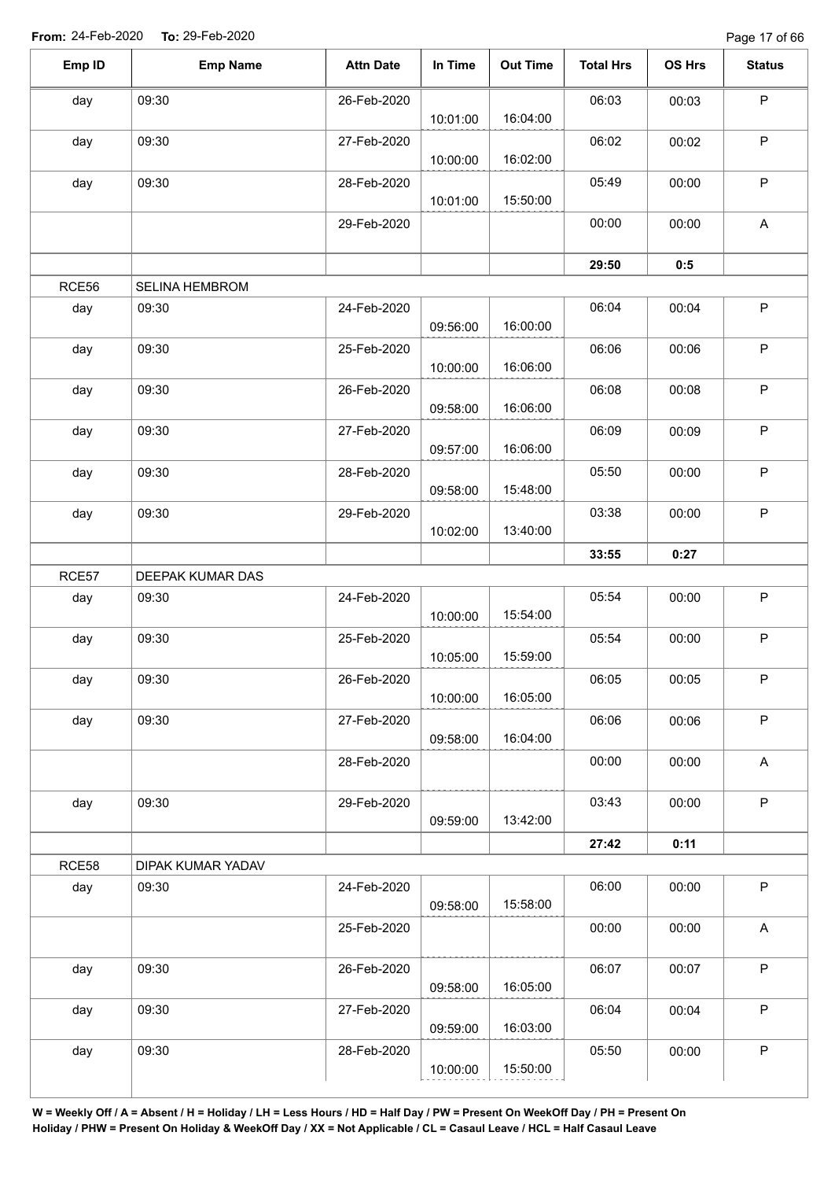**From:** 24-Feb-2020 **To:** 29-Feb-2020

| Emp ID | Emp Name | Attn Date | In Time | Out Time | Total Hrs | OS Hrs | Status |
|---|---|---|---|---|---|---|---|
| day | 09:30 | 26-Feb-2020 | 10:01:00 | 16:04:00 | 06:03 | 00:03 | P |
| day | 09:30 | 27-Feb-2020 | 10:00:00 | 16:02:00 | 06:02 | 00:02 | P |
| day | 09:30 | 28-Feb-2020 | 10:01:00 | 15:50:00 | 05:49 | 00:00 | P |
| | | 29-Feb-2020 | | | 00:00 | 00:00 | A |
| | | | | | **29:50** | **0:5** | |
| RCE56 | SELINA HEMBROM | | | | | | |
| day | 09:30 | 24-Feb-2020 | 09:56:00 | 16:00:00 | 06:04 | 00:04 | P |
| day | 09:30 | 25-Feb-2020 | 10:00:00 | 16:06:00 | 06:06 | 00:06 | P |
| day | 09:30 | 26-Feb-2020 | 09:58:00 | 16:06:00 | 06:08 | 00:08 | P |
| day | 09:30 | 27-Feb-2020 | 09:57:00 | 16:06:00 | 06:09 | 00:09 | P |
| day | 09:30 | 28-Feb-2020 | 09:58:00 | 15:48:00 | 05:50 | 00:00 | P |
| day | 09:30 | 29-Feb-2020 | 10:02:00 | 13:40:00 | 03:38 | 00:00 | P |
| | | | | | **33:55** | **0:27** | |
| RCE57 | DEEPAK KUMAR DAS | | | | | | |
| day | 09:30 | 24-Feb-2020 | 10:00:00 | 15:54:00 | 05:54 | 00:00 | P |
| day | 09:30 | 25-Feb-2020 | 10:05:00 | 15:59:00 | 05:54 | 00:00 | P |
| day | 09:30 | 26-Feb-2020 | 10:00:00 | 16:05:00 | 06:05 | 00:05 | P |
| day | 09:30 | 27-Feb-2020 | 09:58:00 | 16:04:00 | 06:06 | 00:06 | P |
| | | 28-Feb-2020 | | | 00:00 | 00:00 | A |
| day | 09:30 | 29-Feb-2020 | 09:59:00 | 13:42:00 | 03:43 | 00:00 | P |
| | | | | | **27:42** | **0:11** | |
| RCE58 | DIPAK KUMAR YADAV | | | | | | |
| day | 09:30 | 24-Feb-2020 | 09:58:00 | 15:58:00 | 06:00 | 00:00 | P |
| | | 25-Feb-2020 | | | 00:00 | 00:00 | A |
| day | 09:30 | 26-Feb-2020 | 09:58:00 | 16:05:00 | 06:07 | 00:07 | P |
| day | 09:30 | 27-Feb-2020 | 09:59:00 | 16:03:00 | 06:04 | 00:04 | P |
| day | 09:30 | 28-Feb-2020 | 10:00:00 | 15:50:00 | 05:50 | 00:00 | P |

**W = Weekly Off / A = Absent / H = Holiday / LH = Less Hours / HD = Half Day / PW = Present On WeekOff Day / PH = Present On Holiday / PHW = Present On Holiday & WeekOff Day / XX = Not Applicable / CL = Casaul Leave / HCL = Half Casaul Leave**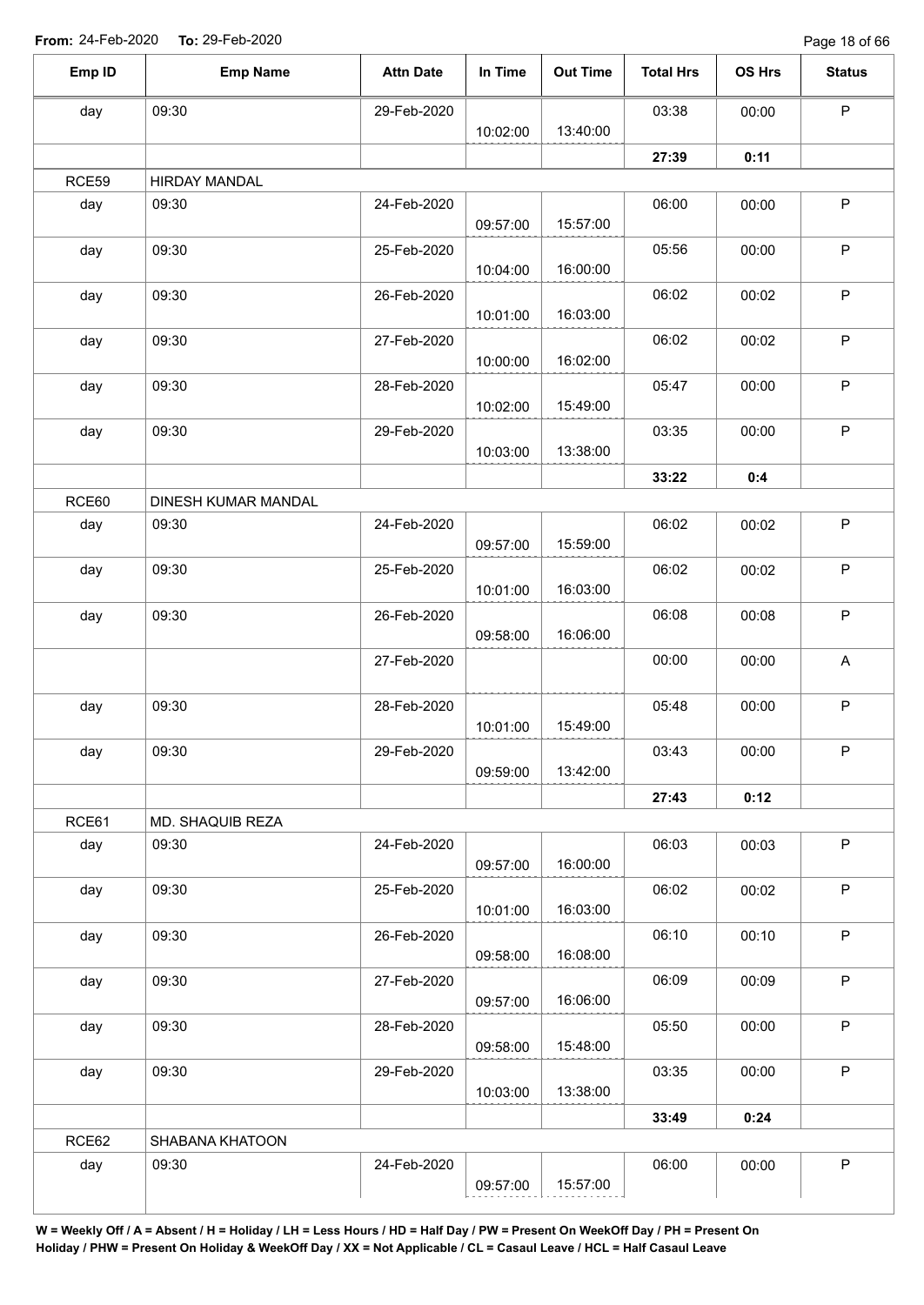**From:** 24-Feb-2020 **To:** 29-Feb-2020

| Emp ID | Emp Name | Attn Date | In Time | Out Time | Total Hrs | OS Hrs | Status |
|---|---|---|---|---|---|---|---|
| day | 09:30 | 29-Feb-2020 | 10:02:00 | 13:40:00 | 03:38 | 00:00 | P |
| | | | | | **27:39** | **0:11** | |
| RCE59 | HIRDAY MANDAL | | | | | | |
| day | 09:30 | 24-Feb-2020 | 09:57:00 | 15:57:00 | 06:00 | 00:00 | P |
| day | 09:30 | 25-Feb-2020 | 10:04:00 | 16:00:00 | 05:56 | 00:00 | P |
| day | 09:30 | 26-Feb-2020 | 10:01:00 | 16:03:00 | 06:02 | 00:02 | P |
| day | 09:30 | 27-Feb-2020 | 10:00:00 | 16:02:00 | 06:02 | 00:02 | P |
| day | 09:30 | 28-Feb-2020 | 10:02:00 | 15:49:00 | 05:47 | 00:00 | P |
| day | 09:30 | 29-Feb-2020 | 10:03:00 | 13:38:00 | 03:35 | 00:00 | P |
| | | | | | **33:22** | **0:4** | |
| RCE60 | DINESH KUMAR MANDAL | | | | | | |
| day | 09:30 | 24-Feb-2020 | 09:57:00 | 15:59:00 | 06:02 | 00:02 | P |
| day | 09:30 | 25-Feb-2020 | 10:01:00 | 16:03:00 | 06:02 | 00:02 | P |
| day | 09:30 | 26-Feb-2020 | 09:58:00 | 16:06:00 | 06:08 | 00:08 | P |
| | | 27-Feb-2020 | | | 00:00 | 00:00 | A |
| day | 09:30 | 28-Feb-2020 | 10:01:00 | 15:49:00 | 05:48 | 00:00 | P |
| day | 09:30 | 29-Feb-2020 | 09:59:00 | 13:42:00 | 03:43 | 00:00 | P |
| | | | | | **27:43** | **0:12** | |
| RCE61 | MD. SHAQUIB REZA | | | | | | |
| day | 09:30 | 24-Feb-2020 | 09:57:00 | 16:00:00 | 06:03 | 00:03 | P |
| day | 09:30 | 25-Feb-2020 | 10:01:00 | 16:03:00 | 06:02 | 00:02 | P |
| day | 09:30 | 26-Feb-2020 | 09:58:00 | 16:08:00 | 06:10 | 00:10 | P |
| day | 09:30 | 27-Feb-2020 | 09:57:00 | 16:06:00 | 06:09 | 00:09 | P |
| day | 09:30 | 28-Feb-2020 | 09:58:00 | 15:48:00 | 05:50 | 00:00 | P |
| day | 09:30 | 29-Feb-2020 | 10:03:00 | 13:38:00 | 03:35 | 00:00 | P |
| | | | | | **33:49** | **0:24** | |
| RCE62 | SHABANA KHATOON | | | | | | |
| day | 09:30 | 24-Feb-2020 | 09:57:00 | 15:57:00 | 06:00 | 00:00 | P |

**W = Weekly Off / A = Absent / H = Holiday / LH = Less Hours / HD = Half Day / PW = Present On WeekOff Day / PH = Present On Holiday / PHW = Present On Holiday & WeekOff Day / XX = Not Applicable / CL = Casaul Leave / HCL = Half Casaul Leave**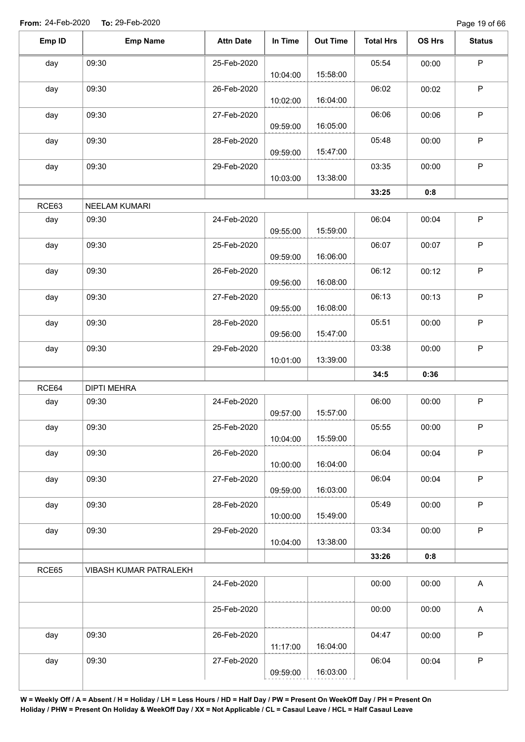**From:** 24-Feb-2020 **To:** 29-Feb-2020

| Emp ID | Emp Name | Attn Date | In Time | Out Time | Total Hrs | OS Hrs | Status |
|---|---|---|---|---|---|---|---|
| day | 09:30 | 25-Feb-2020 | 10:04:00 | 15:58:00 | 05:54 | 00:00 | P |
| day | 09:30 | 26-Feb-2020 | 10:02:00 | 16:04:00 | 06:02 | 00:02 | P |
| day | 09:30 | 27-Feb-2020 | 09:59:00 | 16:05:00 | 06:06 | 00:06 | P |
| day | 09:30 | 28-Feb-2020 | 09:59:00 | 15:47:00 | 05:48 | 00:00 | P |
| day | 09:30 | 29-Feb-2020 | 10:03:00 | 13:38:00 | 03:35 | 00:00 | P |
| | | | | | **33:25** | **0:8** | |
| RCE63 | NEELAM KUMARI | | | | | | |
| day | 09:30 | 24-Feb-2020 | 09:55:00 | 15:59:00 | 06:04 | 00:04 | P |
| day | 09:30 | 25-Feb-2020 | 09:59:00 | 16:06:00 | 06:07 | 00:07 | P |
| day | 09:30 | 26-Feb-2020 | 09:56:00 | 16:08:00 | 06:12 | 00:12 | P |
| day | 09:30 | 27-Feb-2020 | 09:55:00 | 16:08:00 | 06:13 | 00:13 | P |
| day | 09:30 | 28-Feb-2020 | 09:56:00 | 15:47:00 | 05:51 | 00:00 | P |
| day | 09:30 | 29-Feb-2020 | 10:01:00 | 13:39:00 | 03:38 | 00:00 | P |
| | | | | | **34:5** | **0:36** | |
| RCE64 | DIPTI MEHRA | | | | | | |
| day | 09:30 | 24-Feb-2020 | 09:57:00 | 15:57:00 | 06:00 | 00:00 | P |
| day | 09:30 | 25-Feb-2020 | 10:04:00 | 15:59:00 | 05:55 | 00:00 | P |
| day | 09:30 | 26-Feb-2020 | 10:00:00 | 16:04:00 | 06:04 | 00:04 | P |
| day | 09:30 | 27-Feb-2020 | 09:59:00 | 16:03:00 | 06:04 | 00:04 | P |
| day | 09:30 | 28-Feb-2020 | 10:00:00 | 15:49:00 | 05:49 | 00:00 | P |
| day | 09:30 | 29-Feb-2020 | 10:04:00 | 13:38:00 | 03:34 | 00:00 | P |
| | | | | | **33:26** | **0:8** | |
| RCE65 | VIBASH KUMAR PATRALEKH | | | | | | |
| | | 24-Feb-2020 | | | 00:00 | 00:00 | A |
| | | 25-Feb-2020 | | | 00:00 | 00:00 | A |
| day | 09:30 | 26-Feb-2020 | 11:17:00 | 16:04:00 | 04:47 | 00:00 | P |
| day | 09:30 | 27-Feb-2020 | 09:59:00 | 16:03:00 | 06:04 | 00:04 | P |

**W = Weekly Off / A = Absent / H = Holiday / LH = Less Hours / HD = Half Day / PW = Present On WeekOff Day / PH = Present On Holiday / PHW = Present On Holiday & WeekOff Day / XX = Not Applicable / CL = Casaul Leave / HCL = Half Casaul Leave**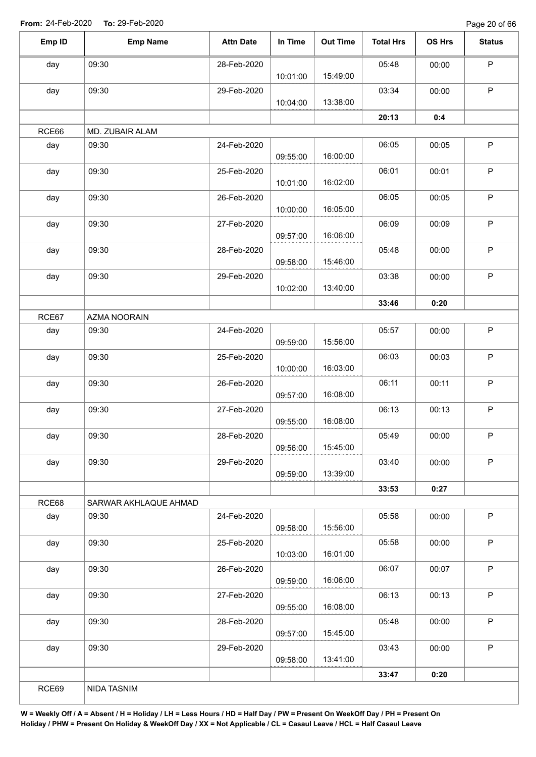**From:** 24-Feb-2020 **To:** 29-Feb-2020

| Emp ID | Emp Name | Attn Date | In Time | Out Time | Total Hrs | OS Hrs | Status |
|---|---|---|---|---|---|---|---|
| day | 09:30 | 28-Feb-2020 | 10:01:00 | 15:49:00 | 05:48 | 00:00 | P |
| day | 09:30 | 29-Feb-2020 | 10:04:00 | 13:38:00 | 03:34 | 00:00 | P |
| | | | | | **20:13** | **0:4** | |
| RCE66 | MD. ZUBAIR ALAM | | | | | | |
| day | 09:30 | 24-Feb-2020 | 09:55:00 | 16:00:00 | 06:05 | 00:05 | P |
| day | 09:30 | 25-Feb-2020 | 10:01:00 | 16:02:00 | 06:01 | 00:01 | P |
| day | 09:30 | 26-Feb-2020 | 10:00:00 | 16:05:00 | 06:05 | 00:05 | P |
| day | 09:30 | 27-Feb-2020 | 09:57:00 | 16:06:00 | 06:09 | 00:09 | P |
| day | 09:30 | 28-Feb-2020 | 09:58:00 | 15:46:00 | 05:48 | 00:00 | P |
| day | 09:30 | 29-Feb-2020 | 10:02:00 | 13:40:00 | 03:38 | 00:00 | P |
| | | | | | **33:46** | **0:20** | |
| RCE67 | AZMA NOORAIN | | | | | | |
| day | 09:30 | 24-Feb-2020 | 09:59:00 | 15:56:00 | 05:57 | 00:00 | P |
| day | 09:30 | 25-Feb-2020 | 10:00:00 | 16:03:00 | 06:03 | 00:03 | P |
| day | 09:30 | 26-Feb-2020 | 09:57:00 | 16:08:00 | 06:11 | 00:11 | P |
| day | 09:30 | 27-Feb-2020 | 09:55:00 | 16:08:00 | 06:13 | 00:13 | P |
| day | 09:30 | 28-Feb-2020 | 09:56:00 | 15:45:00 | 05:49 | 00:00 | P |
| day | 09:30 | 29-Feb-2020 | 09:59:00 | 13:39:00 | 03:40 | 00:00 | P |
| | | | | | **33:53** | **0:27** | |
| RCE68 | SARWAR AKHLAQUE AHMAD | | | | | | |
| day | 09:30 | 24-Feb-2020 | 09:58:00 | 15:56:00 | 05:58 | 00:00 | P |
| day | 09:30 | 25-Feb-2020 | 10:03:00 | 16:01:00 | 05:58 | 00:00 | P |
| day | 09:30 | 26-Feb-2020 | 09:59:00 | 16:06:00 | 06:07 | 00:07 | P |
| day | 09:30 | 27-Feb-2020 | 09:55:00 | 16:08:00 | 06:13 | 00:13 | P |
| day | 09:30 | 28-Feb-2020 | 09:57:00 | 15:45:00 | 05:48 | 00:00 | P |
| day | 09:30 | 29-Feb-2020 | 09:58:00 | 13:41:00 | 03:43 | 00:00 | P |
| | | | | | **33:47** | **0:20** | |
| RCE69 | NIDA TASNIM | | | | | | |

**W = Weekly Off / A = Absent / H = Holiday / LH = Less Hours / HD = Half Day / PW = Present On WeekOff Day / PH = Present On Holiday / PHW = Present On Holiday & WeekOff Day / XX = Not Applicable / CL = Casaul Leave / HCL = Half Casaul Leave**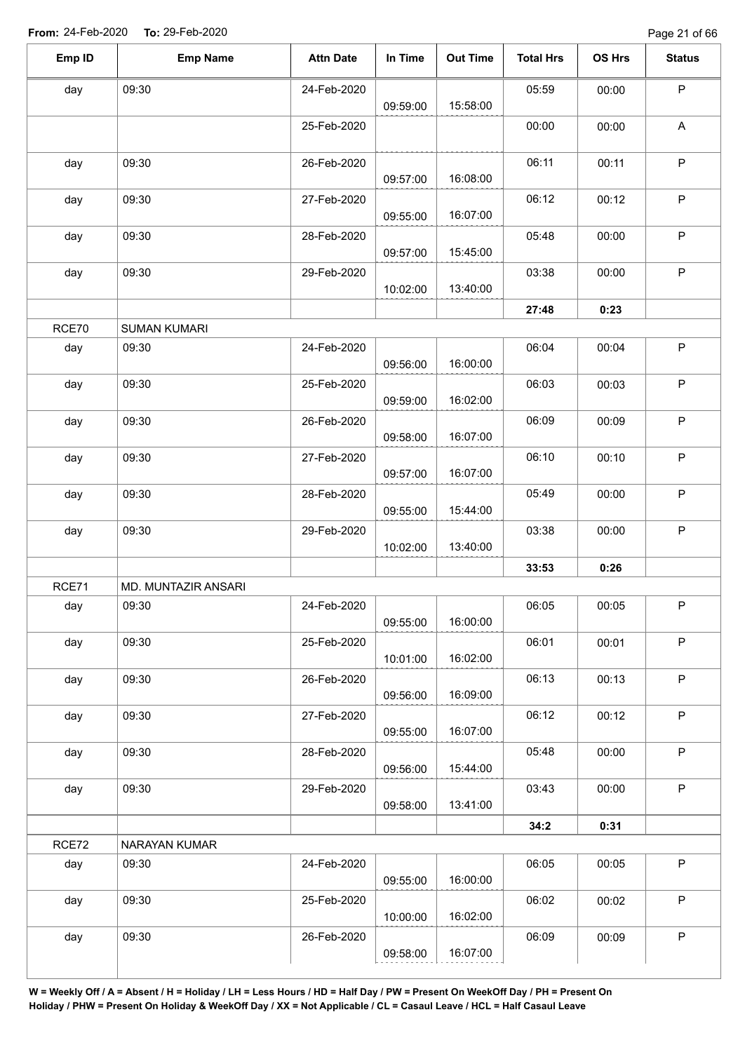**From:** 24-Feb-2020 **To:** 29-Feb-2020

| Emp ID | Emp Name | Attn Date | In Time | Out Time | Total Hrs | OS Hrs | Status |
|---|---|---|---|---|---|---|---|
| day | 09:30 | 24-Feb-2020 | 09:59:00 | 15:58:00 | 05:59 | 00:00 | P |
| | | 25-Feb-2020 | | | 00:00 | 00:00 | A |
| day | 09:30 | 26-Feb-2020 | 09:57:00 | 16:08:00 | 06:11 | 00:11 | P |
| day | 09:30 | 27-Feb-2020 | 09:55:00 | 16:07:00 | 06:12 | 00:12 | P |
| day | 09:30 | 28-Feb-2020 | 09:57:00 | 15:45:00 | 05:48 | 00:00 | P |
| day | 09:30 | 29-Feb-2020 | 10:02:00 | 13:40:00 | 03:38 | 00:00 | P |
| | | | | | **27:48** | **0:23** | |
| RCE70 | SUMAN KUMARI | | | | | | |
| day | 09:30 | 24-Feb-2020 | 09:56:00 | 16:00:00 | 06:04 | 00:04 | P |
| day | 09:30 | 25-Feb-2020 | 09:59:00 | 16:02:00 | 06:03 | 00:03 | P |
| day | 09:30 | 26-Feb-2020 | 09:58:00 | 16:07:00 | 06:09 | 00:09 | P |
| day | 09:30 | 27-Feb-2020 | 09:57:00 | 16:07:00 | 06:10 | 00:10 | P |
| day | 09:30 | 28-Feb-2020 | 09:55:00 | 15:44:00 | 05:49 | 00:00 | P |
| day | 09:30 | 29-Feb-2020 | 10:02:00 | 13:40:00 | 03:38 | 00:00 | P |
| | | | | | **33:53** | **0:26** | |
| RCE71 | MD. MUNTAZIR ANSARI | | | | | | |
| day | 09:30 | 24-Feb-2020 | 09:55:00 | 16:00:00 | 06:05 | 00:05 | P |
| day | 09:30 | 25-Feb-2020 | 10:01:00 | 16:02:00 | 06:01 | 00:01 | P |
| day | 09:30 | 26-Feb-2020 | 09:56:00 | 16:09:00 | 06:13 | 00:13 | P |
| day | 09:30 | 27-Feb-2020 | 09:55:00 | 16:07:00 | 06:12 | 00:12 | P |
| day | 09:30 | 28-Feb-2020 | 09:56:00 | 15:44:00 | 05:48 | 00:00 | P |
| day | 09:30 | 29-Feb-2020 | 09:58:00 | 13:41:00 | 03:43 | 00:00 | P |
| | | | | | **34:2** | **0:31** | |
| RCE72 | NARAYAN KUMAR | | | | | | |
| day | 09:30 | 24-Feb-2020 | 09:55:00 | 16:00:00 | 06:05 | 00:05 | P |
| day | 09:30 | 25-Feb-2020 | 10:00:00 | 16:02:00 | 06:02 | 00:02 | P |
| day | 09:30 | 26-Feb-2020 | 09:58:00 | 16:07:00 | 06:09 | 00:09 | P |

**W = Weekly Off / A = Absent / H = Holiday / LH = Less Hours / HD = Half Day / PW = Present On WeekOff Day / PH = Present On Holiday / PHW = Present On Holiday & WeekOff Day / XX = Not Applicable / CL = Casaul Leave / HCL = Half Casaul Leave**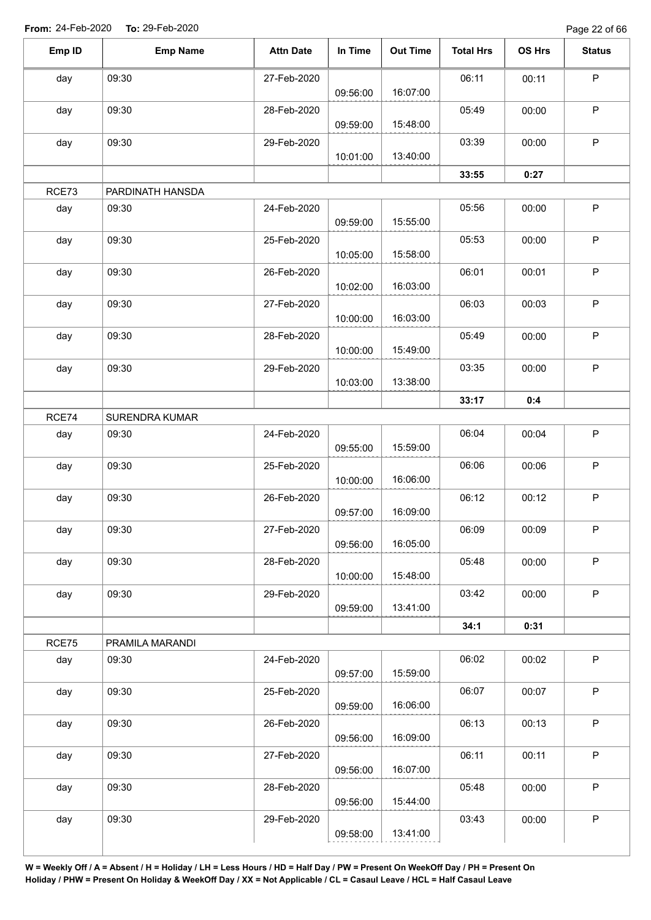From: 24-Feb-2020 To: 29-Feb-2020

| Emp ID | Emp Name | Attn Date | In Time | Out Time | Total Hrs | OS Hrs | Status |
|---|---|---|---|---|---|---|---|
| day | 09:30 | 27-Feb-2020 | 09:56:00 | 16:07:00 | 06:11 | 00:11 | P |
| day | 09:30 | 28-Feb-2020 | 09:59:00 | 15:48:00 | 05:49 | 00:00 | P |
| day | 09:30 | 29-Feb-2020 | 10:01:00 | 13:40:00 | 03:39 | 00:00 | P |
| | | | | | **33:55** | **0:27** | |
| RCE73 | PARDINATH HANSDA | | | | | | |
| day | 09:30 | 24-Feb-2020 | 09:59:00 | 15:55:00 | 05:56 | 00:00 | P |
| day | 09:30 | 25-Feb-2020 | 10:05:00 | 15:58:00 | 05:53 | 00:00 | P |
| day | 09:30 | 26-Feb-2020 | 10:02:00 | 16:03:00 | 06:01 | 00:01 | P |
| day | 09:30 | 27-Feb-2020 | 10:00:00 | 16:03:00 | 06:03 | 00:03 | P |
| day | 09:30 | 28-Feb-2020 | 10:00:00 | 15:49:00 | 05:49 | 00:00 | P |
| day | 09:30 | 29-Feb-2020 | 10:03:00 | 13:38:00 | 03:35 | 00:00 | P |
| | | | | | **33:17** | **0:4** | |
| RCE74 | SURENDRA KUMAR | | | | | | |
| day | 09:30 | 24-Feb-2020 | 09:55:00 | 15:59:00 | 06:04 | 00:04 | P |
| day | 09:30 | 25-Feb-2020 | 10:00:00 | 16:06:00 | 06:06 | 00:06 | P |
| day | 09:30 | 26-Feb-2020 | 09:57:00 | 16:09:00 | 06:12 | 00:12 | P |
| day | 09:30 | 27-Feb-2020 | 09:56:00 | 16:05:00 | 06:09 | 00:09 | P |
| day | 09:30 | 28-Feb-2020 | 10:00:00 | 15:48:00 | 05:48 | 00:00 | P |
| day | 09:30 | 29-Feb-2020 | 09:59:00 | 13:41:00 | 03:42 | 00:00 | P |
| | | | | | **34:1** | **0:31** | |
| RCE75 | PRAMILA MARANDI | | | | | | |
| day | 09:30 | 24-Feb-2020 | 09:57:00 | 15:59:00 | 06:02 | 00:02 | P |
| day | 09:30 | 25-Feb-2020 | 09:59:00 | 16:06:00 | 06:07 | 00:07 | P |
| day | 09:30 | 26-Feb-2020 | 09:56:00 | 16:09:00 | 06:13 | 00:13 | P |
| day | 09:30 | 27-Feb-2020 | 09:56:00 | 16:07:00 | 06:11 | 00:11 | P |
| day | 09:30 | 28-Feb-2020 | 09:56:00 | 15:44:00 | 05:48 | 00:00 | P |
| day | 09:30 | 29-Feb-2020 | 09:58:00 | 13:41:00 | 03:43 | 00:00 | P |

**W = Weekly Off / A = Absent / H = Holiday / LH = Less Hours / HD = Half Day / PW = Present On WeekOff Day / PH = Present On Holiday / PHW = Present On Holiday & WeekOff Day / XX = Not Applicable / CL = Casaul Leave / HCL = Half Casaul Leave**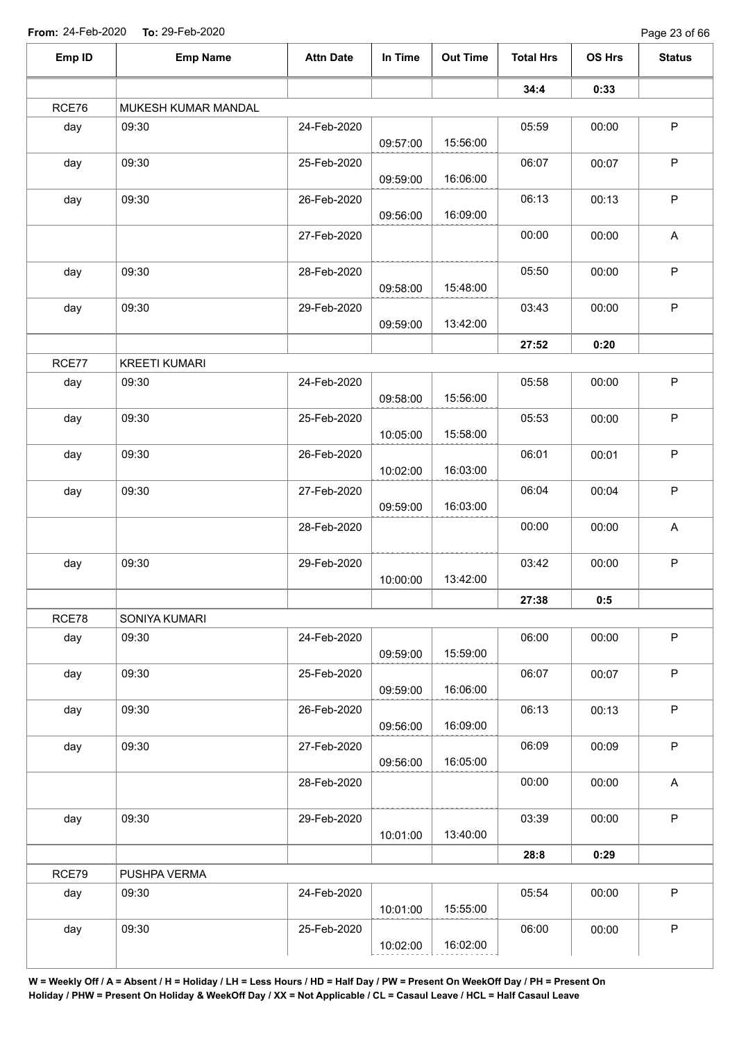**From:** 24-Feb-2020 **To:** 29-Feb-2020

| Emp ID | Emp Name | Attn Date | In Time | Out Time | Total Hrs | OS Hrs | Status |
|---|---|---|---|---|---|---|---|
| | | | | | **34:4** | **0:33** | |
| RCE76 | MUKESH KUMAR MANDAL | | | | | | |
| day | 09:30 | 24-Feb-2020 | 09:57:00 | 15:56:00 | 05:59 | 00:00 | P |
| day | 09:30 | 25-Feb-2020 | 09:59:00 | 16:06:00 | 06:07 | 00:07 | P |
| day | 09:30 | 26-Feb-2020 | 09:56:00 | 16:09:00 | 06:13 | 00:13 | P |
| | | 27-Feb-2020 | | | 00:00 | 00:00 | A |
| day | 09:30 | 28-Feb-2020 | 09:58:00 | 15:48:00 | 05:50 | 00:00 | P |
| day | 09:30 | 29-Feb-2020 | 09:59:00 | 13:42:00 | 03:43 | 00:00 | P |
| | | | | | **27:52** | **0:20** | |
| RCE77 | KREETI KUMARI | | | | | | |
| day | 09:30 | 24-Feb-2020 | 09:58:00 | 15:56:00 | 05:58 | 00:00 | P |
| day | 09:30 | 25-Feb-2020 | 10:05:00 | 15:58:00 | 05:53 | 00:00 | P |
| day | 09:30 | 26-Feb-2020 | 10:02:00 | 16:03:00 | 06:01 | 00:01 | P |
| day | 09:30 | 27-Feb-2020 | 09:59:00 | 16:03:00 | 06:04 | 00:04 | P |
| | | 28-Feb-2020 | | | 00:00 | 00:00 | A |
| day | 09:30 | 29-Feb-2020 | 10:00:00 | 13:42:00 | 03:42 | 00:00 | P |
| | | | | | **27:38** | **0:5** | |
| RCE78 | SONIYA KUMARI | | | | | | |
| day | 09:30 | 24-Feb-2020 | 09:59:00 | 15:59:00 | 06:00 | 00:00 | P |
| day | 09:30 | 25-Feb-2020 | 09:59:00 | 16:06:00 | 06:07 | 00:07 | P |
| day | 09:30 | 26-Feb-2020 | 09:56:00 | 16:09:00 | 06:13 | 00:13 | P |
| day | 09:30 | 27-Feb-2020 | 09:56:00 | 16:05:00 | 06:09 | 00:09 | P |
| | | 28-Feb-2020 | | | 00:00 | 00:00 | A |
| day | 09:30 | 29-Feb-2020 | 10:01:00 | 13:40:00 | 03:39 | 00:00 | P |
| | | | | | **28:8** | **0:29** | |
| RCE79 | PUSHPA VERMA | | | | | | |
| day | 09:30 | 24-Feb-2020 | 10:01:00 | 15:55:00 | 05:54 | 00:00 | P |
| day | 09:30 | 25-Feb-2020 | 10:02:00 | 16:02:00 | 06:00 | 00:00 | P |

**W = Weekly Off / A = Absent / H = Holiday / LH = Less Hours / HD = Half Day / PW = Present On WeekOff Day / PH = Present On Holiday / PHW = Present On Holiday & WeekOff Day / XX = Not Applicable / CL = Casaul Leave / HCL = Half Casaul Leave**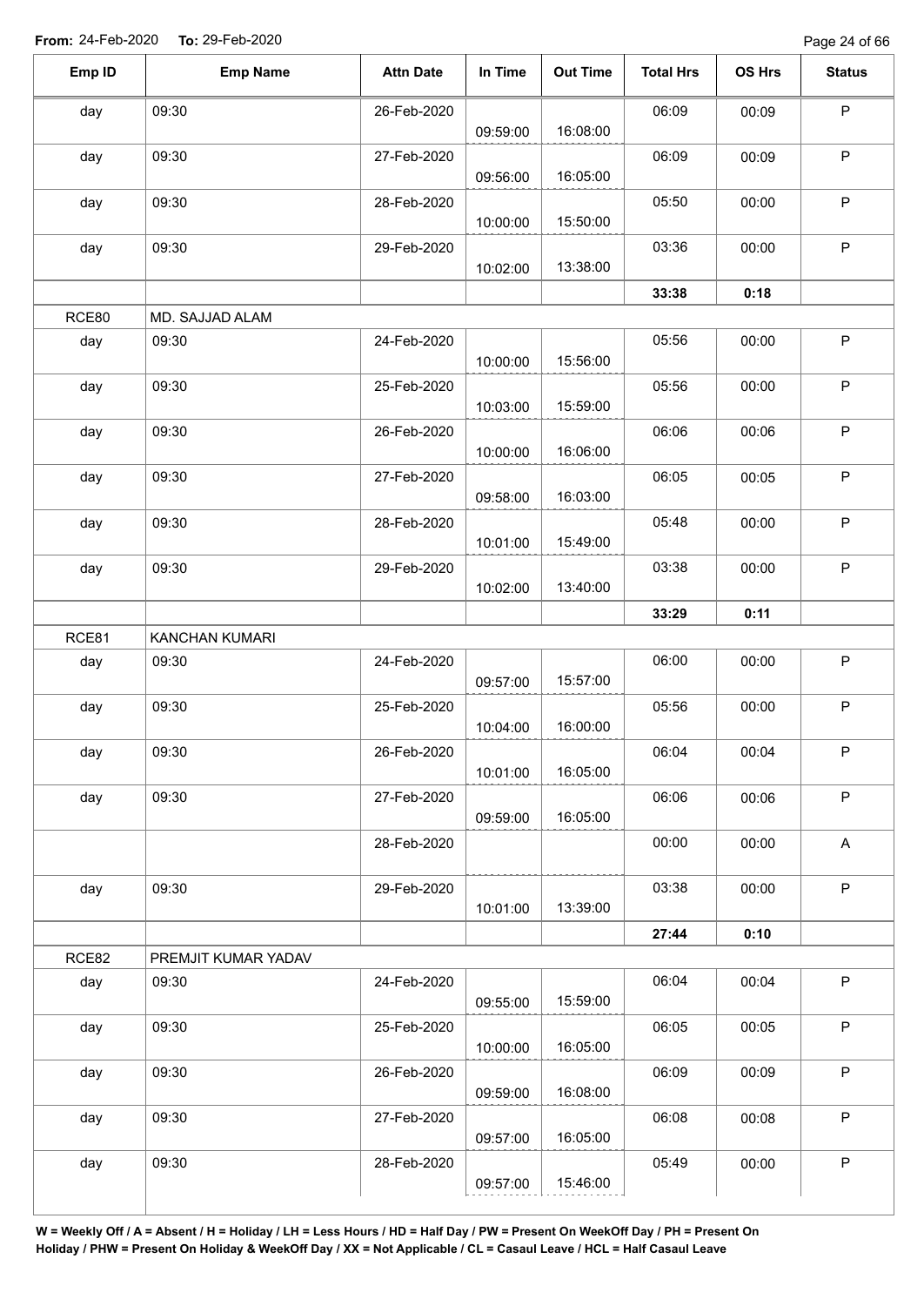**From:** 24-Feb-2020 **To:** 29-Feb-2020

| Emp ID | Emp Name | Attn Date | In Time | Out Time | Total Hrs | OS Hrs | Status |
|---|---|---|---|---|---|---|---|
| day | 09:30 | 26-Feb-2020 | 09:59:00 | 16:08:00 | 06:09 | 00:09 | P |
| day | 09:30 | 27-Feb-2020 | 09:56:00 | 16:05:00 | 06:09 | 00:09 | P |
| day | 09:30 | 28-Feb-2020 | 10:00:00 | 15:50:00 | 05:50 | 00:00 | P |
| day | 09:30 | 29-Feb-2020 | 10:02:00 | 13:38:00 | 03:36 | 00:00 | P |
| | | | | | **33:38** | **0:18** | |
| RCE80 | MD. SAJJAD ALAM | | | | | | |
| day | 09:30 | 24-Feb-2020 | 10:00:00 | 15:56:00 | 05:56 | 00:00 | P |
| day | 09:30 | 25-Feb-2020 | 10:03:00 | 15:59:00 | 05:56 | 00:00 | P |
| day | 09:30 | 26-Feb-2020 | 10:00:00 | 16:06:00 | 06:06 | 00:06 | P |
| day | 09:30 | 27-Feb-2020 | 09:58:00 | 16:03:00 | 06:05 | 00:05 | P |
| day | 09:30 | 28-Feb-2020 | 10:01:00 | 15:49:00 | 05:48 | 00:00 | P |
| day | 09:30 | 29-Feb-2020 | 10:02:00 | 13:40:00 | 03:38 | 00:00 | P |
| | | | | | **33:29** | **0:11** | |
| RCE81 | KANCHAN KUMARI | | | | | | |
| day | 09:30 | 24-Feb-2020 | 09:57:00 | 15:57:00 | 06:00 | 00:00 | P |
| day | 09:30 | 25-Feb-2020 | 10:04:00 | 16:00:00 | 05:56 | 00:00 | P |
| day | 09:30 | 26-Feb-2020 | 10:01:00 | 16:05:00 | 06:04 | 00:04 | P |
| day | 09:30 | 27-Feb-2020 | 09:59:00 | 16:05:00 | 06:06 | 00:06 | P |
| | | 28-Feb-2020 | | | 00:00 | 00:00 | A |
| day | 09:30 | 29-Feb-2020 | 10:01:00 | 13:39:00 | 03:38 | 00:00 | P |
| | | | | | **27:44** | **0:10** | |
| RCE82 | PREMJIT KUMAR YADAV | | | | | | |
| day | 09:30 | 24-Feb-2020 | 09:55:00 | 15:59:00 | 06:04 | 00:04 | P |
| day | 09:30 | 25-Feb-2020 | 10:00:00 | 16:05:00 | 06:05 | 00:05 | P |
| day | 09:30 | 26-Feb-2020 | 09:59:00 | 16:08:00 | 06:09 | 00:09 | P |
| day | 09:30 | 27-Feb-2020 | 09:57:00 | 16:05:00 | 06:08 | 00:08 | P |
| day | 09:30 | 28-Feb-2020 | 09:57:00 | 15:46:00 | 05:49 | 00:00 | P |

**W = Weekly Off / A = Absent / H = Holiday / LH = Less Hours / HD = Half Day / PW = Present On WeekOff Day / PH = Present On Holiday / PHW = Present On Holiday & WeekOff Day / XX = Not Applicable / CL = Casaul Leave / HCL = Half Casaul Leave**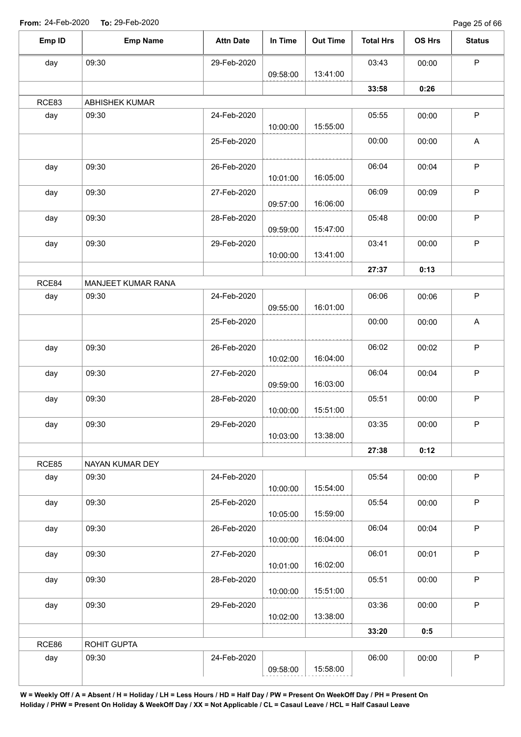**From:** 24-Feb-2020 **To:** 29-Feb-2020

| Emp ID | Emp Name | Attn Date | In Time | Out Time | Total Hrs | OS Hrs | Status |
|---|---|---|---|---|---|---|---|
| day | 09:30 | 29-Feb-2020 | 09:58:00 | 13:41:00 | 03:43 | 00:00 | P |
| | | | | | **33:58** | **0:26** | |
| RCE83 | ABHISHEK KUMAR | | | | | | |
| day | 09:30 | 24-Feb-2020 | 10:00:00 | 15:55:00 | 05:55 | 00:00 | P |
| | | 25-Feb-2020 | | | 00:00 | 00:00 | A |
| day | 09:30 | 26-Feb-2020 | 10:01:00 | 16:05:00 | 06:04 | 00:04 | P |
| day | 09:30 | 27-Feb-2020 | 09:57:00 | 16:06:00 | 06:09 | 00:09 | P |
| day | 09:30 | 28-Feb-2020 | 09:59:00 | 15:47:00 | 05:48 | 00:00 | P |
| day | 09:30 | 29-Feb-2020 | 10:00:00 | 13:41:00 | 03:41 | 00:00 | P |
| | | | | | **27:37** | **0:13** | |
| RCE84 | MANJEET KUMAR RANA | | | | | | |
| day | 09:30 | 24-Feb-2020 | 09:55:00 | 16:01:00 | 06:06 | 00:06 | P |
| | | 25-Feb-2020 | | | 00:00 | 00:00 | A |
| day | 09:30 | 26-Feb-2020 | 10:02:00 | 16:04:00 | 06:02 | 00:02 | P |
| day | 09:30 | 27-Feb-2020 | 09:59:00 | 16:03:00 | 06:04 | 00:04 | P |
| day | 09:30 | 28-Feb-2020 | 10:00:00 | 15:51:00 | 05:51 | 00:00 | P |
| day | 09:30 | 29-Feb-2020 | 10:03:00 | 13:38:00 | 03:35 | 00:00 | P |
| | | | | | **27:38** | **0:12** | |
| RCE85 | NAYAN KUMAR DEY | | | | | | |
| day | 09:30 | 24-Feb-2020 | 10:00:00 | 15:54:00 | 05:54 | 00:00 | P |
| day | 09:30 | 25-Feb-2020 | 10:05:00 | 15:59:00 | 05:54 | 00:00 | P |
| day | 09:30 | 26-Feb-2020 | 10:00:00 | 16:04:00 | 06:04 | 00:04 | P |
| day | 09:30 | 27-Feb-2020 | 10:01:00 | 16:02:00 | 06:01 | 00:01 | P |
| day | 09:30 | 28-Feb-2020 | 10:00:00 | 15:51:00 | 05:51 | 00:00 | P |
| day | 09:30 | 29-Feb-2020 | 10:02:00 | 13:38:00 | 03:36 | 00:00 | P |
| | | | | | **33:20** | **0:5** | |
| RCE86 | ROHIT GUPTA | | | | | | |
| day | 09:30 | 24-Feb-2020 | 09:58:00 | 15:58:00 | 06:00 | 00:00 | P |

**W = Weekly Off / A = Absent / H = Holiday / LH = Less Hours / HD = Half Day / PW = Present On WeekOff Day / PH = Present On Holiday / PHW = Present On Holiday & WeekOff Day / XX = Not Applicable / CL = Casaul Leave / HCL = Half Casaul Leave**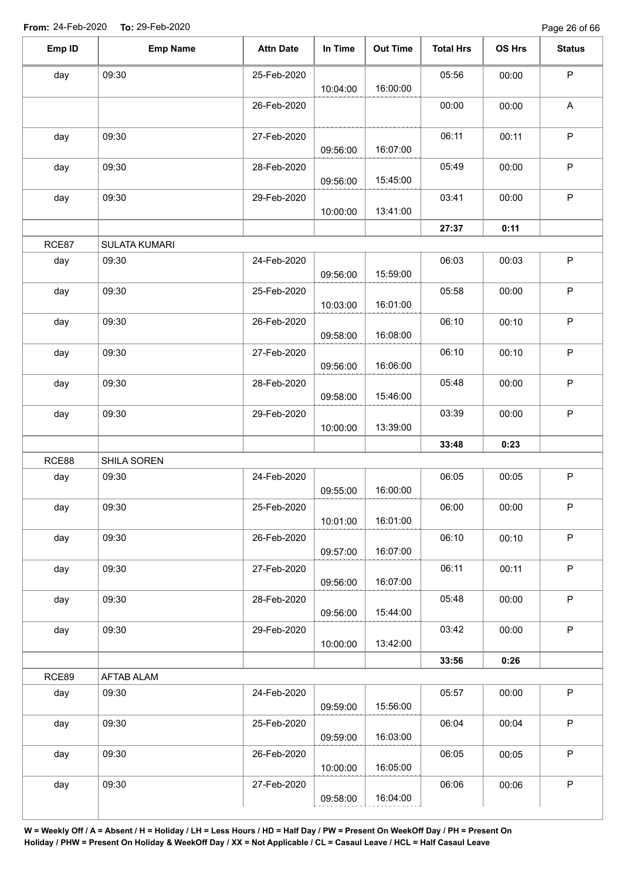**From:** 24-Feb-2020 **To:** 29-Feb-2020

| Emp ID | Emp Name | Attn Date | In Time | Out Time | Total Hrs | OS Hrs | Status |
| --- | --- | --- | --- | --- | --- | --- | --- |
| day | 09:30 | 25-Feb-2020 | 10:04:00 | 16:00:00 | 05:56 | 00:00 | P |
| | | 26-Feb-2020 | | | 00:00 | 00:00 | A |
| day | 09:30 | 27-Feb-2020 | 09:56:00 | 16:07:00 | 06:11 | 00:11 | P |
| day | 09:30 | 28-Feb-2020 | 09:56:00 | 15:45:00 | 05:49 | 00:00 | P |
| day | 09:30 | 29-Feb-2020 | 10:00:00 | 13:41:00 | 03:41 | 00:00 | P |
| | | | | | **27:37** | **0:11** | |
| RCE87 | SULATA KUMARI | | | | | | |
| day | 09:30 | 24-Feb-2020 | 09:56:00 | 15:59:00 | 06:03 | 00:03 | P |
| day | 09:30 | 25-Feb-2020 | 10:03:00 | 16:01:00 | 05:58 | 00:00 | P |
| day | 09:30 | 26-Feb-2020 | 09:58:00 | 16:08:00 | 06:10 | 00:10 | P |
| day | 09:30 | 27-Feb-2020 | 09:56:00 | 16:06:00 | 06:10 | 00:10 | P |
| day | 09:30 | 28-Feb-2020 | 09:58:00 | 15:46:00 | 05:48 | 00:00 | P |
| day | 09:30 | 29-Feb-2020 | 10:00:00 | 13:39:00 | 03:39 | 00:00 | P |
| | | | | | **33:48** | **0:23** | |
| RCE88 | SHILA SOREN | | | | | | |
| day | 09:30 | 24-Feb-2020 | 09:55:00 | 16:00:00 | 06:05 | 00:05 | P |
| day | 09:30 | 25-Feb-2020 | 10:01:00 | 16:01:00 | 06:00 | 00:00 | P |
| day | 09:30 | 26-Feb-2020 | 09:57:00 | 16:07:00 | 06:10 | 00:10 | P |
| day | 09:30 | 27-Feb-2020 | 09:56:00 | 16:07:00 | 06:11 | 00:11 | P |
| day | 09:30 | 28-Feb-2020 | 09:56:00 | 15:44:00 | 05:48 | 00:00 | P |
| day | 09:30 | 29-Feb-2020 | 10:00:00 | 13:42:00 | 03:42 | 00:00 | P |
| | | | | | **33:56** | **0:26** | |
| RCE89 | AFTAB ALAM | | | | | | |
| day | 09:30 | 24-Feb-2020 | 09:59:00 | 15:56:00 | 05:57 | 00:00 | P |
| day | 09:30 | 25-Feb-2020 | 09:59:00 | 16:03:00 | 06:04 | 00:04 | P |
| day | 09:30 | 26-Feb-2020 | 10:00:00 | 16:05:00 | 06:05 | 00:05 | P |
| day | 09:30 | 27-Feb-2020 | 09:58:00 | 16:04:00 | 06:06 | 00:06 | P |

**W = Weekly Off / A = Absent / H = Holiday / LH = Less Hours / HD = Half Day / PW = Present On WeekOff Day / PH = Present On Holiday / PHW = Present On Holiday & WeekOff Day / XX = Not Applicable / CL = Casaul Leave / HCL = Half Casaul Leave**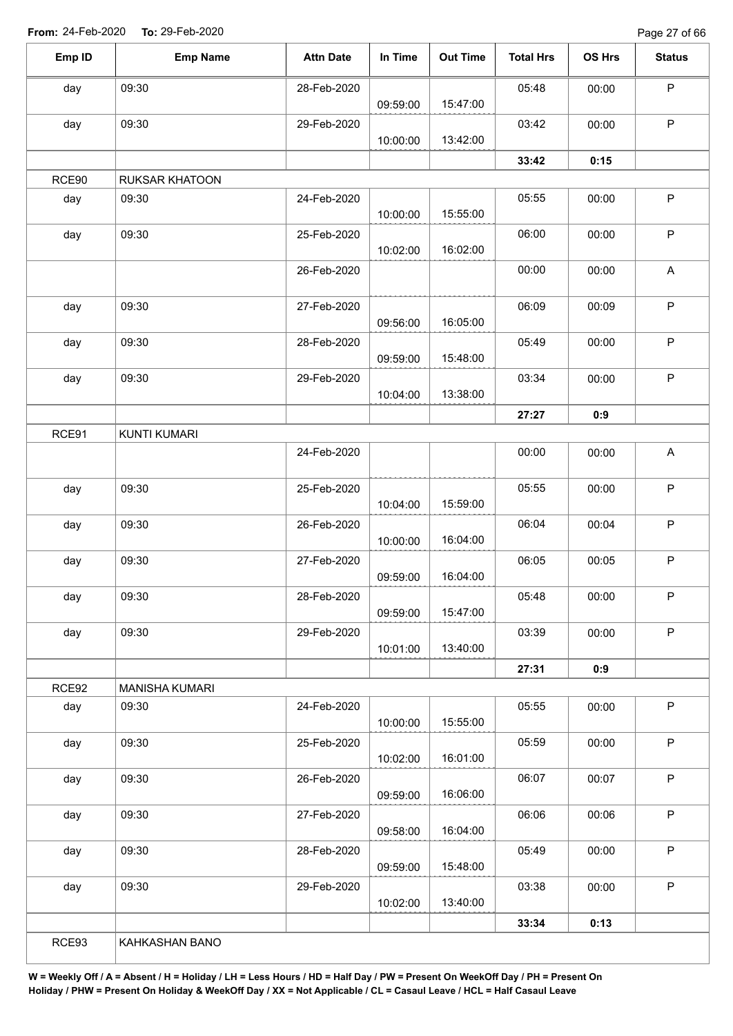**From:** 24-Feb-2020 **To:** 29-Feb-2020

| Emp ID | Emp Name | Attn Date | In Time | Out Time | Total Hrs | OS Hrs | Status |
|---|---|---|---|---|---|---|---|
| day | 09:30 | 28-Feb-2020 | 09:59:00 | 15:47:00 | 05:48 | 00:00 | P |
| day | 09:30 | 29-Feb-2020 | 10:00:00 | 13:42:00 | 03:42 | 00:00 | P |
| | | | | | **33:42** | **0:15** | |
| RCE90 | RUKSAR KHATOON | | | | | | |
| day | 09:30 | 24-Feb-2020 | 10:00:00 | 15:55:00 | 05:55 | 00:00 | P |
| day | 09:30 | 25-Feb-2020 | 10:02:00 | 16:02:00 | 06:00 | 00:00 | P |
| | | 26-Feb-2020 | | | 00:00 | 00:00 | A |
| day | 09:30 | 27-Feb-2020 | 09:56:00 | 16:05:00 | 06:09 | 00:09 | P |
| day | 09:30 | 28-Feb-2020 | 09:59:00 | 15:48:00 | 05:49 | 00:00 | P |
| day | 09:30 | 29-Feb-2020 | 10:04:00 | 13:38:00 | 03:34 | 00:00 | P |
| | | | | | **27:27** | **0:9** | |
| RCE91 | KUNTI KUMARI | | | | | | |
| | | 24-Feb-2020 | | | 00:00 | 00:00 | A |
| day | 09:30 | 25-Feb-2020 | 10:04:00 | 15:59:00 | 05:55 | 00:00 | P |
| day | 09:30 | 26-Feb-2020 | 10:00:00 | 16:04:00 | 06:04 | 00:04 | P |
| day | 09:30 | 27-Feb-2020 | 09:59:00 | 16:04:00 | 06:05 | 00:05 | P |
| day | 09:30 | 28-Feb-2020 | 09:59:00 | 15:47:00 | 05:48 | 00:00 | P |
| day | 09:30 | 29-Feb-2020 | 10:01:00 | 13:40:00 | 03:39 | 00:00 | P |
| | | | | | **27:31** | **0:9** | |
| RCE92 | MANISHA KUMARI | | | | | | |
| day | 09:30 | 24-Feb-2020 | 10:00:00 | 15:55:00 | 05:55 | 00:00 | P |
| day | 09:30 | 25-Feb-2020 | 10:02:00 | 16:01:00 | 05:59 | 00:00 | P |
| day | 09:30 | 26-Feb-2020 | 09:59:00 | 16:06:00 | 06:07 | 00:07 | P |
| day | 09:30 | 27-Feb-2020 | 09:58:00 | 16:04:00 | 06:06 | 00:06 | P |
| day | 09:30 | 28-Feb-2020 | 09:59:00 | 15:48:00 | 05:49 | 00:00 | P |
| day | 09:30 | 29-Feb-2020 | 10:02:00 | 13:40:00 | 03:38 | 00:00 | P |
| | | | | | **33:34** | **0:13** | |
| RCE93 | KAHKASHAN BANO | | | | | | |

**W = Weekly Off / A = Absent / H = Holiday / LH = Less Hours / HD = Half Day / PW = Present On WeekOff Day / PH = Present On Holiday / PHW = Present On Holiday & WeekOff Day / XX = Not Applicable / CL = Casaul Leave / HCL = Half Casaul Leave**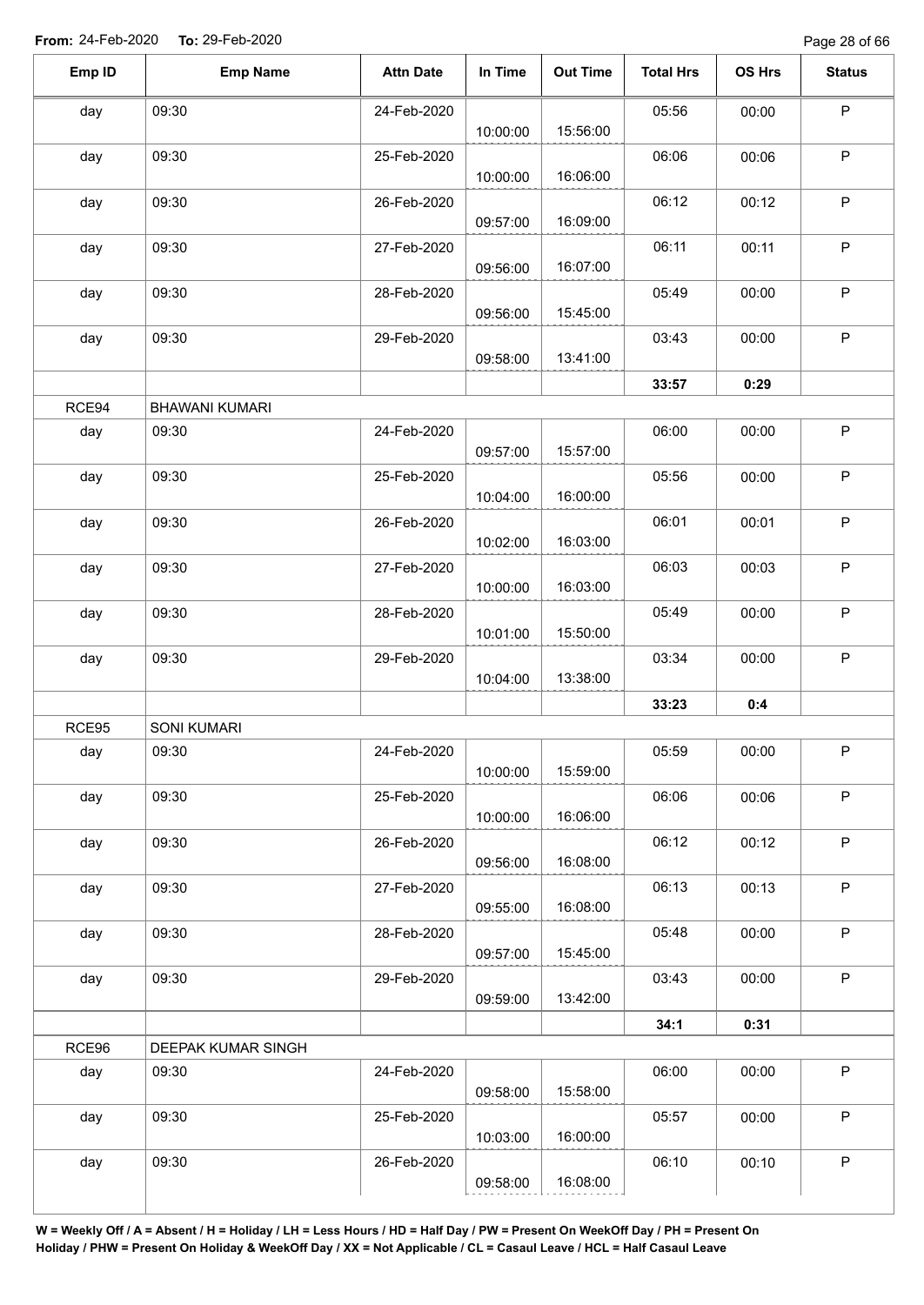**From:** 24-Feb-2020 **To:** 29-Feb-2020

| Emp ID | Emp Name | Attn Date | In Time | Out Time | Total Hrs | OS Hrs | Status |
|---|---|---|---|---|---|---|---|
| day | 09:30 | 24-Feb-2020 | 10:00:00 | 15:56:00 | 05:56 | 00:00 | P |
| day | 09:30 | 25-Feb-2020 | 10:00:00 | 16:06:00 | 06:06 | 00:06 | P |
| day | 09:30 | 26-Feb-2020 | 09:57:00 | 16:09:00 | 06:12 | 00:12 | P |
| day | 09:30 | 27-Feb-2020 | 09:56:00 | 16:07:00 | 06:11 | 00:11 | P |
| day | 09:30 | 28-Feb-2020 | 09:56:00 | 15:45:00 | 05:49 | 00:00 | P |
| day | 09:30 | 29-Feb-2020 | 09:58:00 | 13:41:00 | 03:43 | 00:00 | P |
| | | | | | **33:57** | **0:29** | |
| RCE94 | BHAWANI KUMARI | | | | | | |
| day | 09:30 | 24-Feb-2020 | 09:57:00 | 15:57:00 | 06:00 | 00:00 | P |
| day | 09:30 | 25-Feb-2020 | 10:04:00 | 16:00:00 | 05:56 | 00:00 | P |
| day | 09:30 | 26-Feb-2020 | 10:02:00 | 16:03:00 | 06:01 | 00:01 | P |
| day | 09:30 | 27-Feb-2020 | 10:00:00 | 16:03:00 | 06:03 | 00:03 | P |
| day | 09:30 | 28-Feb-2020 | 10:01:00 | 15:50:00 | 05:49 | 00:00 | P |
| day | 09:30 | 29-Feb-2020 | 10:04:00 | 13:38:00 | 03:34 | 00:00 | P |
| | | | | | **33:23** | **0:4** | |
| RCE95 | SONI KUMARI | | | | | | |
| day | 09:30 | 24-Feb-2020 | 10:00:00 | 15:59:00 | 05:59 | 00:00 | P |
| day | 09:30 | 25-Feb-2020 | 10:00:00 | 16:06:00 | 06:06 | 00:06 | P |
| day | 09:30 | 26-Feb-2020 | 09:56:00 | 16:08:00 | 06:12 | 00:12 | P |
| day | 09:30 | 27-Feb-2020 | 09:55:00 | 16:08:00 | 06:13 | 00:13 | P |
| day | 09:30 | 28-Feb-2020 | 09:57:00 | 15:45:00 | 05:48 | 00:00 | P |
| day | 09:30 | 29-Feb-2020 | 09:59:00 | 13:42:00 | 03:43 | 00:00 | P |
| | | | | | **34:1** | **0:31** | |
| RCE96 | DEEPAK KUMAR SINGH | | | | | | |
| day | 09:30 | 24-Feb-2020 | 09:58:00 | 15:58:00 | 06:00 | 00:00 | P |
| day | 09:30 | 25-Feb-2020 | 10:03:00 | 16:00:00 | 05:57 | 00:00 | P |
| day | 09:30 | 26-Feb-2020 | 09:58:00 | 16:08:00 | 06:10 | 00:10 | P |

**W = Weekly Off / A = Absent / H = Holiday / LH = Less Hours / HD = Half Day / PW = Present On WeekOff Day / PH = Present On Holiday / PHW = Present On Holiday & WeekOff Day / XX = Not Applicable / CL = Casaul Leave / HCL = Half Casaul Leave**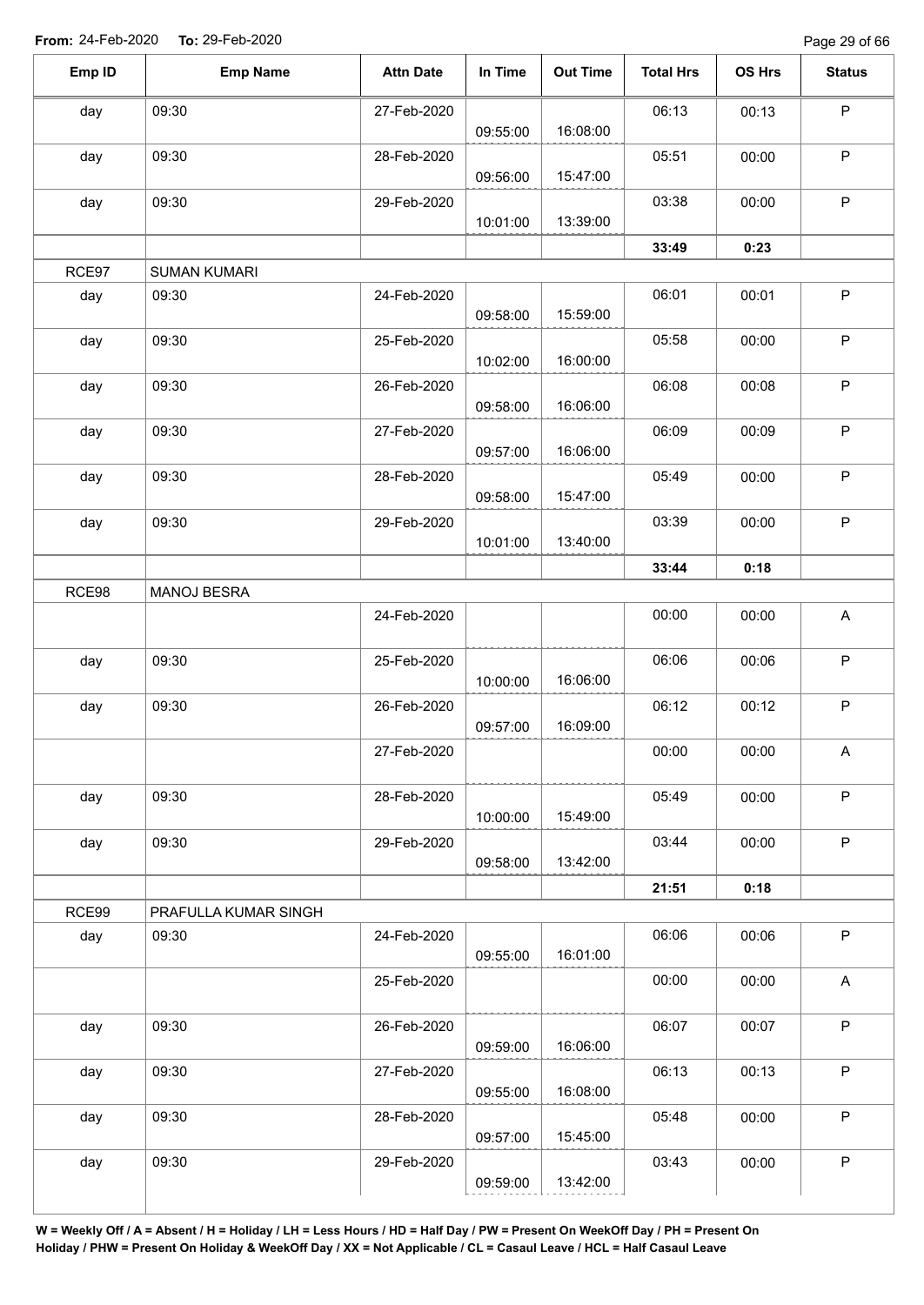**From:** 24-Feb-2020 **To:** 29-Feb-2020

| Emp ID | Emp Name | Attn Date | In Time | Out Time | Total Hrs | OS Hrs | Status |
|---|---|---|---|---|---|---|---|
| day | 09:30 | 27-Feb-2020 | 09:55:00 | 16:08:00 | 06:13 | 00:13 | P |
| day | 09:30 | 28-Feb-2020 | 09:56:00 | 15:47:00 | 05:51 | 00:00 | P |
| day | 09:30 | 29-Feb-2020 | 10:01:00 | 13:39:00 | 03:38 | 00:00 | P |
| | | | | | **33:49** | **0:23** | |
| RCE97 | SUMAN KUMARI | | | | | | |
| day | 09:30 | 24-Feb-2020 | 09:58:00 | 15:59:00 | 06:01 | 00:01 | P |
| day | 09:30 | 25-Feb-2020 | 10:02:00 | 16:00:00 | 05:58 | 00:00 | P |
| day | 09:30 | 26-Feb-2020 | 09:58:00 | 16:06:00 | 06:08 | 00:08 | P |
| day | 09:30 | 27-Feb-2020 | 09:57:00 | 16:06:00 | 06:09 | 00:09 | P |
| day | 09:30 | 28-Feb-2020 | 09:58:00 | 15:47:00 | 05:49 | 00:00 | P |
| day | 09:30 | 29-Feb-2020 | 10:01:00 | 13:40:00 | 03:39 | 00:00 | P |
| | | | | | **33:44** | **0:18** | |
| RCE98 | MANOJ BESRA | | | | | | |
| | | 24-Feb-2020 | | | 00:00 | 00:00 | A |
| day | 09:30 | 25-Feb-2020 | 10:00:00 | 16:06:00 | 06:06 | 00:06 | P |
| day | 09:30 | 26-Feb-2020 | 09:57:00 | 16:09:00 | 06:12 | 00:12 | P |
| | | 27-Feb-2020 | | | 00:00 | 00:00 | A |
| day | 09:30 | 28-Feb-2020 | 10:00:00 | 15:49:00 | 05:49 | 00:00 | P |
| day | 09:30 | 29-Feb-2020 | 09:58:00 | 13:42:00 | 03:44 | 00:00 | P |
| | | | | | **21:51** | **0:18** | |
| RCE99 | PRAFULLA KUMAR SINGH | | | | | | |
| day | 09:30 | 24-Feb-2020 | 09:55:00 | 16:01:00 | 06:06 | 00:06 | P |
| | | 25-Feb-2020 | | | 00:00 | 00:00 | A |
| day | 09:30 | 26-Feb-2020 | 09:59:00 | 16:06:00 | 06:07 | 00:07 | P |
| day | 09:30 | 27-Feb-2020 | 09:55:00 | 16:08:00 | 06:13 | 00:13 | P |
| day | 09:30 | 28-Feb-2020 | 09:57:00 | 15:45:00 | 05:48 | 00:00 | P |
| day | 09:30 | 29-Feb-2020 | 09:59:00 | 13:42:00 | 03:43 | 00:00 | P |

**W = Weekly Off / A = Absent / H = Holiday / LH = Less Hours / HD = Half Day / PW = Present On WeekOff Day / PH = Present On Holiday / PHW = Present On Holiday & WeekOff Day / XX = Not Applicable / CL = Casaul Leave / HCL = Half Casaul Leave**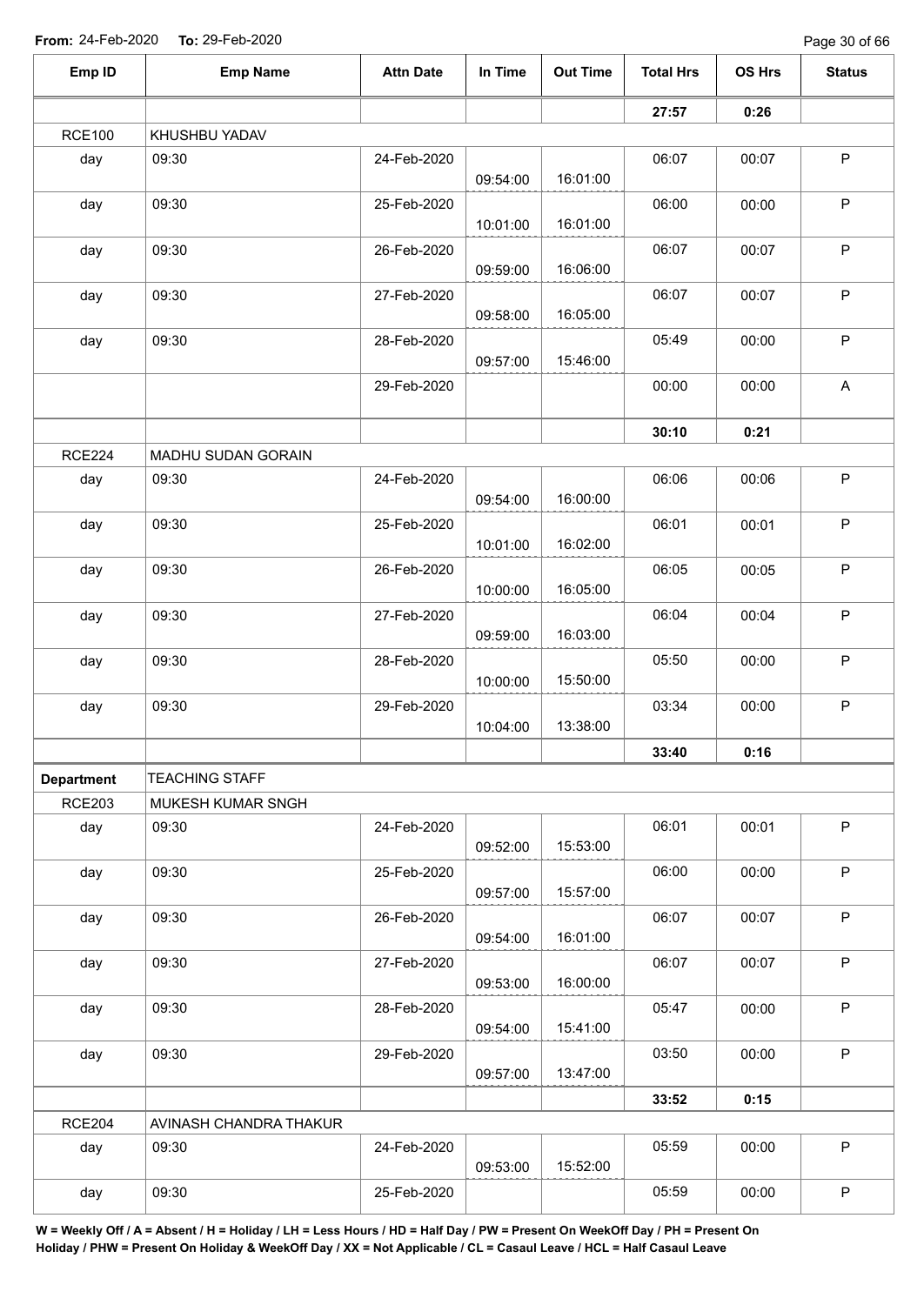**From:** 24-Feb-2020 **To:** 29-Feb-2020

| Emp ID | Emp Name | Attn Date | In Time | Out Time | Total Hrs | OS Hrs | Status |
|---|---|---|---|---|---|---|---|
| | | | | | **27:57** | **0:26** | |
| RCE100 | KHUSHBU YADAV | | | | | | |
| day | 09:30 | 24-Feb-2020 | 09:54:00 | 16:01:00 | 06:07 | 00:07 | P |
| day | 09:30 | 25-Feb-2020 | 10:01:00 | 16:01:00 | 06:00 | 00:00 | P |
| day | 09:30 | 26-Feb-2020 | 09:59:00 | 16:06:00 | 06:07 | 00:07 | P |
| day | 09:30 | 27-Feb-2020 | 09:58:00 | 16:05:00 | 06:07 | 00:07 | P |
| day | 09:30 | 28-Feb-2020 | 09:57:00 | 15:46:00 | 05:49 | 00:00 | P |
| | | 29-Feb-2020 | | | 00:00 | 00:00 | A |
| | | | | | **30:10** | **0:21** | |
| RCE224 | MADHU SUDAN GORAIN | | | | | | |
| day | 09:30 | 24-Feb-2020 | 09:54:00 | 16:00:00 | 06:06 | 00:06 | P |
| day | 09:30 | 25-Feb-2020 | 10:01:00 | 16:02:00 | 06:01 | 00:01 | P |
| day | 09:30 | 26-Feb-2020 | 10:00:00 | 16:05:00 | 06:05 | 00:05 | P |
| day | 09:30 | 27-Feb-2020 | 09:59:00 | 16:03:00 | 06:04 | 00:04 | P |
| day | 09:30 | 28-Feb-2020 | 10:00:00 | 15:50:00 | 05:50 | 00:00 | P |
| day | 09:30 | 29-Feb-2020 | 10:04:00 | 13:38:00 | 03:34 | 00:00 | P |
| | | | | | **33:40** | **0:16** | |
| **Department** | TEACHING STAFF | | | | | | |
| RCE203 | MUKESH KUMAR SNGH | | | | | | |
| day | 09:30 | 24-Feb-2020 | 09:52:00 | 15:53:00 | 06:01 | 00:01 | P |
| day | 09:30 | 25-Feb-2020 | 09:57:00 | 15:57:00 | 06:00 | 00:00 | P |
| day | 09:30 | 26-Feb-2020 | 09:54:00 | 16:01:00 | 06:07 | 00:07 | P |
| day | 09:30 | 27-Feb-2020 | 09:53:00 | 16:00:00 | 06:07 | 00:07 | P |
| day | 09:30 | 28-Feb-2020 | 09:54:00 | 15:41:00 | 05:47 | 00:00 | P |
| day | 09:30 | 29-Feb-2020 | 09:57:00 | 13:47:00 | 03:50 | 00:00 | P |
| | | | | | **33:52** | **0:15** | |
| RCE204 | AVINASH CHANDRA THAKUR | | | | | | |
| day | 09:30 | 24-Feb-2020 | 09:53:00 | 15:52:00 | 05:59 | 00:00 | P |
| day | 09:30 | 25-Feb-2020 | | | 05:59 | 00:00 | P |

**W = Weekly Off / A = Absent / H = Holiday / LH = Less Hours / HD = Half Day / PW = Present On WeekOff Day / PH = Present On Holiday / PHW = Present On Holiday & WeekOff Day / XX = Not Applicable / CL = Casaul Leave / HCL = Half Casaul Leave**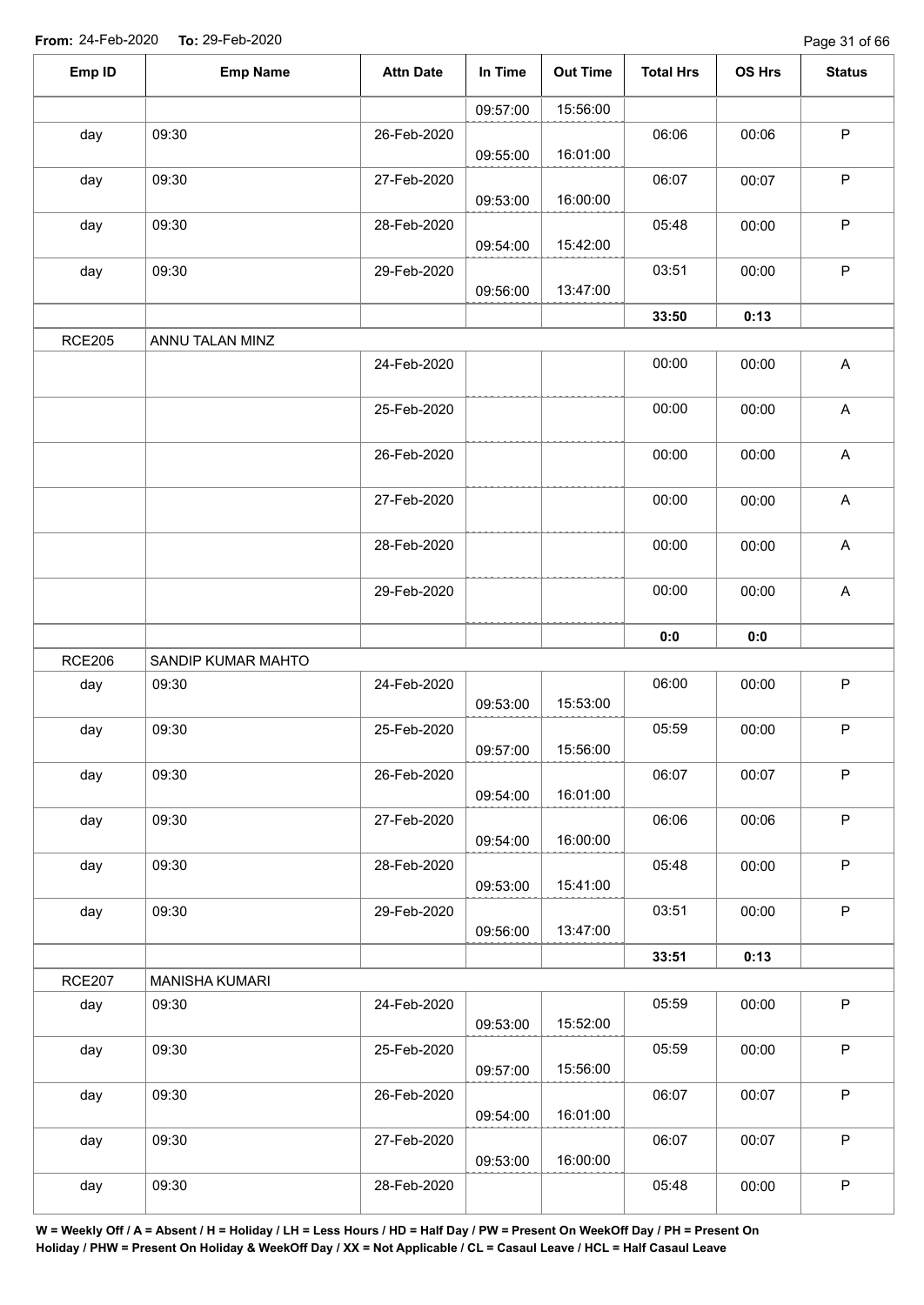**From:** 24-Feb-2020 **To:** 29-Feb-2020

| Emp ID | Emp Name | Attn Date | In Time | Out Time | Total Hrs | OS Hrs | Status |
|---|---|---|---|---|---|---|---|
| | | | 09:57:00 | 15:56:00 | | | |
| day | 09:30 | 26-Feb-2020 | 09:55:00 | 16:01:00 | 06:06 | 00:06 | P |
| day | 09:30 | 27-Feb-2020 | 09:53:00 | 16:00:00 | 06:07 | 00:07 | P |
| day | 09:30 | 28-Feb-2020 | 09:54:00 | 15:42:00 | 05:48 | 00:00 | P |
| day | 09:30 | 29-Feb-2020 | 09:56:00 | 13:47:00 | 03:51 | 00:00 | P |
| | | | | | 33:50 | 0:13 | |
| RCE205 | ANNU TALAN MINZ | | | | | | |
| | | 24-Feb-2020 | | | 00:00 | 00:00 | A |
| | | 25-Feb-2020 | | | 00:00 | 00:00 | A |
| | | 26-Feb-2020 | | | 00:00 | 00:00 | A |
| | | 27-Feb-2020 | | | 00:00 | 00:00 | A |
| | | 28-Feb-2020 | | | 00:00 | 00:00 | A |
| | | 29-Feb-2020 | | | 00:00 | 00:00 | A |
| | | | | | 0:0 | 0:0 | |
| RCE206 | SANDIP KUMAR MAHTO | | | | | | |
| day | 09:30 | 24-Feb-2020 | 09:53:00 | 15:53:00 | 06:00 | 00:00 | P |
| day | 09:30 | 25-Feb-2020 | 09:57:00 | 15:56:00 | 05:59 | 00:00 | P |
| day | 09:30 | 26-Feb-2020 | 09:54:00 | 16:01:00 | 06:07 | 00:07 | P |
| day | 09:30 | 27-Feb-2020 | 09:54:00 | 16:00:00 | 06:06 | 00:06 | P |
| day | 09:30 | 28-Feb-2020 | 09:53:00 | 15:41:00 | 05:48 | 00:00 | P |
| day | 09:30 | 29-Feb-2020 | 09:56:00 | 13:47:00 | 03:51 | 00:00 | P |
| | | | | | 33:51 | 0:13 | |
| RCE207 | MANISHA KUMARI | | | | | | |
| day | 09:30 | 24-Feb-2020 | 09:53:00 | 15:52:00 | 05:59 | 00:00 | P |
| day | 09:30 | 25-Feb-2020 | 09:57:00 | 15:56:00 | 05:59 | 00:00 | P |
| day | 09:30 | 26-Feb-2020 | 09:54:00 | 16:01:00 | 06:07 | 00:07 | P |
| day | 09:30 | 27-Feb-2020 | 09:53:00 | 16:00:00 | 06:07 | 00:07 | P |
| day | 09:30 | 28-Feb-2020 | | | 05:48 | 00:00 | P |

**W = Weekly Off / A = Absent / H = Holiday / LH = Less Hours / HD = Half Day / PW = Present On WeekOff Day / PH = Present On Holiday / PHW = Present On Holiday & WeekOff Day / XX = Not Applicable / CL = Casaul Leave / HCL = Half Casaul Leave**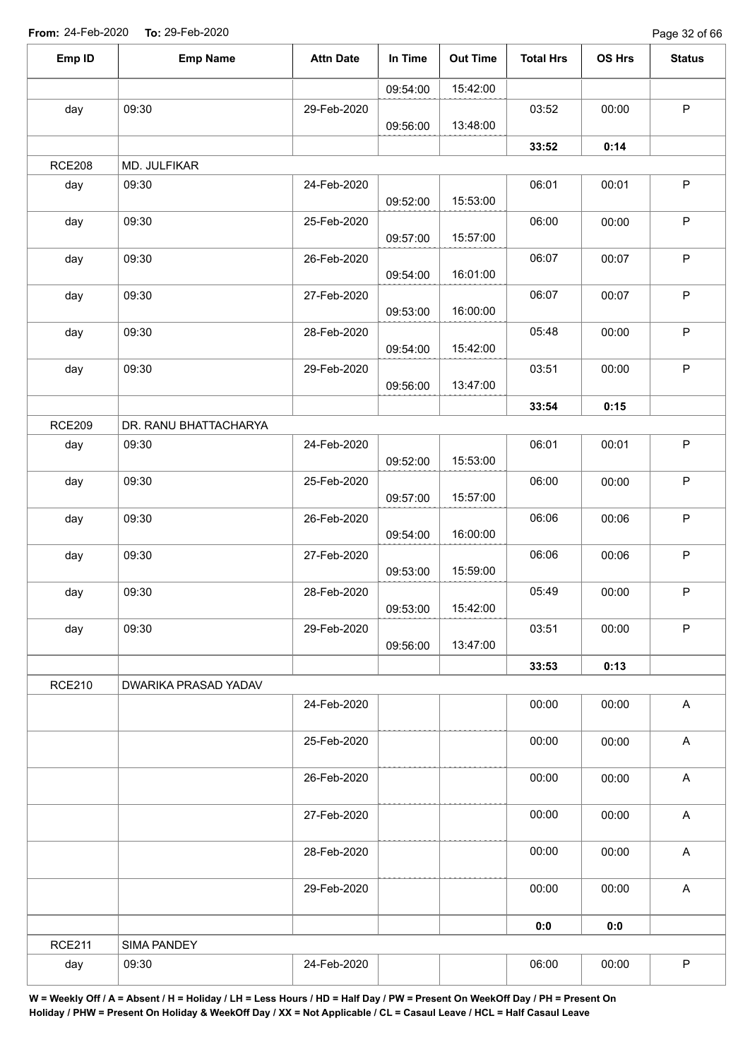**From:** 24-Feb-2020 **To:** 29-Feb-2020

| Emp ID | Emp Name | Attn Date | In Time | Out Time | Total Hrs | OS Hrs | Status |
|---|---|---|---|---|---|---|---|
| | | | 09:54:00 | 15:42:00 | | | |
| day | 09:30 | 29-Feb-2020 | 09:56:00 | 13:48:00 | 03:52 | 00:00 | P |
| | | | | | **33:52** | **0:14** | |
| RCE208 | MD. JULFIKAR | | | | | | |
| day | 09:30 | 24-Feb-2020 | 09:52:00 | 15:53:00 | 06:01 | 00:01 | P |
| day | 09:30 | 25-Feb-2020 | 09:57:00 | 15:57:00 | 06:00 | 00:00 | P |
| day | 09:30 | 26-Feb-2020 | 09:54:00 | 16:01:00 | 06:07 | 00:07 | P |
| day | 09:30 | 27-Feb-2020 | 09:53:00 | 16:00:00 | 06:07 | 00:07 | P |
| day | 09:30 | 28-Feb-2020 | 09:54:00 | 15:42:00 | 05:48 | 00:00 | P |
| day | 09:30 | 29-Feb-2020 | 09:56:00 | 13:47:00 | 03:51 | 00:00 | P |
| | | | | | **33:54** | **0:15** | |
| RCE209 | DR. RANU BHATTACHARYA | | | | | | |
| day | 09:30 | 24-Feb-2020 | 09:52:00 | 15:53:00 | 06:01 | 00:01 | P |
| day | 09:30 | 25-Feb-2020 | 09:57:00 | 15:57:00 | 06:00 | 00:00 | P |
| day | 09:30 | 26-Feb-2020 | 09:54:00 | 16:00:00 | 06:06 | 00:06 | P |
| day | 09:30 | 27-Feb-2020 | 09:53:00 | 15:59:00 | 06:06 | 00:06 | P |
| day | 09:30 | 28-Feb-2020 | 09:53:00 | 15:42:00 | 05:49 | 00:00 | P |
| day | 09:30 | 29-Feb-2020 | 09:56:00 | 13:47:00 | 03:51 | 00:00 | P |
| | | | | | **33:53** | **0:13** | |
| RCE210 | DWARIKA PRASAD YADAV | | | | | | |
| | | 24-Feb-2020 | | | 00:00 | 00:00 | A |
| | | 25-Feb-2020 | | | 00:00 | 00:00 | A |
| | | 26-Feb-2020 | | | 00:00 | 00:00 | A |
| | | 27-Feb-2020 | | | 00:00 | 00:00 | A |
| | | 28-Feb-2020 | | | 00:00 | 00:00 | A |
| | | 29-Feb-2020 | | | 00:00 | 00:00 | A |
| | | | | | **0:0** | **0:0** | |
| RCE211 | SIMA PANDEY | | | | | | |
| day | 09:30 | 24-Feb-2020 | | | 06:00 | 00:00 | P |

**W = Weekly Off / A = Absent / H = Holiday / LH = Less Hours / HD = Half Day / PW = Present On WeekOff Day / PH = Present On Holiday / PHW = Present On Holiday & WeekOff Day / XX = Not Applicable / CL = Casaul Leave / HCL = Half Casaul Leave**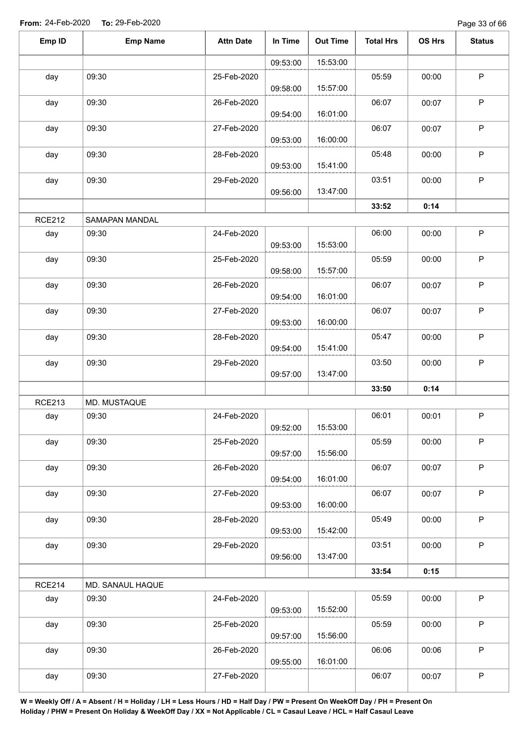**From:** 24-Feb-2020 **To:** 29-Feb-2020

| Emp ID | Emp Name | Attn Date | In Time | Out Time | Total Hrs | OS Hrs | Status |
|---|---|---|---|---|---|---|---|
| | | | 09:53:00 | 15:53:00 | | | |
| day | 09:30 | 25-Feb-2020 | 09:58:00 | 15:57:00 | 05:59 | 00:00 | P |
| day | 09:30 | 26-Feb-2020 | 09:54:00 | 16:01:00 | 06:07 | 00:07 | P |
| day | 09:30 | 27-Feb-2020 | 09:53:00 | 16:00:00 | 06:07 | 00:07 | P |
| day | 09:30 | 28-Feb-2020 | 09:53:00 | 15:41:00 | 05:48 | 00:00 | P |
| day | 09:30 | 29-Feb-2020 | 09:56:00 | 13:47:00 | 03:51 | 00:00 | P |
| | | | | | **33:52** | **0:14** | |
| RCE212 | SAMAPAN MANDAL | | | | | | |
| day | 09:30 | 24-Feb-2020 | 09:53:00 | 15:53:00 | 06:00 | 00:00 | P |
| day | 09:30 | 25-Feb-2020 | 09:58:00 | 15:57:00 | 05:59 | 00:00 | P |
| day | 09:30 | 26-Feb-2020 | 09:54:00 | 16:01:00 | 06:07 | 00:07 | P |
| day | 09:30 | 27-Feb-2020 | 09:53:00 | 16:00:00 | 06:07 | 00:07 | P |
| day | 09:30 | 28-Feb-2020 | 09:54:00 | 15:41:00 | 05:47 | 00:00 | P |
| day | 09:30 | 29-Feb-2020 | 09:57:00 | 13:47:00 | 03:50 | 00:00 | P |
| | | | | | **33:50** | **0:14** | |
| RCE213 | MD. MUSTAQUE | | | | | | |
| day | 09:30 | 24-Feb-2020 | 09:52:00 | 15:53:00 | 06:01 | 00:01 | P |
| day | 09:30 | 25-Feb-2020 | 09:57:00 | 15:56:00 | 05:59 | 00:00 | P |
| day | 09:30 | 26-Feb-2020 | 09:54:00 | 16:01:00 | 06:07 | 00:07 | P |
| day | 09:30 | 27-Feb-2020 | 09:53:00 | 16:00:00 | 06:07 | 00:07 | P |
| day | 09:30 | 28-Feb-2020 | 09:53:00 | 15:42:00 | 05:49 | 00:00 | P |
| day | 09:30 | 29-Feb-2020 | 09:56:00 | 13:47:00 | 03:51 | 00:00 | P |
| | | | | | **33:54** | **0:15** | |
| RCE214 | MD. SANAUL HAQUE | | | | | | |
| day | 09:30 | 24-Feb-2020 | 09:53:00 | 15:52:00 | 05:59 | 00:00 | P |
| day | 09:30 | 25-Feb-2020 | 09:57:00 | 15:56:00 | 05:59 | 00:00 | P |
| day | 09:30 | 26-Feb-2020 | 09:55:00 | 16:01:00 | 06:06 | 00:06 | P |
| day | 09:30 | 27-Feb-2020 | | | 06:07 | 00:07 | P |

**W = Weekly Off / A = Absent / H = Holiday / LH = Less Hours / HD = Half Day / PW = Present On WeekOff Day / PH = Present On Holiday / PHW = Present On Holiday & WeekOff Day / XX = Not Applicable / CL = Casaul Leave / HCL = Half Casaul Leave**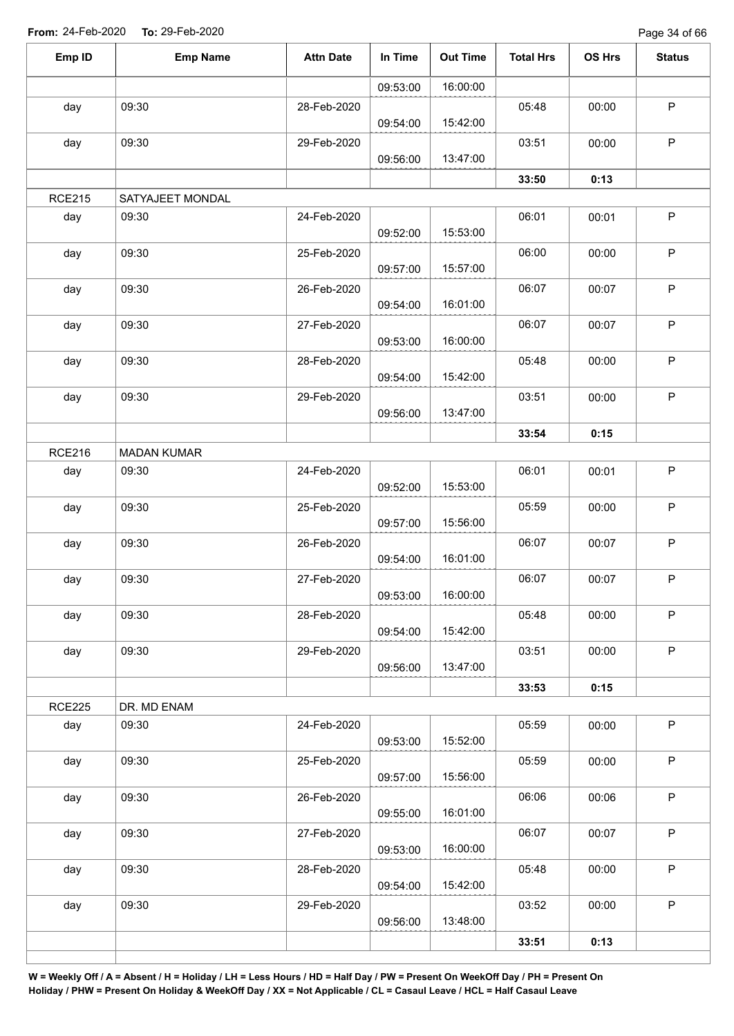**From:** 24-Feb-2020 **To:** 29-Feb-2020

| Emp ID | Emp Name | Attn Date | In Time | Out Time | Total Hrs | OS Hrs | Status |
|---|---|---|---|---|---|---|---|
| | | | 09:53:00 | 16:00:00 | | | |
| day | 09:30 | 28-Feb-2020 | 09:54:00 | 15:42:00 | 05:48 | 00:00 | P |
| day | 09:30 | 29-Feb-2020 | 09:56:00 | 13:47:00 | 03:51 | 00:00 | P |
| | | | | | **33:50** | **0:13** | |
| RCE215 | SATYAJEET MONDAL | | | | | | |
| day | 09:30 | 24-Feb-2020 | 09:52:00 | 15:53:00 | 06:01 | 00:01 | P |
| day | 09:30 | 25-Feb-2020 | 09:57:00 | 15:57:00 | 06:00 | 00:00 | P |
| day | 09:30 | 26-Feb-2020 | 09:54:00 | 16:01:00 | 06:07 | 00:07 | P |
| day | 09:30 | 27-Feb-2020 | 09:53:00 | 16:00:00 | 06:07 | 00:07 | P |
| day | 09:30 | 28-Feb-2020 | 09:54:00 | 15:42:00 | 05:48 | 00:00 | P |
| day | 09:30 | 29-Feb-2020 | 09:56:00 | 13:47:00 | 03:51 | 00:00 | P |
| | | | | | **33:54** | **0:15** | |
| RCE216 | MADAN KUMAR | | | | | | |
| day | 09:30 | 24-Feb-2020 | 09:52:00 | 15:53:00 | 06:01 | 00:01 | P |
| day | 09:30 | 25-Feb-2020 | 09:57:00 | 15:56:00 | 05:59 | 00:00 | P |
| day | 09:30 | 26-Feb-2020 | 09:54:00 | 16:01:00 | 06:07 | 00:07 | P |
| day | 09:30 | 27-Feb-2020 | 09:53:00 | 16:00:00 | 06:07 | 00:07 | P |
| day | 09:30 | 28-Feb-2020 | 09:54:00 | 15:42:00 | 05:48 | 00:00 | P |
| day | 09:30 | 29-Feb-2020 | 09:56:00 | 13:47:00 | 03:51 | 00:00 | P |
| | | | | | **33:53** | **0:15** | |
| RCE225 | DR. MD ENAM | | | | | | |
| day | 09:30 | 24-Feb-2020 | 09:53:00 | 15:52:00 | 05:59 | 00:00 | P |
| day | 09:30 | 25-Feb-2020 | 09:57:00 | 15:56:00 | 05:59 | 00:00 | P |
| day | 09:30 | 26-Feb-2020 | 09:55:00 | 16:01:00 | 06:06 | 00:06 | P |
| day | 09:30 | 27-Feb-2020 | 09:53:00 | 16:00:00 | 06:07 | 00:07 | P |
| day | 09:30 | 28-Feb-2020 | 09:54:00 | 15:42:00 | 05:48 | 00:00 | P |
| day | 09:30 | 29-Feb-2020 | 09:56:00 | 13:48:00 | 03:52 | 00:00 | P |
| | | | | | **33:51** | **0:13** | |

**W = Weekly Off / A = Absent / H = Holiday / LH = Less Hours / HD = Half Day / PW = Present On WeekOff Day / PH = Present On Holiday / PHW = Present On Holiday & WeekOff Day / XX = Not Applicable / CL = Casaul Leave / HCL = Half Casaul Leave**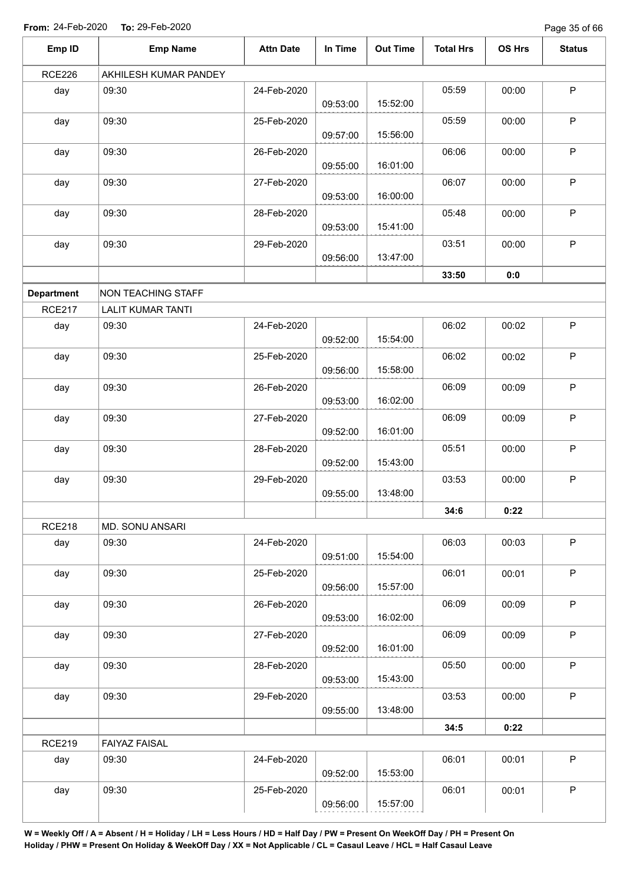**From:** 24-Feb-2020 **To:** 29-Feb-2020

| Emp ID | Emp Name | Attn Date | In Time | Out Time | Total Hrs | OS Hrs | Status |
|---|---|---|---|---|---|---|---|
| RCE226 | AKHILESH KUMAR PANDEY | | | | | | |
| day | 09:30 | 24-Feb-2020 | 09:53:00 | 15:52:00 | 05:59 | 00:00 | P |
| day | 09:30 | 25-Feb-2020 | 09:57:00 | 15:56:00 | 05:59 | 00:00 | P |
| day | 09:30 | 26-Feb-2020 | 09:55:00 | 16:01:00 | 06:06 | 00:00 | P |
| day | 09:30 | 27-Feb-2020 | 09:53:00 | 16:00:00 | 06:07 | 00:00 | P |
| day | 09:30 | 28-Feb-2020 | 09:53:00 | 15:41:00 | 05:48 | 00:00 | P |
| day | 09:30 | 29-Feb-2020 | 09:56:00 | 13:47:00 | 03:51 | 00:00 | P |
| | | | | | **33:50** | **0:0** | |
| **Department** | NON TEACHING STAFF | | | | | | |
| RCE217 | LALIT KUMAR TANTI | | | | | | |
| day | 09:30 | 24-Feb-2020 | 09:52:00 | 15:54:00 | 06:02 | 00:02 | P |
| day | 09:30 | 25-Feb-2020 | 09:56:00 | 15:58:00 | 06:02 | 00:02 | P |
| day | 09:30 | 26-Feb-2020 | 09:53:00 | 16:02:00 | 06:09 | 00:09 | P |
| day | 09:30 | 27-Feb-2020 | 09:52:00 | 16:01:00 | 06:09 | 00:09 | P |
| day | 09:30 | 28-Feb-2020 | 09:52:00 | 15:43:00 | 05:51 | 00:00 | P |
| day | 09:30 | 29-Feb-2020 | 09:55:00 | 13:48:00 | 03:53 | 00:00 | P |
| | | | | | **34:6** | **0:22** | |
| RCE218 | MD. SONU ANSARI | | | | | | |
| day | 09:30 | 24-Feb-2020 | 09:51:00 | 15:54:00 | 06:03 | 00:03 | P |
| day | 09:30 | 25-Feb-2020 | 09:56:00 | 15:57:00 | 06:01 | 00:01 | P |
| day | 09:30 | 26-Feb-2020 | 09:53:00 | 16:02:00 | 06:09 | 00:09 | P |
| day | 09:30 | 27-Feb-2020 | 09:52:00 | 16:01:00 | 06:09 | 00:09 | P |
| day | 09:30 | 28-Feb-2020 | 09:53:00 | 15:43:00 | 05:50 | 00:00 | P |
| day | 09:30 | 29-Feb-2020 | 09:55:00 | 13:48:00 | 03:53 | 00:00 | P |
| | | | | | **34:5** | **0:22** | |
| RCE219 | FAIYAZ FAISAL | | | | | | |
| day | 09:30 | 24-Feb-2020 | 09:52:00 | 15:53:00 | 06:01 | 00:01 | P |
| day | 09:30 | 25-Feb-2020 | 09:56:00 | 15:57:00 | 06:01 | 00:01 | P |

**W = Weekly Off / A = Absent / H = Holiday / LH = Less Hours / HD = Half Day / PW = Present On WeekOff Day / PH = Present On Holiday / PHW = Present On Holiday & WeekOff Day / XX = Not Applicable / CL = Casaul Leave / HCL = Half Casaul Leave**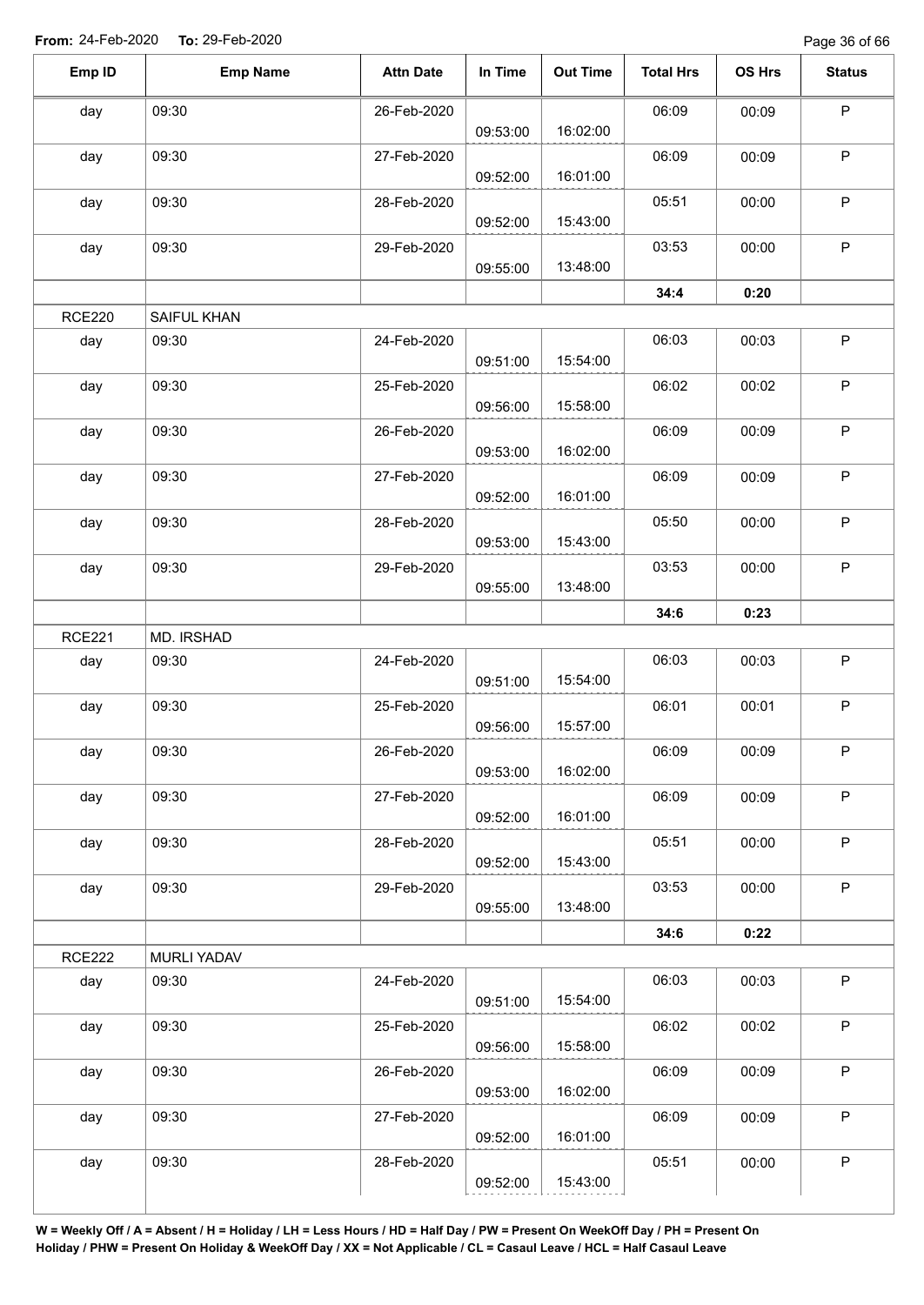From: 24-Feb-2020 To: 29-Feb-2020

| Emp ID | Emp Name | Attn Date | In Time | Out Time | Total Hrs | OS Hrs | Status |
|---|---|---|---|---|---|---|---|
| day | 09:30 | 26-Feb-2020 | 09:53:00 | 16:02:00 | 06:09 | 00:09 | P |
| day | 09:30 | 27-Feb-2020 | 09:52:00 | 16:01:00 | 06:09 | 00:09 | P |
| day | 09:30 | 28-Feb-2020 | 09:52:00 | 15:43:00 | 05:51 | 00:00 | P |
| day | 09:30 | 29-Feb-2020 | 09:55:00 | 13:48:00 | 03:53 | 00:00 | P |
| | | | | | 34:4 | 0:20 | |
| RCE220 | SAIFUL KHAN | | | | | | |
| day | 09:30 | 24-Feb-2020 | 09:51:00 | 15:54:00 | 06:03 | 00:03 | P |
| day | 09:30 | 25-Feb-2020 | 09:56:00 | 15:58:00 | 06:02 | 00:02 | P |
| day | 09:30 | 26-Feb-2020 | 09:53:00 | 16:02:00 | 06:09 | 00:09 | P |
| day | 09:30 | 27-Feb-2020 | 09:52:00 | 16:01:00 | 06:09 | 00:09 | P |
| day | 09:30 | 28-Feb-2020 | 09:53:00 | 15:43:00 | 05:50 | 00:00 | P |
| day | 09:30 | 29-Feb-2020 | 09:55:00 | 13:48:00 | 03:53 | 00:00 | P |
| | | | | | 34:6 | 0:23 | |
| RCE221 | MD. IRSHAD | | | | | | |
| day | 09:30 | 24-Feb-2020 | 09:51:00 | 15:54:00 | 06:03 | 00:03 | P |
| day | 09:30 | 25-Feb-2020 | 09:56:00 | 15:57:00 | 06:01 | 00:01 | P |
| day | 09:30 | 26-Feb-2020 | 09:53:00 | 16:02:00 | 06:09 | 00:09 | P |
| day | 09:30 | 27-Feb-2020 | 09:52:00 | 16:01:00 | 06:09 | 00:09 | P |
| day | 09:30 | 28-Feb-2020 | 09:52:00 | 15:43:00 | 05:51 | 00:00 | P |
| day | 09:30 | 29-Feb-2020 | 09:55:00 | 13:48:00 | 03:53 | 00:00 | P |
| | | | | | 34:6 | 0:22 | |
| RCE222 | MURLI YADAV | | | | | | |
| day | 09:30 | 24-Feb-2020 | 09:51:00 | 15:54:00 | 06:03 | 00:03 | P |
| day | 09:30 | 25-Feb-2020 | 09:56:00 | 15:58:00 | 06:02 | 00:02 | P |
| day | 09:30 | 26-Feb-2020 | 09:53:00 | 16:02:00 | 06:09 | 00:09 | P |
| day | 09:30 | 27-Feb-2020 | 09:52:00 | 16:01:00 | 06:09 | 00:09 | P |
| day | 09:30 | 28-Feb-2020 | 09:52:00 | 15:43:00 | 05:51 | 00:00 | P |

**W = Weekly Off / A = Absent / H = Holiday / LH = Less Hours / HD = Half Day / PW = Present On WeekOff Day / PH = Present On Holiday / PHW = Present On Holiday & WeekOff Day / XX = Not Applicable / CL = Casaul Leave / HCL = Half Casaul Leave**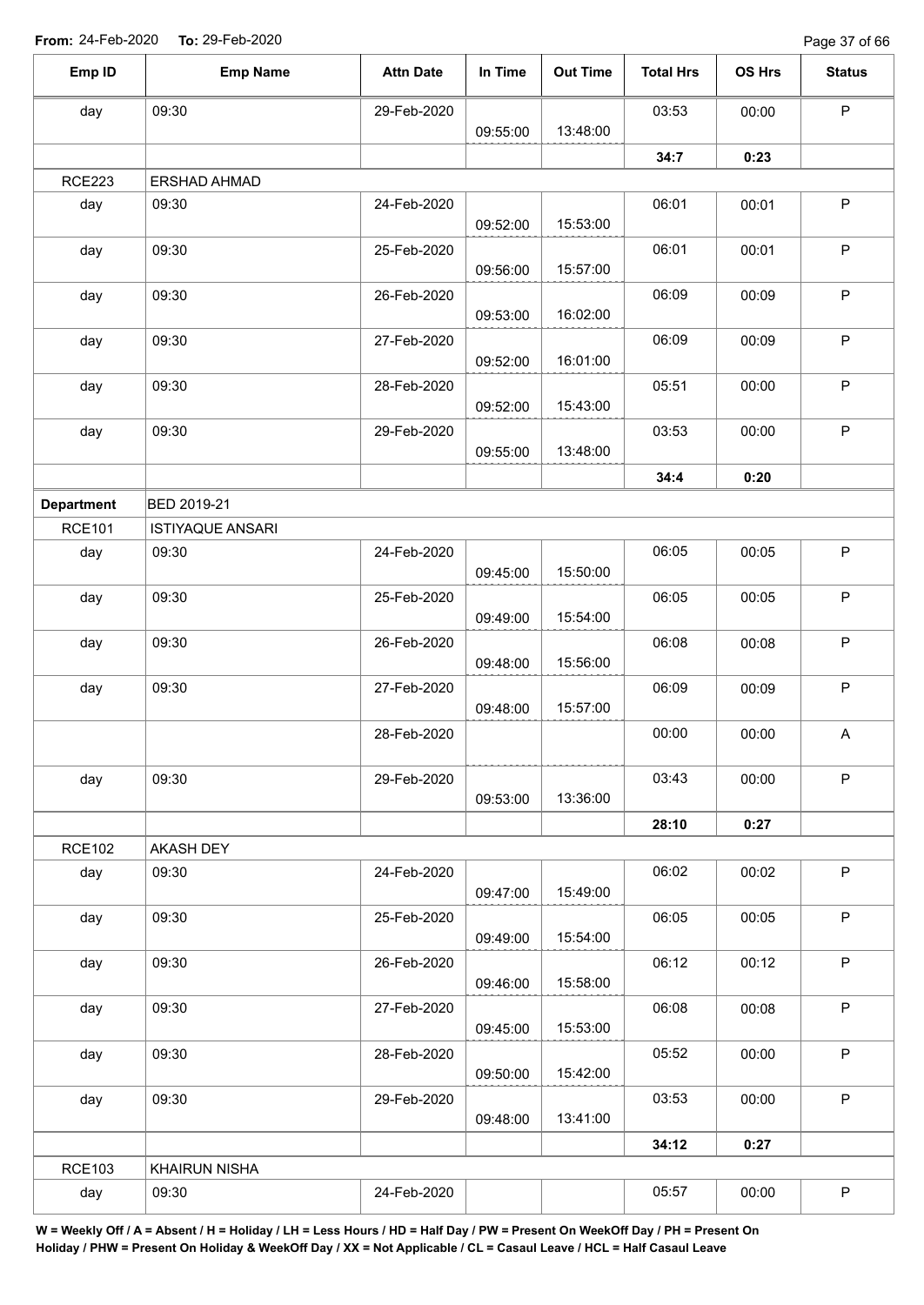**From:** 24-Feb-2020 **To:** 29-Feb-2020

| Emp ID | Emp Name | Attn Date | In Time | Out Time | Total Hrs | OS Hrs | Status |
|---|---|---|---|---|---|---|---|
| day | 09:30 | 29-Feb-2020 | 09:55:00 | 13:48:00 | 03:53 | 00:00 | P |
| | | | | | **34:7** | **0:23** | |
| RCE223 | ERSHAD AHMAD | | | | | | |
| day | 09:30 | 24-Feb-2020 | 09:52:00 | 15:53:00 | 06:01 | 00:01 | P |
| day | 09:30 | 25-Feb-2020 | 09:56:00 | 15:57:00 | 06:01 | 00:01 | P |
| day | 09:30 | 26-Feb-2020 | 09:53:00 | 16:02:00 | 06:09 | 00:09 | P |
| day | 09:30 | 27-Feb-2020 | 09:52:00 | 16:01:00 | 06:09 | 00:09 | P |
| day | 09:30 | 28-Feb-2020 | 09:52:00 | 15:43:00 | 05:51 | 00:00 | P |
| day | 09:30 | 29-Feb-2020 | 09:55:00 | 13:48:00 | 03:53 | 00:00 | P |
| | | | | | **34:4** | **0:20** | |
| **Department** | BED 2019-21 | | | | | | |
| RCE101 | ISTIYAQUE ANSARI | | | | | | |
| day | 09:30 | 24-Feb-2020 | 09:45:00 | 15:50:00 | 06:05 | 00:05 | P |
| day | 09:30 | 25-Feb-2020 | 09:49:00 | 15:54:00 | 06:05 | 00:05 | P |
| day | 09:30 | 26-Feb-2020 | 09:48:00 | 15:56:00 | 06:08 | 00:08 | P |
| day | 09:30 | 27-Feb-2020 | 09:48:00 | 15:57:00 | 06:09 | 00:09 | P |
| | | 28-Feb-2020 | | | 00:00 | 00:00 | A |
| day | 09:30 | 29-Feb-2020 | 09:53:00 | 13:36:00 | 03:43 | 00:00 | P |
| | | | | | **28:10** | **0:27** | |
| RCE102 | AKASH DEY | | | | | | |
| day | 09:30 | 24-Feb-2020 | 09:47:00 | 15:49:00 | 06:02 | 00:02 | P |
| day | 09:30 | 25-Feb-2020 | 09:49:00 | 15:54:00 | 06:05 | 00:05 | P |
| day | 09:30 | 26-Feb-2020 | 09:46:00 | 15:58:00 | 06:12 | 00:12 | P |
| day | 09:30 | 27-Feb-2020 | 09:45:00 | 15:53:00 | 06:08 | 00:08 | P |
| day | 09:30 | 28-Feb-2020 | 09:50:00 | 15:42:00 | 05:52 | 00:00 | P |
| day | 09:30 | 29-Feb-2020 | 09:48:00 | 13:41:00 | 03:53 | 00:00 | P |
| | | | | | **34:12** | **0:27** | |
| RCE103 | KHAIRUN NISHA | | | | | | |
| day | 09:30 | 24-Feb-2020 | | | 05:57 | 00:00 | P |

**W = Weekly Off / A = Absent / H = Holiday / LH = Less Hours / HD = Half Day / PW = Present On WeekOff Day / PH = Present On Holiday / PHW = Present On Holiday & WeekOff Day / XX = Not Applicable / CL = Casaul Leave / HCL = Half Casaul Leave**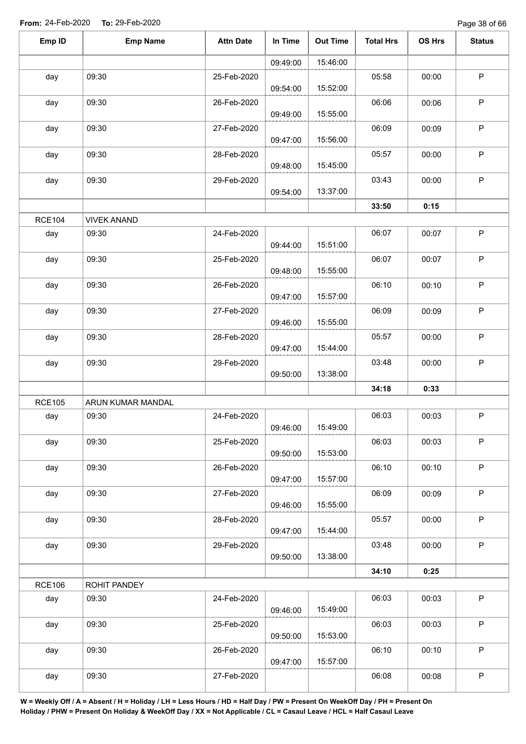**From:** 24-Feb-2020 **To:** 29-Feb-2020

| Emp ID | Emp Name | Attn Date | In Time | Out Time | Total Hrs | OS Hrs | Status |
|---|---|---|---|---|---|---|---|
| | | | 09:49:00 | 15:46:00 | | | |
| day | 09:30 | 25-Feb-2020 | 09:54:00 | 15:52:00 | 05:58 | 00:00 | P |
| day | 09:30 | 26-Feb-2020 | 09:49:00 | 15:55:00 | 06:06 | 00:06 | P |
| day | 09:30 | 27-Feb-2020 | 09:47:00 | 15:56:00 | 06:09 | 00:09 | P |
| day | 09:30 | 28-Feb-2020 | 09:48:00 | 15:45:00 | 05:57 | 00:00 | P |
| day | 09:30 | 29-Feb-2020 | 09:54:00 | 13:37:00 | 03:43 | 00:00 | P |
| | | | | | **33:50** | **0:15** | |
| RCE104 | VIVEK ANAND | | | | | | |
| day | 09:30 | 24-Feb-2020 | 09:44:00 | 15:51:00 | 06:07 | 00:07 | P |
| day | 09:30 | 25-Feb-2020 | 09:48:00 | 15:55:00 | 06:07 | 00:07 | P |
| day | 09:30 | 26-Feb-2020 | 09:47:00 | 15:57:00 | 06:10 | 00:10 | P |
| day | 09:30 | 27-Feb-2020 | 09:46:00 | 15:55:00 | 06:09 | 00:09 | P |
| day | 09:30 | 28-Feb-2020 | 09:47:00 | 15:44:00 | 05:57 | 00:00 | P |
| day | 09:30 | 29-Feb-2020 | 09:50:00 | 13:38:00 | 03:48 | 00:00 | P |
| | | | | | **34:18** | **0:33** | |
| RCE105 | ARUN KUMAR MANDAL | | | | | | |
| day | 09:30 | 24-Feb-2020 | 09:46:00 | 15:49:00 | 06:03 | 00:03 | P |
| day | 09:30 | 25-Feb-2020 | 09:50:00 | 15:53:00 | 06:03 | 00:03 | P |
| day | 09:30 | 26-Feb-2020 | 09:47:00 | 15:57:00 | 06:10 | 00:10 | P |
| day | 09:30 | 27-Feb-2020 | 09:46:00 | 15:55:00 | 06:09 | 00:09 | P |
| day | 09:30 | 28-Feb-2020 | 09:47:00 | 15:44:00 | 05:57 | 00:00 | P |
| day | 09:30 | 29-Feb-2020 | 09:50:00 | 13:38:00 | 03:48 | 00:00 | P |
| | | | | | **34:10** | **0:25** | |
| RCE106 | ROHIT PANDEY | | | | | | |
| day | 09:30 | 24-Feb-2020 | 09:46:00 | 15:49:00 | 06:03 | 00:03 | P |
| day | 09:30 | 25-Feb-2020 | 09:50:00 | 15:53:00 | 06:03 | 00:03 | P |
| day | 09:30 | 26-Feb-2020 | 09:47:00 | 15:57:00 | 06:10 | 00:10 | P |
| day | 09:30 | 27-Feb-2020 | | | 06:08 | 00:08 | P |

**W = Weekly Off / A = Absent / H = Holiday / LH = Less Hours / HD = Half Day / PW = Present On WeekOff Day / PH = Present On Holiday / PHW = Present On Holiday & WeekOff Day / XX = Not Applicable / CL = Casaul Leave / HCL = Half Casaul Leave**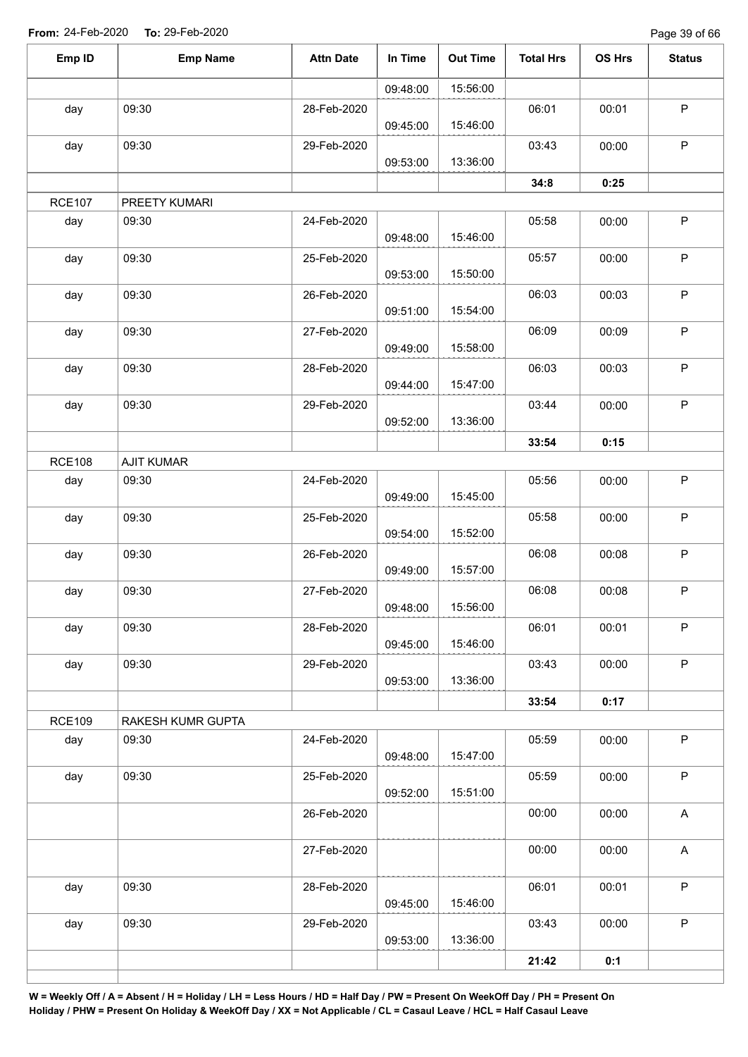**From:** 24-Feb-2020 **To:** 29-Feb-2020

| Emp ID | Emp Name | Attn Date | In Time | Out Time | Total Hrs | OS Hrs | Status |
|---|---|---|---|---|---|---|---|
| | | | 09:48:00 | 15:56:00 | | | |
| day | 09:30 | 28-Feb-2020 | 09:45:00 | 15:46:00 | 06:01 | 00:01 | P |
| day | 09:30 | 29-Feb-2020 | 09:53:00 | 13:36:00 | 03:43 | 00:00 | P |
| | | | | | **34:8** | **0:25** | |
| RCE107 | PREETY KUMARI | | | | | | |
| day | 09:30 | 24-Feb-2020 | 09:48:00 | 15:46:00 | 05:58 | 00:00 | P |
| day | 09:30 | 25-Feb-2020 | 09:53:00 | 15:50:00 | 05:57 | 00:00 | P |
| day | 09:30 | 26-Feb-2020 | 09:51:00 | 15:54:00 | 06:03 | 00:03 | P |
| day | 09:30 | 27-Feb-2020 | 09:49:00 | 15:58:00 | 06:09 | 00:09 | P |
| day | 09:30 | 28-Feb-2020 | 09:44:00 | 15:47:00 | 06:03 | 00:03 | P |
| day | 09:30 | 29-Feb-2020 | 09:52:00 | 13:36:00 | 03:44 | 00:00 | P |
| | | | | | **33:54** | **0:15** | |
| RCE108 | AJIT KUMAR | | | | | | |
| day | 09:30 | 24-Feb-2020 | 09:49:00 | 15:45:00 | 05:56 | 00:00 | P |
| day | 09:30 | 25-Feb-2020 | 09:54:00 | 15:52:00 | 05:58 | 00:00 | P |
| day | 09:30 | 26-Feb-2020 | 09:49:00 | 15:57:00 | 06:08 | 00:08 | P |
| day | 09:30 | 27-Feb-2020 | 09:48:00 | 15:56:00 | 06:08 | 00:08 | P |
| day | 09:30 | 28-Feb-2020 | 09:45:00 | 15:46:00 | 06:01 | 00:01 | P |
| day | 09:30 | 29-Feb-2020 | 09:53:00 | 13:36:00 | 03:43 | 00:00 | P |
| | | | | | **33:54** | **0:17** | |
| RCE109 | RAKESH KUMR GUPTA | | | | | | |
| day | 09:30 | 24-Feb-2020 | 09:48:00 | 15:47:00 | 05:59 | 00:00 | P |
| day | 09:30 | 25-Feb-2020 | 09:52:00 | 15:51:00 | 05:59 | 00:00 | P |
| | | 26-Feb-2020 | | | 00:00 | 00:00 | A |
| | | 27-Feb-2020 | | | 00:00 | 00:00 | A |
| day | 09:30 | 28-Feb-2020 | 09:45:00 | 15:46:00 | 06:01 | 00:01 | P |
| day | 09:30 | 29-Feb-2020 | 09:53:00 | 13:36:00 | 03:43 | 00:00 | P |
| | | | | | **21:42** | **0:1** | |

**W = Weekly Off / A = Absent / H = Holiday / LH = Less Hours / HD = Half Day / PW = Present On WeekOff Day / PH = Present On Holiday / PHW = Present On Holiday & WeekOff Day / XX = Not Applicable / CL = Casaul Leave / HCL = Half Casaul Leave**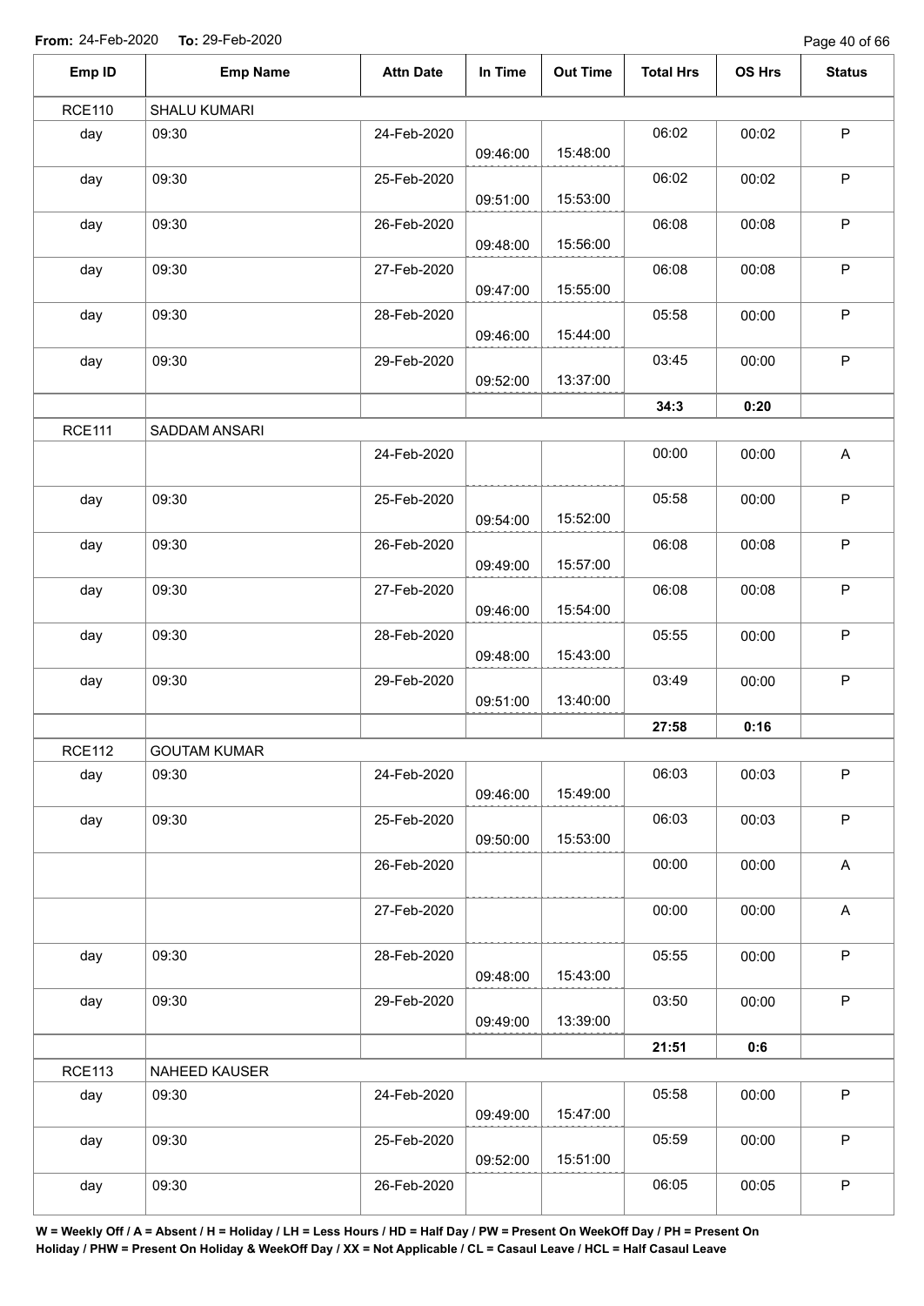**From:** 24-Feb-2020 **To:** 29-Feb-2020

| Emp ID | Emp Name | Attn Date | In Time | Out Time | Total Hrs | OS Hrs | Status |
|---|---|---|---|---|---|---|---|
| RCE110 | SHALU KUMARI | | | | | | |
| day | 09:30 | 24-Feb-2020 | 09:46:00 | 15:48:00 | 06:02 | 00:02 | P |
| day | 09:30 | 25-Feb-2020 | 09:51:00 | 15:53:00 | 06:02 | 00:02 | P |
| day | 09:30 | 26-Feb-2020 | 09:48:00 | 15:56:00 | 06:08 | 00:08 | P |
| day | 09:30 | 27-Feb-2020 | 09:47:00 | 15:55:00 | 06:08 | 00:08 | P |
| day | 09:30 | 28-Feb-2020 | 09:46:00 | 15:44:00 | 05:58 | 00:00 | P |
| day | 09:30 | 29-Feb-2020 | 09:52:00 | 13:37:00 | 03:45 | 00:00 | P |
| | | | | | **34:3** | **0:20** | |
| RCE111 | SADDAM ANSARI | | | | | | |
| | | 24-Feb-2020 | | | 00:00 | 00:00 | A |
| day | 09:30 | 25-Feb-2020 | 09:54:00 | 15:52:00 | 05:58 | 00:00 | P |
| day | 09:30 | 26-Feb-2020 | 09:49:00 | 15:57:00 | 06:08 | 00:08 | P |
| day | 09:30 | 27-Feb-2020 | 09:46:00 | 15:54:00 | 06:08 | 00:08 | P |
| day | 09:30 | 28-Feb-2020 | 09:48:00 | 15:43:00 | 05:55 | 00:00 | P |
| day | 09:30 | 29-Feb-2020 | 09:51:00 | 13:40:00 | 03:49 | 00:00 | P |
| | | | | | **27:58** | **0:16** | |
| RCE112 | GOUTAM KUMAR | | | | | | |
| day | 09:30 | 24-Feb-2020 | 09:46:00 | 15:49:00 | 06:03 | 00:03 | P |
| day | 09:30 | 25-Feb-2020 | 09:50:00 | 15:53:00 | 06:03 | 00:03 | P |
| | | 26-Feb-2020 | | | 00:00 | 00:00 | A |
| | | 27-Feb-2020 | | | 00:00 | 00:00 | A |
| day | 09:30 | 28-Feb-2020 | 09:48:00 | 15:43:00 | 05:55 | 00:00 | P |
| day | 09:30 | 29-Feb-2020 | 09:49:00 | 13:39:00 | 03:50 | 00:00 | P |
| | | | | | **21:51** | **0:6** | |
| RCE113 | NAHEED KAUSER | | | | | | |
| day | 09:30 | 24-Feb-2020 | 09:49:00 | 15:47:00 | 05:58 | 00:00 | P |
| day | 09:30 | 25-Feb-2020 | 09:52:00 | 15:51:00 | 05:59 | 00:00 | P |
| day | 09:30 | 26-Feb-2020 | | | 06:05 | 00:05 | P |

**W = Weekly Off / A = Absent / H = Holiday / LH = Less Hours / HD = Half Day / PW = Present On WeekOff Day / PH = Present On Holiday / PHW = Present On Holiday & WeekOff Day / XX = Not Applicable / CL = Casaul Leave / HCL = Half Casaul Leave**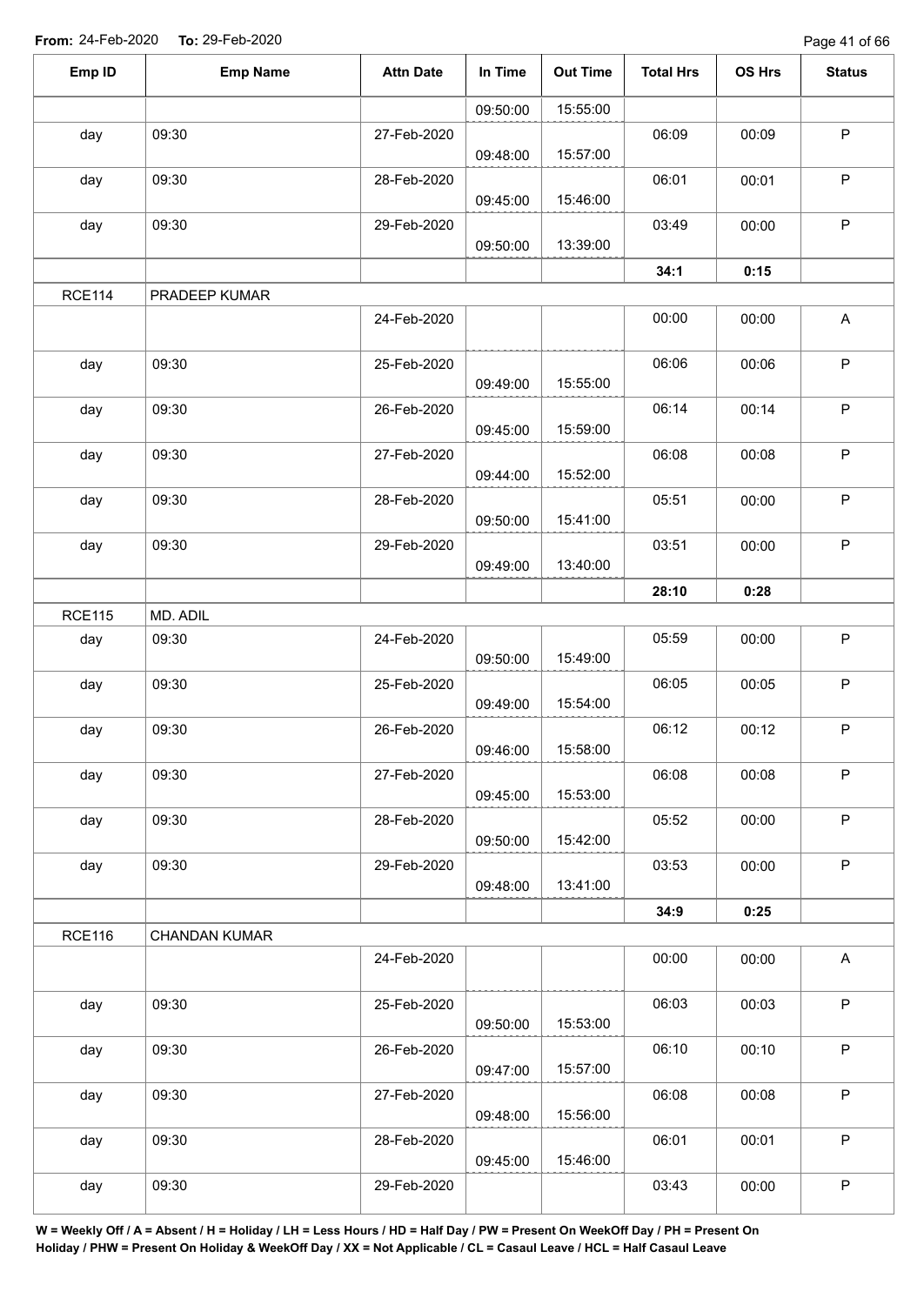From: 24-Feb-2020 To: 29-Feb-2020

| Emp ID | Emp Name | Attn Date | In Time | Out Time | Total Hrs | OS Hrs | Status |
|---|---|---|---|---|---|---|---|
| | | | 09:50:00 | 15:55:00 | | | |
| day | 09:30 | 27-Feb-2020 | 09:48:00 | 15:57:00 | 06:09 | 00:09 | P |
| day | 09:30 | 28-Feb-2020 | 09:45:00 | 15:46:00 | 06:01 | 00:01 | P |
| day | 09:30 | 29-Feb-2020 | 09:50:00 | 13:39:00 | 03:49 | 00:00 | P |
| | | | | | **34:1** | **0:15** | |
| RCE114 | PRADEEP KUMAR | | | | | | |
| | | 24-Feb-2020 | | | 00:00 | 00:00 | A |
| day | 09:30 | 25-Feb-2020 | 09:49:00 | 15:55:00 | 06:06 | 00:06 | P |
| day | 09:30 | 26-Feb-2020 | 09:45:00 | 15:59:00 | 06:14 | 00:14 | P |
| day | 09:30 | 27-Feb-2020 | 09:44:00 | 15:52:00 | 06:08 | 00:08 | P |
| day | 09:30 | 28-Feb-2020 | 09:50:00 | 15:41:00 | 05:51 | 00:00 | P |
| day | 09:30 | 29-Feb-2020 | 09:49:00 | 13:40:00 | 03:51 | 00:00 | P |
| | | | | | **28:10** | **0:28** | |
| RCE115 | MD. ADIL | | | | | | |
| day | 09:30 | 24-Feb-2020 | 09:50:00 | 15:49:00 | 05:59 | 00:00 | P |
| day | 09:30 | 25-Feb-2020 | 09:49:00 | 15:54:00 | 06:05 | 00:05 | P |
| day | 09:30 | 26-Feb-2020 | 09:46:00 | 15:58:00 | 06:12 | 00:12 | P |
| day | 09:30 | 27-Feb-2020 | 09:45:00 | 15:53:00 | 06:08 | 00:08 | P |
| day | 09:30 | 28-Feb-2020 | 09:50:00 | 15:42:00 | 05:52 | 00:00 | P |
| day | 09:30 | 29-Feb-2020 | 09:48:00 | 13:41:00 | 03:53 | 00:00 | P |
| | | | | | **34:9** | **0:25** | |
| RCE116 | CHANDAN KUMAR | | | | | | |
| | | 24-Feb-2020 | | | 00:00 | 00:00 | A |
| day | 09:30 | 25-Feb-2020 | 09:50:00 | 15:53:00 | 06:03 | 00:03 | P |
| day | 09:30 | 26-Feb-2020 | 09:47:00 | 15:57:00 | 06:10 | 00:10 | P |
| day | 09:30 | 27-Feb-2020 | 09:48:00 | 15:56:00 | 06:08 | 00:08 | P |
| day | 09:30 | 28-Feb-2020 | 09:45:00 | 15:46:00 | 06:01 | 00:01 | P |
| day | 09:30 | 29-Feb-2020 | | | 03:43 | 00:00 | P |

**W = Weekly Off / A = Absent / H = Holiday / LH = Less Hours / HD = Half Day / PW = Present On WeekOff Day / PH = Present On Holiday / PHW = Present On Holiday & WeekOff Day / XX = Not Applicable / CL = Casaul Leave / HCL = Half Casaul Leave**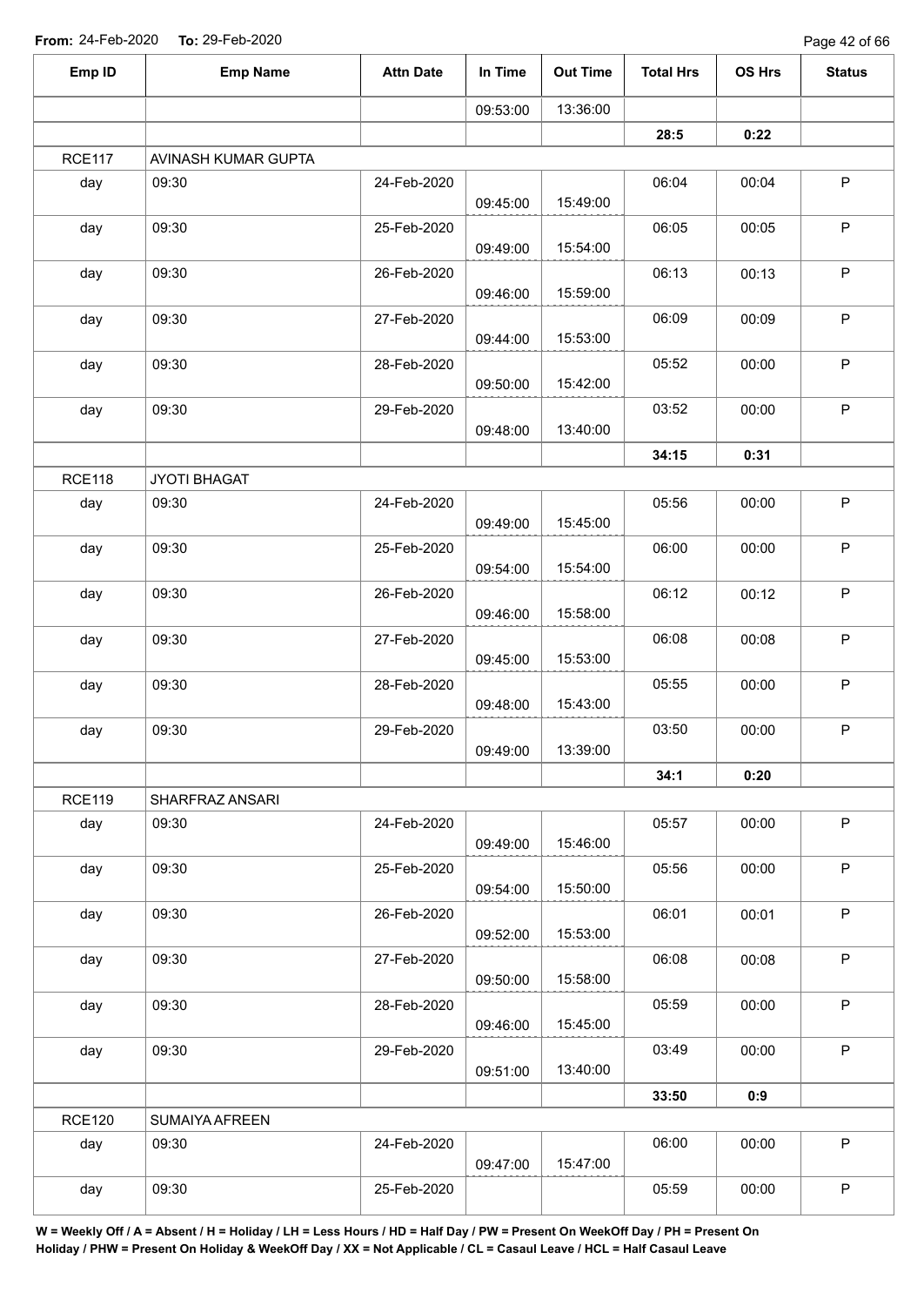**From:** 24-Feb-2020 **To:** 29-Feb-2020

| Emp ID | Emp Name | Attn Date | In Time | Out Time | Total Hrs | OS Hrs | Status |
|---|---|---|---|---|---|---|---|
| | | | 09:53:00 | 13:36:00 | | | |
| | | | | | **28:5** | **0:22** | |
| RCE117 | AVINASH KUMAR GUPTA | | | | | | |
| day | 09:30 | 24-Feb-2020 | 09:45:00 | 15:49:00 | 06:04 | 00:04 | P |
| day | 09:30 | 25-Feb-2020 | 09:49:00 | 15:54:00 | 06:05 | 00:05 | P |
| day | 09:30 | 26-Feb-2020 | 09:46:00 | 15:59:00 | 06:13 | 00:13 | P |
| day | 09:30 | 27-Feb-2020 | 09:44:00 | 15:53:00 | 06:09 | 00:09 | P |
| day | 09:30 | 28-Feb-2020 | 09:50:00 | 15:42:00 | 05:52 | 00:00 | P |
| day | 09:30 | 29-Feb-2020 | 09:48:00 | 13:40:00 | 03:52 | 00:00 | P |
| | | | | | **34:15** | **0:31** | |
| RCE118 | JYOTI BHAGAT | | | | | | |
| day | 09:30 | 24-Feb-2020 | 09:49:00 | 15:45:00 | 05:56 | 00:00 | P |
| day | 09:30 | 25-Feb-2020 | 09:54:00 | 15:54:00 | 06:00 | 00:00 | P |
| day | 09:30 | 26-Feb-2020 | 09:46:00 | 15:58:00 | 06:12 | 00:12 | P |
| day | 09:30 | 27-Feb-2020 | 09:45:00 | 15:53:00 | 06:08 | 00:08 | P |
| day | 09:30 | 28-Feb-2020 | 09:48:00 | 15:43:00 | 05:55 | 00:00 | P |
| day | 09:30 | 29-Feb-2020 | 09:49:00 | 13:39:00 | 03:50 | 00:00 | P |
| | | | | | **34:1** | **0:20** | |
| RCE119 | SHARFRAZ ANSARI | | | | | | |
| day | 09:30 | 24-Feb-2020 | 09:49:00 | 15:46:00 | 05:57 | 00:00 | P |
| day | 09:30 | 25-Feb-2020 | 09:54:00 | 15:50:00 | 05:56 | 00:00 | P |
| day | 09:30 | 26-Feb-2020 | 09:52:00 | 15:53:00 | 06:01 | 00:01 | P |
| day | 09:30 | 27-Feb-2020 | 09:50:00 | 15:58:00 | 06:08 | 00:08 | P |
| day | 09:30 | 28-Feb-2020 | 09:46:00 | 15:45:00 | 05:59 | 00:00 | P |
| day | 09:30 | 29-Feb-2020 | 09:51:00 | 13:40:00 | 03:49 | 00:00 | P |
| | | | | | **33:50** | **0:9** | |
| RCE120 | SUMAIYA AFREEN | | | | | | |
| day | 09:30 | 24-Feb-2020 | 09:47:00 | 15:47:00 | 06:00 | 00:00 | P |
| day | 09:30 | 25-Feb-2020 | | | 05:59 | 00:00 | P |

**W = Weekly Off / A = Absent / H = Holiday / LH = Less Hours / HD = Half Day / PW = Present On WeekOff Day / PH = Present On Holiday / PHW = Present On Holiday & WeekOff Day / XX = Not Applicable / CL = Casaul Leave / HCL = Half Casaul Leave**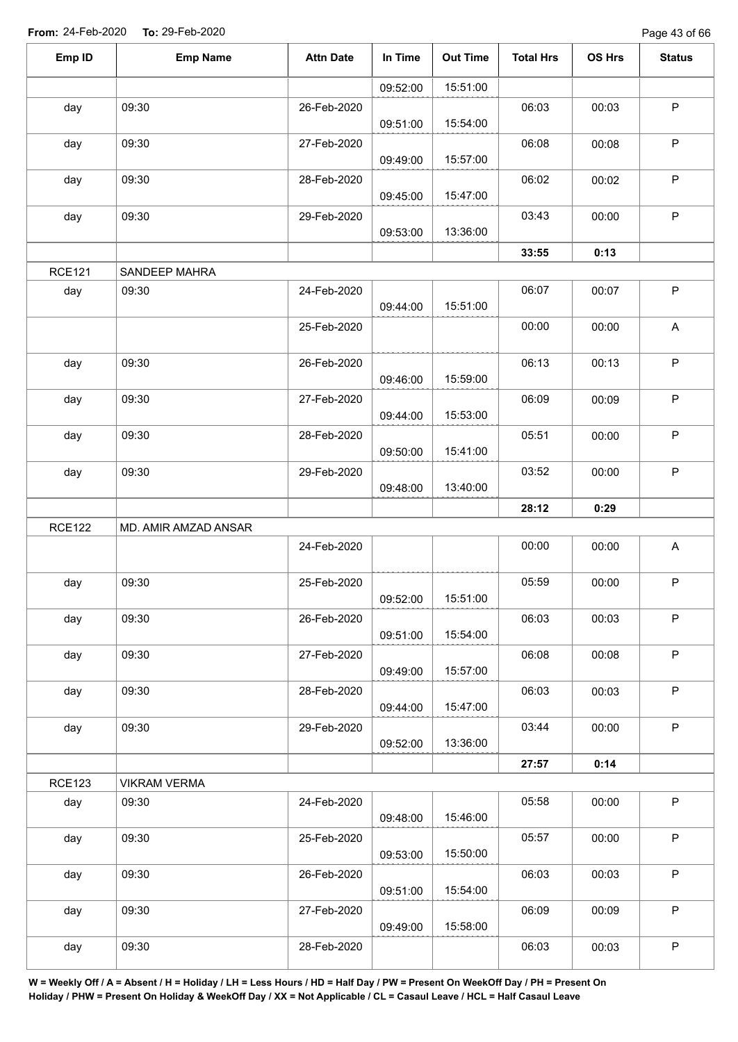**From:** 24-Feb-2020 **To:** 29-Feb-2020

| Emp ID | Emp Name | Attn Date | In Time | Out Time | Total Hrs | OS Hrs | Status |
|---|---|---|---|---|---|---|---|
| | | | 09:52:00 | 15:51:00 | | | |
| day | 09:30 | 26-Feb-2020 | 09:51:00 | 15:54:00 | 06:03 | 00:03 | P |
| day | 09:30 | 27-Feb-2020 | 09:49:00 | 15:57:00 | 06:08 | 00:08 | P |
| day | 09:30 | 28-Feb-2020 | 09:45:00 | 15:47:00 | 06:02 | 00:02 | P |
| day | 09:30 | 29-Feb-2020 | 09:53:00 | 13:36:00 | 03:43 | 00:00 | P |
| | | | | | **33:55** | **0:13** | |
| RCE121 | SANDEEP MAHRA | | | | | | |
| day | 09:30 | 24-Feb-2020 | 09:44:00 | 15:51:00 | 06:07 | 00:07 | P |
| | | 25-Feb-2020 | | | 00:00 | 00:00 | A |
| day | 09:30 | 26-Feb-2020 | 09:46:00 | 15:59:00 | 06:13 | 00:13 | P |
| day | 09:30 | 27-Feb-2020 | 09:44:00 | 15:53:00 | 06:09 | 00:09 | P |
| day | 09:30 | 28-Feb-2020 | 09:50:00 | 15:41:00 | 05:51 | 00:00 | P |
| day | 09:30 | 29-Feb-2020 | 09:48:00 | 13:40:00 | 03:52 | 00:00 | P |
| | | | | | **28:12** | **0:29** | |
| RCE122 | MD. AMIR AMZAD ANSAR | | | | | | |
| | | 24-Feb-2020 | | | 00:00 | 00:00 | A |
| day | 09:30 | 25-Feb-2020 | 09:52:00 | 15:51:00 | 05:59 | 00:00 | P |
| day | 09:30 | 26-Feb-2020 | 09:51:00 | 15:54:00 | 06:03 | 00:03 | P |
| day | 09:30 | 27-Feb-2020 | 09:49:00 | 15:57:00 | 06:08 | 00:08 | P |
| day | 09:30 | 28-Feb-2020 | 09:44:00 | 15:47:00 | 06:03 | 00:03 | P |
| day | 09:30 | 29-Feb-2020 | 09:52:00 | 13:36:00 | 03:44 | 00:00 | P |
| | | | | | **27:57** | **0:14** | |
| RCE123 | VIKRAM VERMA | | | | | | |
| day | 09:30 | 24-Feb-2020 | 09:48:00 | 15:46:00 | 05:58 | 00:00 | P |
| day | 09:30 | 25-Feb-2020 | 09:53:00 | 15:50:00 | 05:57 | 00:00 | P |
| day | 09:30 | 26-Feb-2020 | 09:51:00 | 15:54:00 | 06:03 | 00:03 | P |
| day | 09:30 | 27-Feb-2020 | 09:49:00 | 15:58:00 | 06:09 | 00:09 | P |
| day | 09:30 | 28-Feb-2020 | | | 06:03 | 00:03 | P |

**W = Weekly Off / A = Absent / H = Holiday / LH = Less Hours / HD = Half Day / PW = Present On WeekOff Day / PH = Present On Holiday / PHW = Present On Holiday & WeekOff Day / XX = Not Applicable / CL = Casaul Leave / HCL = Half Casaul Leave**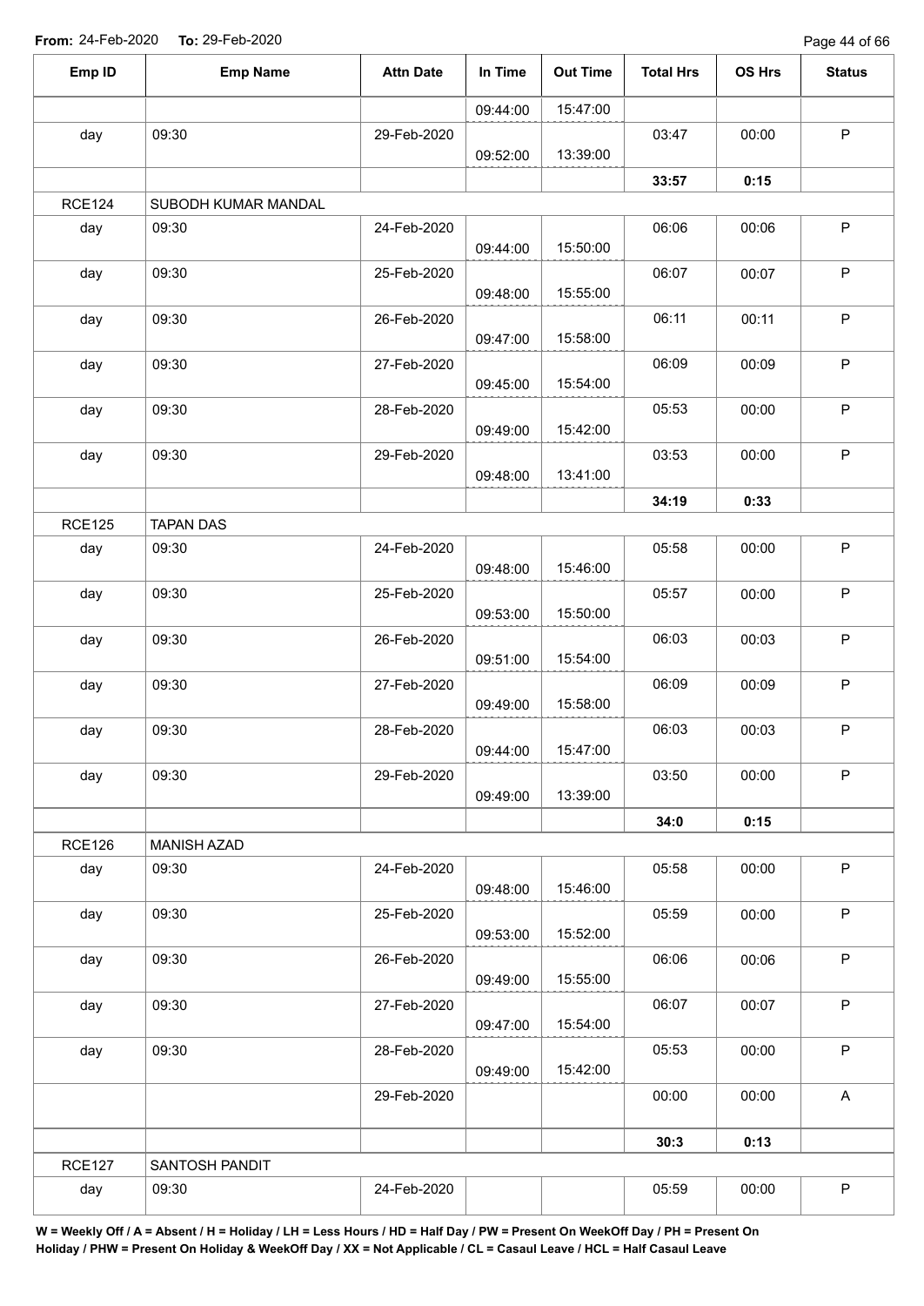From: 24-Feb-2020 To: 29-Feb-2020

| Emp ID | Emp Name | Attn Date | In Time | Out Time | Total Hrs | OS Hrs | Status |
|---|---|---|---|---|---|---|---|
| | | | 09:44:00 | 15:47:00 | | | |
| day | 09:30 | 29-Feb-2020 | 09:52:00 | 13:39:00 | 03:47 | 00:00 | P |
| | | | | | **33:57** | **0:15** | |
| RCE124 | SUBODH KUMAR MANDAL | | | | | | |
| day | 09:30 | 24-Feb-2020 | 09:44:00 | 15:50:00 | 06:06 | 00:06 | P |
| day | 09:30 | 25-Feb-2020 | 09:48:00 | 15:55:00 | 06:07 | 00:07 | P |
| day | 09:30 | 26-Feb-2020 | 09:47:00 | 15:58:00 | 06:11 | 00:11 | P |
| day | 09:30 | 27-Feb-2020 | 09:45:00 | 15:54:00 | 06:09 | 00:09 | P |
| day | 09:30 | 28-Feb-2020 | 09:49:00 | 15:42:00 | 05:53 | 00:00 | P |
| day | 09:30 | 29-Feb-2020 | 09:48:00 | 13:41:00 | 03:53 | 00:00 | P |
| | | | | | **34:19** | **0:33** | |
| RCE125 | TAPAN DAS | | | | | | |
| day | 09:30 | 24-Feb-2020 | 09:48:00 | 15:46:00 | 05:58 | 00:00 | P |
| day | 09:30 | 25-Feb-2020 | 09:53:00 | 15:50:00 | 05:57 | 00:00 | P |
| day | 09:30 | 26-Feb-2020 | 09:51:00 | 15:54:00 | 06:03 | 00:03 | P |
| day | 09:30 | 27-Feb-2020 | 09:49:00 | 15:58:00 | 06:09 | 00:09 | P |
| day | 09:30 | 28-Feb-2020 | 09:44:00 | 15:47:00 | 06:03 | 00:03 | P |
| day | 09:30 | 29-Feb-2020 | 09:49:00 | 13:39:00 | 03:50 | 00:00 | P |
| | | | | | **34:0** | **0:15** | |
| RCE126 | MANISH AZAD | | | | | | |
| day | 09:30 | 24-Feb-2020 | 09:48:00 | 15:46:00 | 05:58 | 00:00 | P |
| day | 09:30 | 25-Feb-2020 | 09:53:00 | 15:52:00 | 05:59 | 00:00 | P |
| day | 09:30 | 26-Feb-2020 | 09:49:00 | 15:55:00 | 06:06 | 00:06 | P |
| day | 09:30 | 27-Feb-2020 | 09:47:00 | 15:54:00 | 06:07 | 00:07 | P |
| day | 09:30 | 28-Feb-2020 | 09:49:00 | 15:42:00 | 05:53 | 00:00 | P |
| | | 29-Feb-2020 | | | 00:00 | 00:00 | A |
| | | | | | **30:3** | **0:13** | |
| RCE127 | SANTOSH PANDIT | | | | | | |
| day | 09:30 | 24-Feb-2020 | | | 05:59 | 00:00 | P |

**W = Weekly Off / A = Absent / H = Holiday / LH = Less Hours / HD = Half Day / PW = Present On WeekOff Day / PH = Present On Holiday / PHW = Present On Holiday & WeekOff Day / XX = Not Applicable / CL = Casaul Leave / HCL = Half Casaul Leave**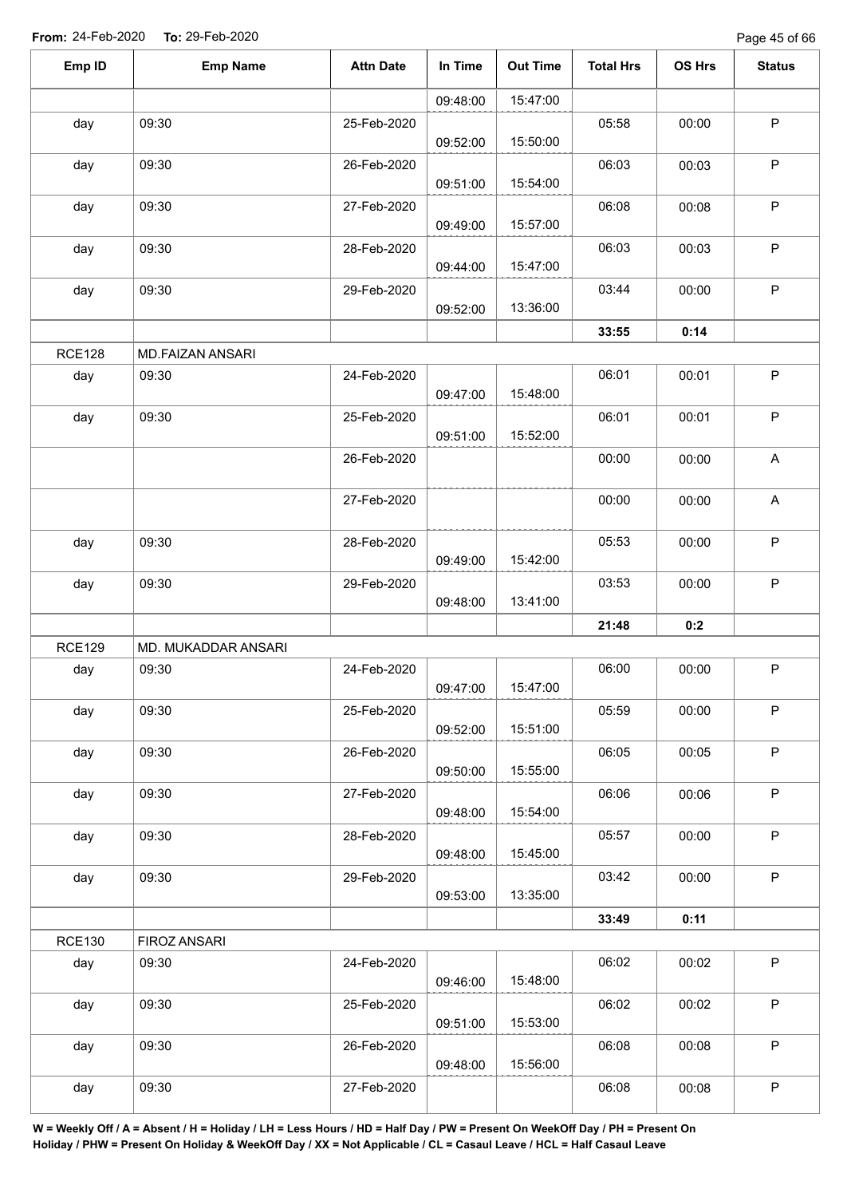**From:** 24-Feb-2020 **To:** 29-Feb-2020

| Emp ID | Emp Name | Attn Date | In Time | Out Time | Total Hrs | OS Hrs | Status |
|---|---|---|---|---|---|---|---|
| | | | 09:48:00 | 15:47:00 | | | |
| day | 09:30 | 25-Feb-2020 | 09:52:00 | 15:50:00 | 05:58 | 00:00 | P |
| day | 09:30 | 26-Feb-2020 | 09:51:00 | 15:54:00 | 06:03 | 00:03 | P |
| day | 09:30 | 27-Feb-2020 | 09:49:00 | 15:57:00 | 06:08 | 00:08 | P |
| day | 09:30 | 28-Feb-2020 | 09:44:00 | 15:47:00 | 06:03 | 00:03 | P |
| day | 09:30 | 29-Feb-2020 | 09:52:00 | 13:36:00 | 03:44 | 00:00 | P |
| | | | | | **33:55** | **0:14** | |
| RCE128 | MD.FAIZAN ANSARI | | | | | | |
| day | 09:30 | 24-Feb-2020 | 09:47:00 | 15:48:00 | 06:01 | 00:01 | P |
| day | 09:30 | 25-Feb-2020 | 09:51:00 | 15:52:00 | 06:01 | 00:01 | P |
| | | 26-Feb-2020 | | | 00:00 | 00:00 | A |
| | | 27-Feb-2020 | | | 00:00 | 00:00 | A |
| day | 09:30 | 28-Feb-2020 | 09:49:00 | 15:42:00 | 05:53 | 00:00 | P |
| day | 09:30 | 29-Feb-2020 | 09:48:00 | 13:41:00 | 03:53 | 00:00 | P |
| | | | | | **21:48** | **0:2** | |
| RCE129 | MD. MUKADDAR ANSARI | | | | | | |
| day | 09:30 | 24-Feb-2020 | 09:47:00 | 15:47:00 | 06:00 | 00:00 | P |
| day | 09:30 | 25-Feb-2020 | 09:52:00 | 15:51:00 | 05:59 | 00:00 | P |
| day | 09:30 | 26-Feb-2020 | 09:50:00 | 15:55:00 | 06:05 | 00:05 | P |
| day | 09:30 | 27-Feb-2020 | 09:48:00 | 15:54:00 | 06:06 | 00:06 | P |
| day | 09:30 | 28-Feb-2020 | 09:48:00 | 15:45:00 | 05:57 | 00:00 | P |
| day | 09:30 | 29-Feb-2020 | 09:53:00 | 13:35:00 | 03:42 | 00:00 | P |
| | | | | | **33:49** | **0:11** | |
| RCE130 | FIROZ ANSARI | | | | | | |
| day | 09:30 | 24-Feb-2020 | 09:46:00 | 15:48:00 | 06:02 | 00:02 | P |
| day | 09:30 | 25-Feb-2020 | 09:51:00 | 15:53:00 | 06:02 | 00:02 | P |
| day | 09:30 | 26-Feb-2020 | 09:48:00 | 15:56:00 | 06:08 | 00:08 | P |
| day | 09:30 | 27-Feb-2020 | | | 06:08 | 00:08 | P |

**W = Weekly Off / A = Absent / H = Holiday / LH = Less Hours / HD = Half Day / PW = Present On WeekOff Day / PH = Present On Holiday / PHW = Present On Holiday & WeekOff Day / XX = Not Applicable / CL = Casaul Leave / HCL = Half Casaul Leave**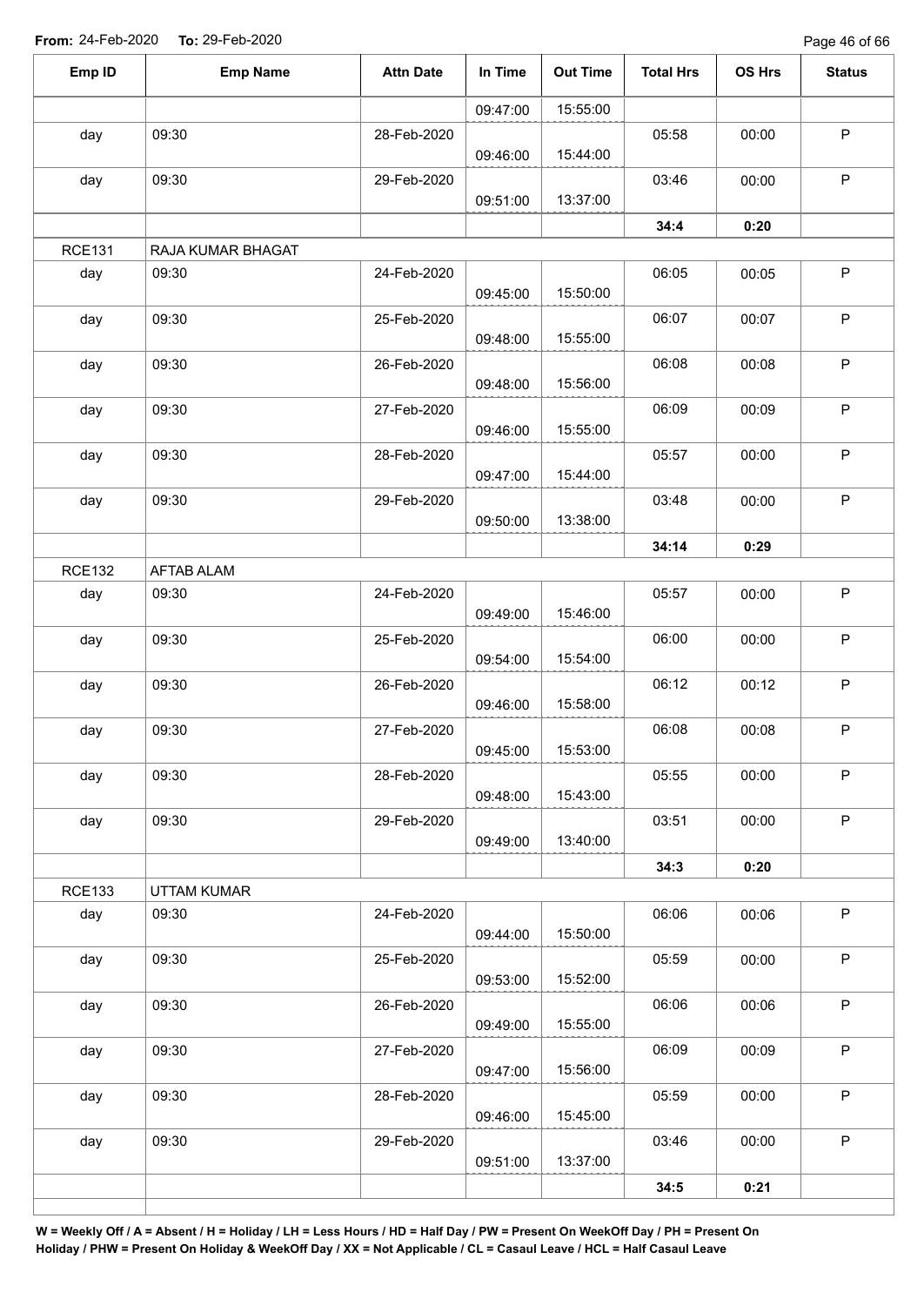From: 24-Feb-2020 To: 29-Feb-2020

| Emp ID | Emp Name | Attn Date | In Time | Out Time | Total Hrs | OS Hrs | Status |
|---|---|---|---|---|---|---|---|
| | | | 09:47:00 | 15:55:00 | | | |
| day | 09:30 | 28-Feb-2020 | 09:46:00 | 15:44:00 | 05:58 | 00:00 | P |
| day | 09:30 | 29-Feb-2020 | 09:51:00 | 13:37:00 | 03:46 | 00:00 | P |
| | | | | | **34:4** | **0:20** | |
| RCE131 | RAJA KUMAR BHAGAT | | | | | | |
| day | 09:30 | 24-Feb-2020 | 09:45:00 | 15:50:00 | 06:05 | 00:05 | P |
| day | 09:30 | 25-Feb-2020 | 09:48:00 | 15:55:00 | 06:07 | 00:07 | P |
| day | 09:30 | 26-Feb-2020 | 09:48:00 | 15:56:00 | 06:08 | 00:08 | P |
| day | 09:30 | 27-Feb-2020 | 09:46:00 | 15:55:00 | 06:09 | 00:09 | P |
| day | 09:30 | 28-Feb-2020 | 09:47:00 | 15:44:00 | 05:57 | 00:00 | P |
| day | 09:30 | 29-Feb-2020 | 09:50:00 | 13:38:00 | 03:48 | 00:00 | P |
| | | | | | **34:14** | **0:29** | |
| RCE132 | AFTAB ALAM | | | | | | |
| day | 09:30 | 24-Feb-2020 | 09:49:00 | 15:46:00 | 05:57 | 00:00 | P |
| day | 09:30 | 25-Feb-2020 | 09:54:00 | 15:54:00 | 06:00 | 00:00 | P |
| day | 09:30 | 26-Feb-2020 | 09:46:00 | 15:58:00 | 06:12 | 00:12 | P |
| day | 09:30 | 27-Feb-2020 | 09:45:00 | 15:53:00 | 06:08 | 00:08 | P |
| day | 09:30 | 28-Feb-2020 | 09:48:00 | 15:43:00 | 05:55 | 00:00 | P |
| day | 09:30 | 29-Feb-2020 | 09:49:00 | 13:40:00 | 03:51 | 00:00 | P |
| | | | | | **34:3** | **0:20** | |
| RCE133 | UTTAM KUMAR | | | | | | |
| day | 09:30 | 24-Feb-2020 | 09:44:00 | 15:50:00 | 06:06 | 00:06 | P |
| day | 09:30 | 25-Feb-2020 | 09:53:00 | 15:52:00 | 05:59 | 00:00 | P |
| day | 09:30 | 26-Feb-2020 | 09:49:00 | 15:55:00 | 06:06 | 00:06 | P |
| day | 09:30 | 27-Feb-2020 | 09:47:00 | 15:56:00 | 06:09 | 00:09 | P |
| day | 09:30 | 28-Feb-2020 | 09:46:00 | 15:45:00 | 05:59 | 00:00 | P |
| day | 09:30 | 29-Feb-2020 | 09:51:00 | 13:37:00 | 03:46 | 00:00 | P |
| | | | | | **34:5** | **0:21** | |

**W = Weekly Off / A = Absent / H = Holiday / LH = Less Hours / HD = Half Day / PW = Present On WeekOff Day / PH = Present On Holiday / PHW = Present On Holiday & WeekOff Day / XX = Not Applicable / CL = Casaul Leave / HCL = Half Casaul Leave**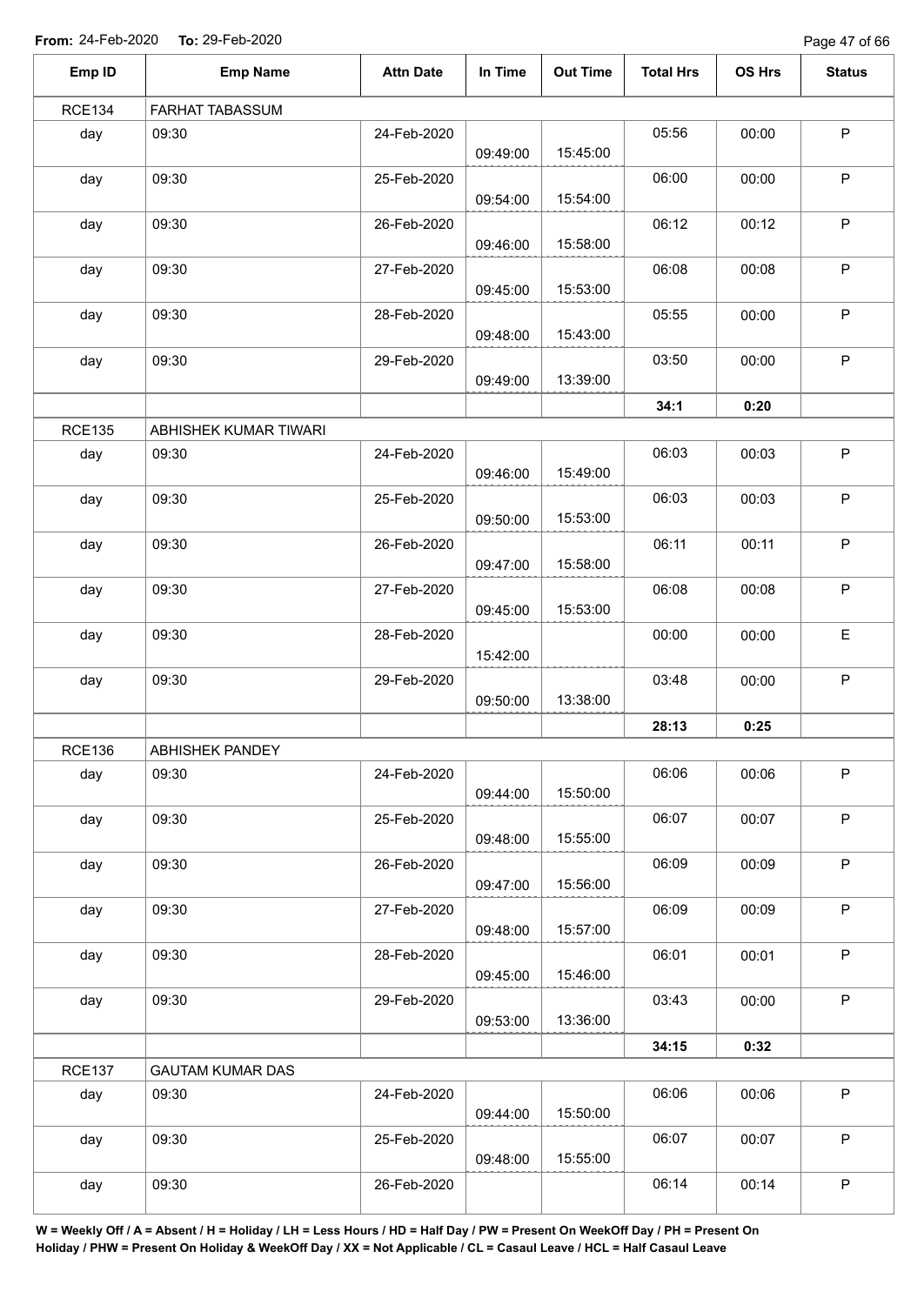**From:** 24-Feb-2020 **To:** 29-Feb-2020

| Emp ID | Emp Name | Attn Date | In Time | Out Time | Total Hrs | OS Hrs | Status |
|---|---|---|---|---|---|---|---|
| RCE134 | FARHAT TABASSUM | | | | | | |
| day | 09:30 | 24-Feb-2020 | 09:49:00 | 15:45:00 | 05:56 | 00:00 | P |
| day | 09:30 | 25-Feb-2020 | 09:54:00 | 15:54:00 | 06:00 | 00:00 | P |
| day | 09:30 | 26-Feb-2020 | 09:46:00 | 15:58:00 | 06:12 | 00:12 | P |
| day | 09:30 | 27-Feb-2020 | 09:45:00 | 15:53:00 | 06:08 | 00:08 | P |
| day | 09:30 | 28-Feb-2020 | 09:48:00 | 15:43:00 | 05:55 | 00:00 | P |
| day | 09:30 | 29-Feb-2020 | 09:49:00 | 13:39:00 | 03:50 | 00:00 | P |
| | | | | | **34:1** | **0:20** | |
| RCE135 | ABHISHEK KUMAR TIWARI | | | | | | |
| day | 09:30 | 24-Feb-2020 | 09:46:00 | 15:49:00 | 06:03 | 00:03 | P |
| day | 09:30 | 25-Feb-2020 | 09:50:00 | 15:53:00 | 06:03 | 00:03 | P |
| day | 09:30 | 26-Feb-2020 | 09:47:00 | 15:58:00 | 06:11 | 00:11 | P |
| day | 09:30 | 27-Feb-2020 | 09:45:00 | 15:53:00 | 06:08 | 00:08 | P |
| day | 09:30 | 28-Feb-2020 | 15:42:00 | | 00:00 | 00:00 | E |
| day | 09:30 | 29-Feb-2020 | 09:50:00 | 13:38:00 | 03:48 | 00:00 | P |
| | | | | | **28:13** | **0:25** | |
| RCE136 | ABHISHEK PANDEY | | | | | | |
| day | 09:30 | 24-Feb-2020 | 09:44:00 | 15:50:00 | 06:06 | 00:06 | P |
| day | 09:30 | 25-Feb-2020 | 09:48:00 | 15:55:00 | 06:07 | 00:07 | P |
| day | 09:30 | 26-Feb-2020 | 09:47:00 | 15:56:00 | 06:09 | 00:09 | P |
| day | 09:30 | 27-Feb-2020 | 09:48:00 | 15:57:00 | 06:09 | 00:09 | P |
| day | 09:30 | 28-Feb-2020 | 09:45:00 | 15:46:00 | 06:01 | 00:01 | P |
| day | 09:30 | 29-Feb-2020 | 09:53:00 | 13:36:00 | 03:43 | 00:00 | P |
| | | | | | **34:15** | **0:32** | |
| RCE137 | GAUTAM KUMAR DAS | | | | | | |
| day | 09:30 | 24-Feb-2020 | 09:44:00 | 15:50:00 | 06:06 | 00:06 | P |
| day | 09:30 | 25-Feb-2020 | 09:48:00 | 15:55:00 | 06:07 | 00:07 | P |
| day | 09:30 | 26-Feb-2020 | | | 06:14 | 00:14 | P |

**W = Weekly Off / A = Absent / H = Holiday / LH = Less Hours / HD = Half Day / PW = Present On WeekOff Day / PH = Present On Holiday / PHW = Present On Holiday & WeekOff Day / XX = Not Applicable / CL = Casaul Leave / HCL = Half Casaul Leave**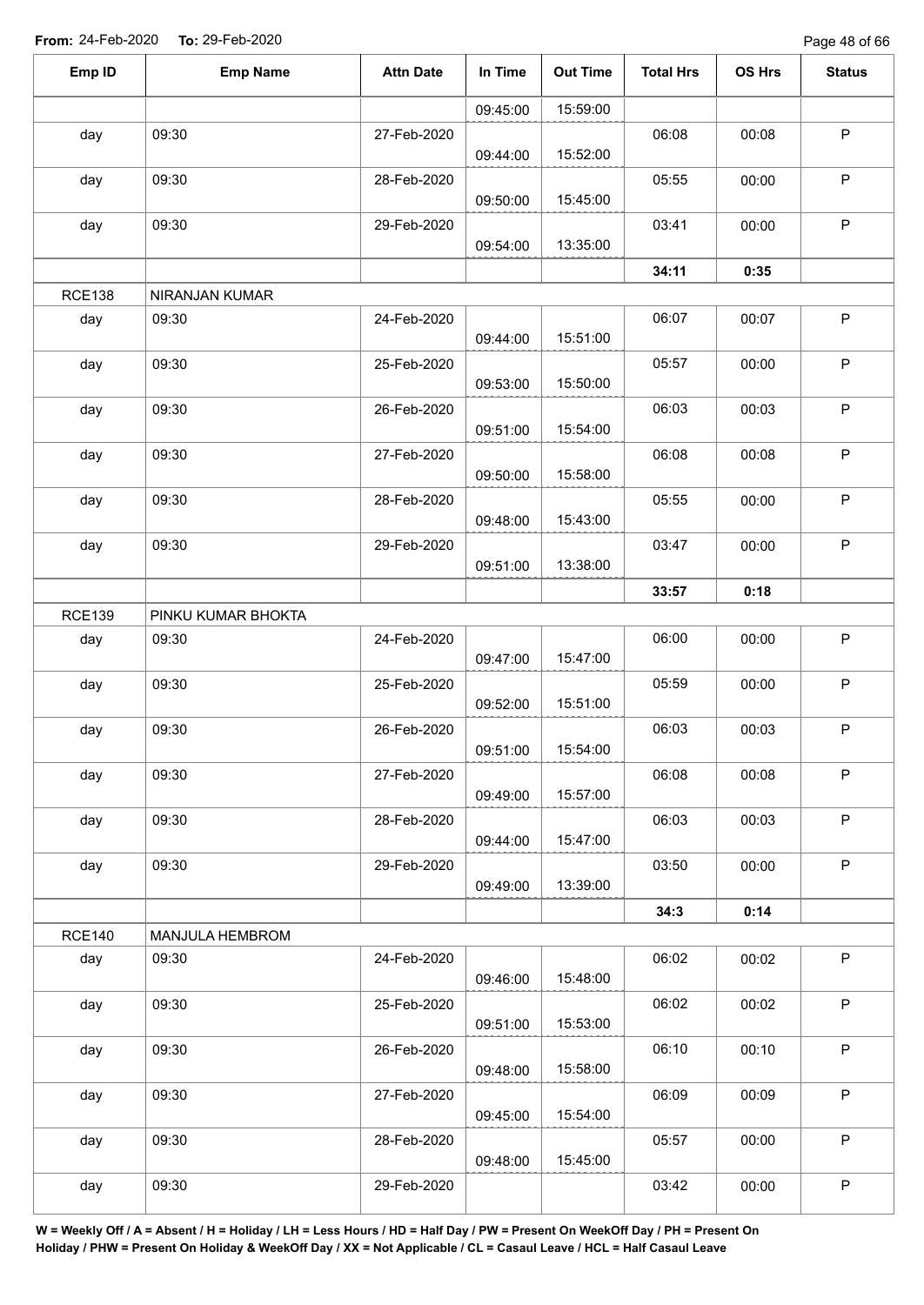**From:** 24-Feb-2020 **To:** 29-Feb-2020

| Emp ID | Emp Name | Attn Date | In Time | Out Time | Total Hrs | OS Hrs | Status |
|---|---|---|---|---|---|---|---|
| | | | 09:45:00 | 15:59:00 | | | |
| day | 09:30 | 27-Feb-2020 | 09:44:00 | 15:52:00 | 06:08 | 00:08 | P |
| day | 09:30 | 28-Feb-2020 | 09:50:00 | 15:45:00 | 05:55 | 00:00 | P |
| day | 09:30 | 29-Feb-2020 | 09:54:00 | 13:35:00 | 03:41 | 00:00 | P |
| | | | | | **34:11** | **0:35** | |
| RCE138 | NIRANJAN KUMAR | | | | | | |
| day | 09:30 | 24-Feb-2020 | 09:44:00 | 15:51:00 | 06:07 | 00:07 | P |
| day | 09:30 | 25-Feb-2020 | 09:53:00 | 15:50:00 | 05:57 | 00:00 | P |
| day | 09:30 | 26-Feb-2020 | 09:51:00 | 15:54:00 | 06:03 | 00:03 | P |
| day | 09:30 | 27-Feb-2020 | 09:50:00 | 15:58:00 | 06:08 | 00:08 | P |
| day | 09:30 | 28-Feb-2020 | 09:48:00 | 15:43:00 | 05:55 | 00:00 | P |
| day | 09:30 | 29-Feb-2020 | 09:51:00 | 13:38:00 | 03:47 | 00:00 | P |
| | | | | | **33:57** | **0:18** | |
| RCE139 | PINKU KUMAR BHOKTA | | | | | | |
| day | 09:30 | 24-Feb-2020 | 09:47:00 | 15:47:00 | 06:00 | 00:00 | P |
| day | 09:30 | 25-Feb-2020 | 09:52:00 | 15:51:00 | 05:59 | 00:00 | P |
| day | 09:30 | 26-Feb-2020 | 09:51:00 | 15:54:00 | 06:03 | 00:03 | P |
| day | 09:30 | 27-Feb-2020 | 09:49:00 | 15:57:00 | 06:08 | 00:08 | P |
| day | 09:30 | 28-Feb-2020 | 09:44:00 | 15:47:00 | 06:03 | 00:03 | P |
| day | 09:30 | 29-Feb-2020 | 09:49:00 | 13:39:00 | 03:50 | 00:00 | P |
| | | | | | **34:3** | **0:14** | |
| RCE140 | MANJULA HEMBROM | | | | | | |
| day | 09:30 | 24-Feb-2020 | 09:46:00 | 15:48:00 | 06:02 | 00:02 | P |
| day | 09:30 | 25-Feb-2020 | 09:51:00 | 15:53:00 | 06:02 | 00:02 | P |
| day | 09:30 | 26-Feb-2020 | 09:48:00 | 15:58:00 | 06:10 | 00:10 | P |
| day | 09:30 | 27-Feb-2020 | 09:45:00 | 15:54:00 | 06:09 | 00:09 | P |
| day | 09:30 | 28-Feb-2020 | 09:48:00 | 15:45:00 | 05:57 | 00:00 | P |
| day | 09:30 | 29-Feb-2020 | | | 03:42 | 00:00 | P |

**W = Weekly Off / A = Absent / H = Holiday / LH = Less Hours / HD = Half Day / PW = Present On WeekOff Day / PH = Present On Holiday / PHW = Present On Holiday & WeekOff Day / XX = Not Applicable / CL = Casaul Leave / HCL = Half Casaul Leave**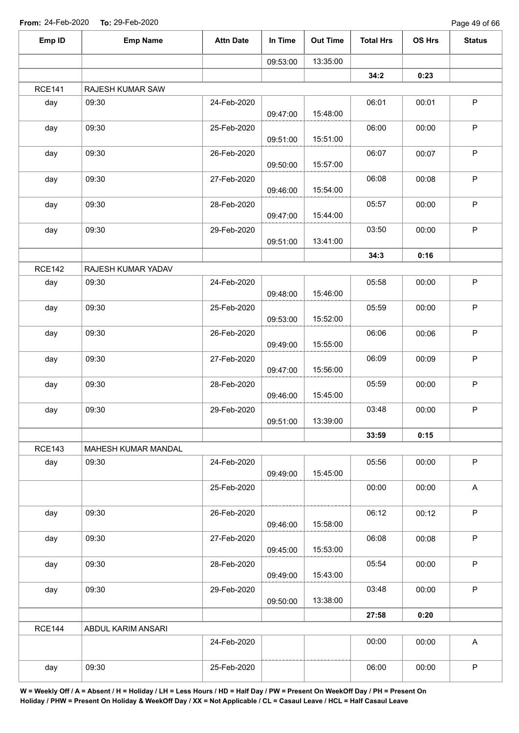**From:** 24-Feb-2020 **To:** 29-Feb-2020

| Emp ID | Emp Name | Attn Date | In Time | Out Time | Total Hrs | OS Hrs | Status |
|---|---|---|---|---|---|---|---|
| | | | 09:53:00 | 13:35:00 | | | |
| | | | | | **34:2** | **0:23** | |
| RCE141 | RAJESH KUMAR SAW | | | | | | |
| day | 09:30 | 24-Feb-2020 | 09:47:00 | 15:48:00 | 06:01 | 00:01 | P |
| day | 09:30 | 25-Feb-2020 | 09:51:00 | 15:51:00 | 06:00 | 00:00 | P |
| day | 09:30 | 26-Feb-2020 | 09:50:00 | 15:57:00 | 06:07 | 00:07 | P |
| day | 09:30 | 27-Feb-2020 | 09:46:00 | 15:54:00 | 06:08 | 00:08 | P |
| day | 09:30 | 28-Feb-2020 | 09:47:00 | 15:44:00 | 05:57 | 00:00 | P |
| day | 09:30 | 29-Feb-2020 | 09:51:00 | 13:41:00 | 03:50 | 00:00 | P |
| | | | | | **34:3** | **0:16** | |
| RCE142 | RAJESH KUMAR YADAV | | | | | | |
| day | 09:30 | 24-Feb-2020 | 09:48:00 | 15:46:00 | 05:58 | 00:00 | P |
| day | 09:30 | 25-Feb-2020 | 09:53:00 | 15:52:00 | 05:59 | 00:00 | P |
| day | 09:30 | 26-Feb-2020 | 09:49:00 | 15:55:00 | 06:06 | 00:06 | P |
| day | 09:30 | 27-Feb-2020 | 09:47:00 | 15:56:00 | 06:09 | 00:09 | P |
| day | 09:30 | 28-Feb-2020 | 09:46:00 | 15:45:00 | 05:59 | 00:00 | P |
| day | 09:30 | 29-Feb-2020 | 09:51:00 | 13:39:00 | 03:48 | 00:00 | P |
| | | | | | **33:59** | **0:15** | |
| RCE143 | MAHESH KUMAR MANDAL | | | | | | |
| day | 09:30 | 24-Feb-2020 | 09:49:00 | 15:45:00 | 05:56 | 00:00 | P |
| | | 25-Feb-2020 | | | 00:00 | 00:00 | A |
| day | 09:30 | 26-Feb-2020 | 09:46:00 | 15:58:00 | 06:12 | 00:12 | P |
| day | 09:30 | 27-Feb-2020 | 09:45:00 | 15:53:00 | 06:08 | 00:08 | P |
| day | 09:30 | 28-Feb-2020 | 09:49:00 | 15:43:00 | 05:54 | 00:00 | P |
| day | 09:30 | 29-Feb-2020 | 09:50:00 | 13:38:00 | 03:48 | 00:00 | P |
| | | | | | **27:58** | **0:20** | |
| RCE144 | ABDUL KARIM ANSARI | | | | | | |
| | | 24-Feb-2020 | | | 00:00 | 00:00 | A |
| day | 09:30 | 25-Feb-2020 | | | 06:00 | 00:00 | P |

**W = Weekly Off / A = Absent / H = Holiday / LH = Less Hours / HD = Half Day / PW = Present On WeekOff Day / PH = Present On Holiday / PHW = Present On Holiday & WeekOff Day / XX = Not Applicable / CL = Casaul Leave / HCL = Half Casaul Leave**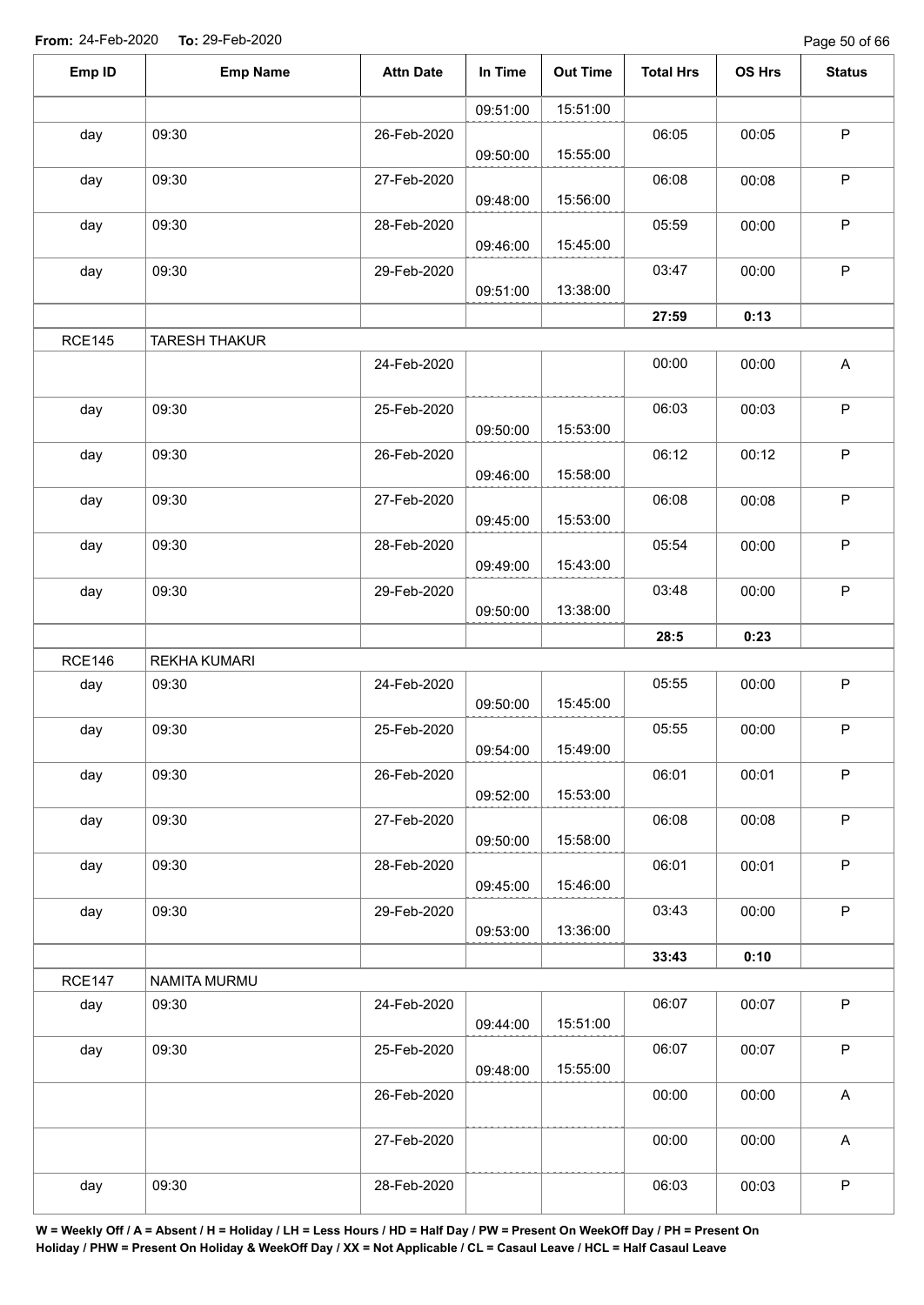**From:** 24-Feb-2020 **To:** 29-Feb-2020

| Emp ID | Emp Name | Attn Date | In Time | Out Time | Total Hrs | OS Hrs | Status |
|---|---|---|---|---|---|---|---|
| | | | 09:51:00 | 15:51:00 | | | |
| day | 09:30 | 26-Feb-2020 | 09:50:00 | 15:55:00 | 06:05 | 00:05 | P |
| day | 09:30 | 27-Feb-2020 | 09:48:00 | 15:56:00 | 06:08 | 00:08 | P |
| day | 09:30 | 28-Feb-2020 | 09:46:00 | 15:45:00 | 05:59 | 00:00 | P |
| day | 09:30 | 29-Feb-2020 | 09:51:00 | 13:38:00 | 03:47 | 00:00 | P |
| | | | | | **27:59** | **0:13** | |
| RCE145 | TARESH THAKUR | | | | | | |
| | | 24-Feb-2020 | | | 00:00 | 00:00 | A |
| day | 09:30 | 25-Feb-2020 | 09:50:00 | 15:53:00 | 06:03 | 00:03 | P |
| day | 09:30 | 26-Feb-2020 | 09:46:00 | 15:58:00 | 06:12 | 00:12 | P |
| day | 09:30 | 27-Feb-2020 | 09:45:00 | 15:53:00 | 06:08 | 00:08 | P |
| day | 09:30 | 28-Feb-2020 | 09:49:00 | 15:43:00 | 05:54 | 00:00 | P |
| day | 09:30 | 29-Feb-2020 | 09:50:00 | 13:38:00 | 03:48 | 00:00 | P |
| | | | | | **28:5** | **0:23** | |
| RCE146 | REKHA KUMARI | | | | | | |
| day | 09:30 | 24-Feb-2020 | 09:50:00 | 15:45:00 | 05:55 | 00:00 | P |
| day | 09:30 | 25-Feb-2020 | 09:54:00 | 15:49:00 | 05:55 | 00:00 | P |
| day | 09:30 | 26-Feb-2020 | 09:52:00 | 15:53:00 | 06:01 | 00:01 | P |
| day | 09:30 | 27-Feb-2020 | 09:50:00 | 15:58:00 | 06:08 | 00:08 | P |
| day | 09:30 | 28-Feb-2020 | 09:45:00 | 15:46:00 | 06:01 | 00:01 | P |
| day | 09:30 | 29-Feb-2020 | 09:53:00 | 13:36:00 | 03:43 | 00:00 | P |
| | | | | | **33:43** | **0:10** | |
| RCE147 | NAMITA MURMU | | | | | | |
| day | 09:30 | 24-Feb-2020 | 09:44:00 | 15:51:00 | 06:07 | 00:07 | P |
| day | 09:30 | 25-Feb-2020 | 09:48:00 | 15:55:00 | 06:07 | 00:07 | P |
| | | 26-Feb-2020 | | | 00:00 | 00:00 | A |
| | | 27-Feb-2020 | | | 00:00 | 00:00 | A |
| day | 09:30 | 28-Feb-2020 | | | 06:03 | 00:03 | P |

**W = Weekly Off / A = Absent / H = Holiday / LH = Less Hours / HD = Half Day / PW = Present On WeekOff Day / PH = Present On Holiday / PHW = Present On Holiday & WeekOff Day / XX = Not Applicable / CL = Casaul Leave / HCL = Half Casaul Leave**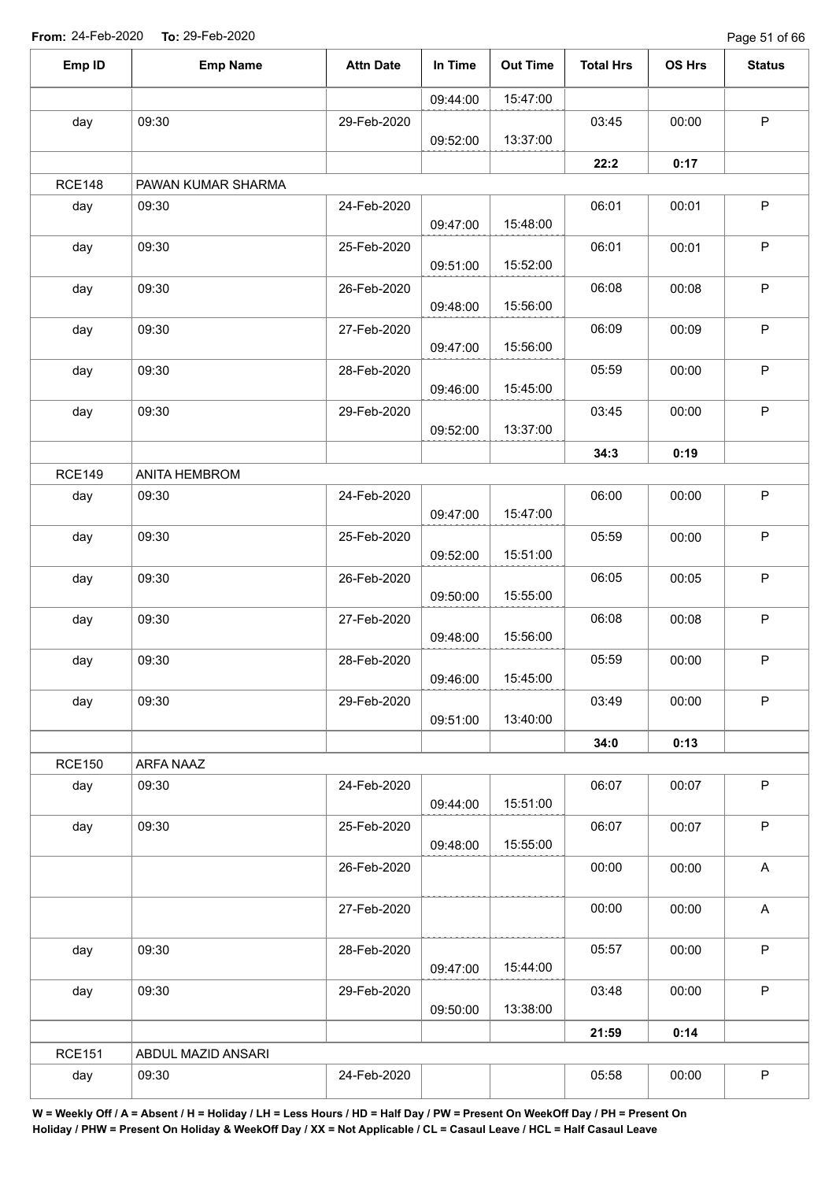**From:** 24-Feb-2020 **To:** 29-Feb-2020

| Emp ID | Emp Name | Attn Date | In Time | Out Time | Total Hrs | OS Hrs | Status |
|---|---|---|---|---|---|---|---|
| | | | 09:44:00 | 15:47:00 | | | |
| day | 09:30 | 29-Feb-2020 | 09:52:00 | 13:37:00 | 03:45 | 00:00 | P |
| | | | | | **22:2** | **0:17** | |
| RCE148 | PAWAN KUMAR SHARMA | | | | | | |
| day | 09:30 | 24-Feb-2020 | 09:47:00 | 15:48:00 | 06:01 | 00:01 | P |
| day | 09:30 | 25-Feb-2020 | 09:51:00 | 15:52:00 | 06:01 | 00:01 | P |
| day | 09:30 | 26-Feb-2020 | 09:48:00 | 15:56:00 | 06:08 | 00:08 | P |
| day | 09:30 | 27-Feb-2020 | 09:47:00 | 15:56:00 | 06:09 | 00:09 | P |
| day | 09:30 | 28-Feb-2020 | 09:46:00 | 15:45:00 | 05:59 | 00:00 | P |
| day | 09:30 | 29-Feb-2020 | 09:52:00 | 13:37:00 | 03:45 | 00:00 | P |
| | | | | | **34:3** | **0:19** | |
| RCE149 | ANITA HEMBROM | | | | | | |
| day | 09:30 | 24-Feb-2020 | 09:47:00 | 15:47:00 | 06:00 | 00:00 | P |
| day | 09:30 | 25-Feb-2020 | 09:52:00 | 15:51:00 | 05:59 | 00:00 | P |
| day | 09:30 | 26-Feb-2020 | 09:50:00 | 15:55:00 | 06:05 | 00:05 | P |
| day | 09:30 | 27-Feb-2020 | 09:48:00 | 15:56:00 | 06:08 | 00:08 | P |
| day | 09:30 | 28-Feb-2020 | 09:46:00 | 15:45:00 | 05:59 | 00:00 | P |
| day | 09:30 | 29-Feb-2020 | 09:51:00 | 13:40:00 | 03:49 | 00:00 | P |
| | | | | | **34:0** | **0:13** | |
| RCE150 | ARFA NAAZ | | | | | | |
| day | 09:30 | 24-Feb-2020 | 09:44:00 | 15:51:00 | 06:07 | 00:07 | P |
| day | 09:30 | 25-Feb-2020 | 09:48:00 | 15:55:00 | 06:07 | 00:07 | P |
| | | 26-Feb-2020 | | | 00:00 | 00:00 | A |
| | | 27-Feb-2020 | | | 00:00 | 00:00 | A |
| day | 09:30 | 28-Feb-2020 | 09:47:00 | 15:44:00 | 05:57 | 00:00 | P |
| day | 09:30 | 29-Feb-2020 | 09:50:00 | 13:38:00 | 03:48 | 00:00 | P |
| | | | | | **21:59** | **0:14** | |
| RCE151 | ABDUL MAZID ANSARI | | | | | | |
| day | 09:30 | 24-Feb-2020 | | | 05:58 | 00:00 | P |

**W = Weekly Off / A = Absent / H = Holiday / LH = Less Hours / HD = Half Day / PW = Present On WeekOff Day / PH = Present On Holiday / PHW = Present On Holiday & WeekOff Day / XX = Not Applicable / CL = Casaul Leave / HCL = Half Casaul Leave**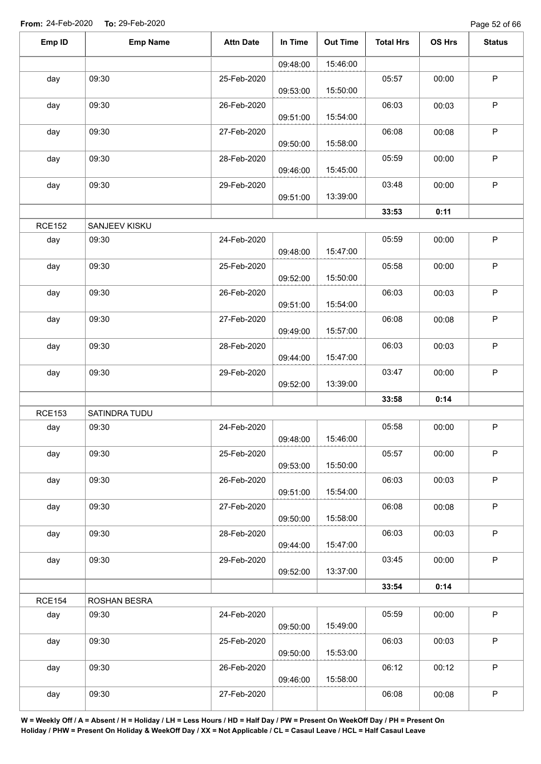From: 24-Feb-2020 To: 29-Feb-2020

| Emp ID | Emp Name | Attn Date | In Time | Out Time | Total Hrs | OS Hrs | Status |
|---|---|---|---|---|---|---|---|
| | | | 09:48:00 | 15:46:00 | | | |
| day | 09:30 | 25-Feb-2020 | 09:53:00 | 15:50:00 | 05:57 | 00:00 | P |
| day | 09:30 | 26-Feb-2020 | 09:51:00 | 15:54:00 | 06:03 | 00:03 | P |
| day | 09:30 | 27-Feb-2020 | 09:50:00 | 15:58:00 | 06:08 | 00:08 | P |
| day | 09:30 | 28-Feb-2020 | 09:46:00 | 15:45:00 | 05:59 | 00:00 | P |
| day | 09:30 | 29-Feb-2020 | 09:51:00 | 13:39:00 | 03:48 | 00:00 | P |
| | | | | | **33:53** | **0:11** | |
| RCE152 | SANJEEV KISKU | | | | | | |
| day | 09:30 | 24-Feb-2020 | 09:48:00 | 15:47:00 | 05:59 | 00:00 | P |
| day | 09:30 | 25-Feb-2020 | 09:52:00 | 15:50:00 | 05:58 | 00:00 | P |
| day | 09:30 | 26-Feb-2020 | 09:51:00 | 15:54:00 | 06:03 | 00:03 | P |
| day | 09:30 | 27-Feb-2020 | 09:49:00 | 15:57:00 | 06:08 | 00:08 | P |
| day | 09:30 | 28-Feb-2020 | 09:44:00 | 15:47:00 | 06:03 | 00:03 | P |
| day | 09:30 | 29-Feb-2020 | 09:52:00 | 13:39:00 | 03:47 | 00:00 | P |
| | | | | | **33:58** | **0:14** | |
| RCE153 | SATINDRA TUDU | | | | | | |
| day | 09:30 | 24-Feb-2020 | 09:48:00 | 15:46:00 | 05:58 | 00:00 | P |
| day | 09:30 | 25-Feb-2020 | 09:53:00 | 15:50:00 | 05:57 | 00:00 | P |
| day | 09:30 | 26-Feb-2020 | 09:51:00 | 15:54:00 | 06:03 | 00:03 | P |
| day | 09:30 | 27-Feb-2020 | 09:50:00 | 15:58:00 | 06:08 | 00:08 | P |
| day | 09:30 | 28-Feb-2020 | 09:44:00 | 15:47:00 | 06:03 | 00:03 | P |
| day | 09:30 | 29-Feb-2020 | 09:52:00 | 13:37:00 | 03:45 | 00:00 | P |
| | | | | | **33:54** | **0:14** | |
| RCE154 | ROSHAN BESRA | | | | | | |
| day | 09:30 | 24-Feb-2020 | 09:50:00 | 15:49:00 | 05:59 | 00:00 | P |
| day | 09:30 | 25-Feb-2020 | 09:50:00 | 15:53:00 | 06:03 | 00:03 | P |
| day | 09:30 | 26-Feb-2020 | 09:46:00 | 15:58:00 | 06:12 | 00:12 | P |
| day | 09:30 | 27-Feb-2020 | | | 06:08 | 00:08 | P |

**W = Weekly Off / A = Absent / H = Holiday / LH = Less Hours / HD = Half Day / PW = Present On WeekOff Day / PH = Present On Holiday / PHW = Present On Holiday & WeekOff Day / XX = Not Applicable / CL = Casaul Leave / HCL = Half Casaul Leave**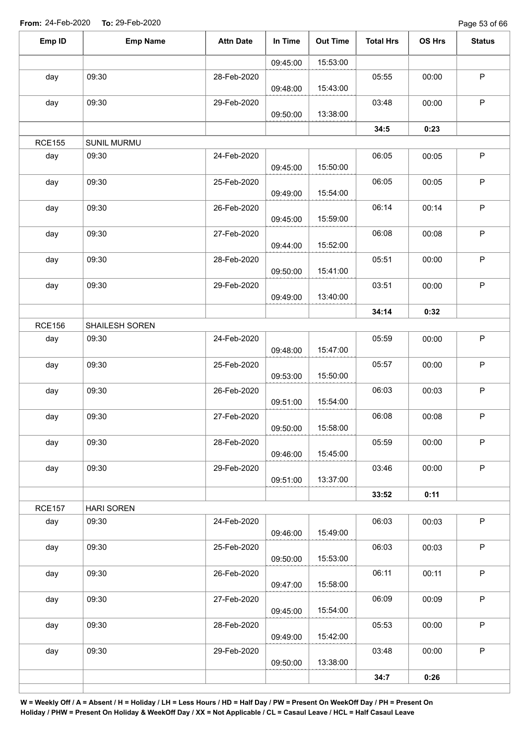**From:** 24-Feb-2020 **To:** 29-Feb-2020

| Emp ID | Emp Name | Attn Date | In Time | Out Time | Total Hrs | OS Hrs | Status |
|---|---|---|---|---|---|---|---|
| | | | 09:45:00 | 15:53:00 | | | |
| day | 09:30 | 28-Feb-2020 | 09:48:00 | 15:43:00 | 05:55 | 00:00 | P |
| day | 09:30 | 29-Feb-2020 | 09:50:00 | 13:38:00 | 03:48 | 00:00 | P |
| | | | | | **34:5** | **0:23** | |
| RCE155 | SUNIL MURMU | | | | | | |
| day | 09:30 | 24-Feb-2020 | 09:45:00 | 15:50:00 | 06:05 | 00:05 | P |
| day | 09:30 | 25-Feb-2020 | 09:49:00 | 15:54:00 | 06:05 | 00:05 | P |
| day | 09:30 | 26-Feb-2020 | 09:45:00 | 15:59:00 | 06:14 | 00:14 | P |
| day | 09:30 | 27-Feb-2020 | 09:44:00 | 15:52:00 | 06:08 | 00:08 | P |
| day | 09:30 | 28-Feb-2020 | 09:50:00 | 15:41:00 | 05:51 | 00:00 | P |
| day | 09:30 | 29-Feb-2020 | 09:49:00 | 13:40:00 | 03:51 | 00:00 | P |
| | | | | | **34:14** | **0:32** | |
| RCE156 | SHAILESH SOREN | | | | | | |
| day | 09:30 | 24-Feb-2020 | 09:48:00 | 15:47:00 | 05:59 | 00:00 | P |
| day | 09:30 | 25-Feb-2020 | 09:53:00 | 15:50:00 | 05:57 | 00:00 | P |
| day | 09:30 | 26-Feb-2020 | 09:51:00 | 15:54:00 | 06:03 | 00:03 | P |
| day | 09:30 | 27-Feb-2020 | 09:50:00 | 15:58:00 | 06:08 | 00:08 | P |
| day | 09:30 | 28-Feb-2020 | 09:46:00 | 15:45:00 | 05:59 | 00:00 | P |
| day | 09:30 | 29-Feb-2020 | 09:51:00 | 13:37:00 | 03:46 | 00:00 | P |
| | | | | | **33:52** | **0:11** | |
| RCE157 | HARI SOREN | | | | | | |
| day | 09:30 | 24-Feb-2020 | 09:46:00 | 15:49:00 | 06:03 | 00:03 | P |
| day | 09:30 | 25-Feb-2020 | 09:50:00 | 15:53:00 | 06:03 | 00:03 | P |
| day | 09:30 | 26-Feb-2020 | 09:47:00 | 15:58:00 | 06:11 | 00:11 | P |
| day | 09:30 | 27-Feb-2020 | 09:45:00 | 15:54:00 | 06:09 | 00:09 | P |
| day | 09:30 | 28-Feb-2020 | 09:49:00 | 15:42:00 | 05:53 | 00:00 | P |
| day | 09:30 | 29-Feb-2020 | 09:50:00 | 13:38:00 | 03:48 | 00:00 | P |
| | | | | | **34:7** | **0:26** | |

**W = Weekly Off / A = Absent / H = Holiday / LH = Less Hours / HD = Half Day / PW = Present On WeekOff Day / PH = Present On Holiday / PHW = Present On Holiday & WeekOff Day / XX = Not Applicable / CL = Casaul Leave / HCL = Half Casaul Leave**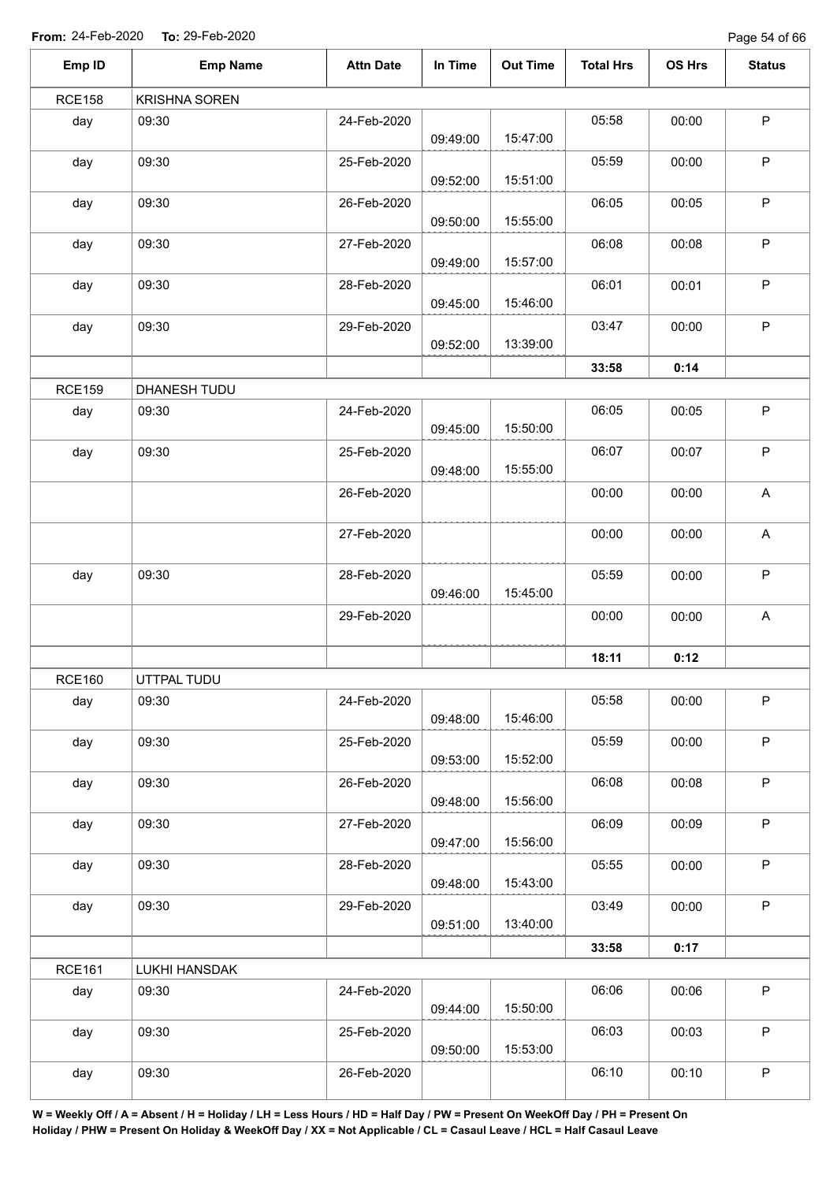**From:** 24-Feb-2020 **To:** 29-Feb-2020

| Emp ID | Emp Name | Attn Date | In Time | Out Time | Total Hrs | OS Hrs | Status |
|---|---|---|---|---|---|---|---|
| RCE158 | KRISHNA SOREN | | | | | | |
| day | 09:30 | 24-Feb-2020 | 09:49:00 | 15:47:00 | 05:58 | 00:00 | P |
| day | 09:30 | 25-Feb-2020 | 09:52:00 | 15:51:00 | 05:59 | 00:00 | P |
| day | 09:30 | 26-Feb-2020 | 09:50:00 | 15:55:00 | 06:05 | 00:05 | P |
| day | 09:30 | 27-Feb-2020 | 09:49:00 | 15:57:00 | 06:08 | 00:08 | P |
| day | 09:30 | 28-Feb-2020 | 09:45:00 | 15:46:00 | 06:01 | 00:01 | P |
| day | 09:30 | 29-Feb-2020 | 09:52:00 | 13:39:00 | 03:47 | 00:00 | P |
| | | | | | **33:58** | **0:14** | |
| RCE159 | DHANESH TUDU | | | | | | |
| day | 09:30 | 24-Feb-2020 | 09:45:00 | 15:50:00 | 06:05 | 00:05 | P |
| day | 09:30 | 25-Feb-2020 | 09:48:00 | 15:55:00 | 06:07 | 00:07 | P |
| | | 26-Feb-2020 | | | 00:00 | 00:00 | A |
| | | 27-Feb-2020 | | | 00:00 | 00:00 | A |
| day | 09:30 | 28-Feb-2020 | 09:46:00 | 15:45:00 | 05:59 | 00:00 | P |
| | | 29-Feb-2020 | | | 00:00 | 00:00 | A |
| | | | | | **18:11** | **0:12** | |
| RCE160 | UTTPAL TUDU | | | | | | |
| day | 09:30 | 24-Feb-2020 | 09:48:00 | 15:46:00 | 05:58 | 00:00 | P |
| day | 09:30 | 25-Feb-2020 | 09:53:00 | 15:52:00 | 05:59 | 00:00 | P |
| day | 09:30 | 26-Feb-2020 | 09:48:00 | 15:56:00 | 06:08 | 00:08 | P |
| day | 09:30 | 27-Feb-2020 | 09:47:00 | 15:56:00 | 06:09 | 00:09 | P |
| day | 09:30 | 28-Feb-2020 | 09:48:00 | 15:43:00 | 05:55 | 00:00 | P |
| day | 09:30 | 29-Feb-2020 | 09:51:00 | 13:40:00 | 03:49 | 00:00 | P |
| | | | | | **33:58** | **0:17** | |
| RCE161 | LUKHI HANSDAK | | | | | | |
| day | 09:30 | 24-Feb-2020 | 09:44:00 | 15:50:00 | 06:06 | 00:06 | P |
| day | 09:30 | 25-Feb-2020 | 09:50:00 | 15:53:00 | 06:03 | 00:03 | P |
| day | 09:30 | 26-Feb-2020 | | | 06:10 | 00:10 | P |

**W = Weekly Off / A = Absent / H = Holiday / LH = Less Hours / HD = Half Day / PW = Present On WeekOff Day / PH = Present On Holiday / PHW = Present On Holiday & WeekOff Day / XX = Not Applicable / CL = Casaul Leave / HCL = Half Casaul Leave**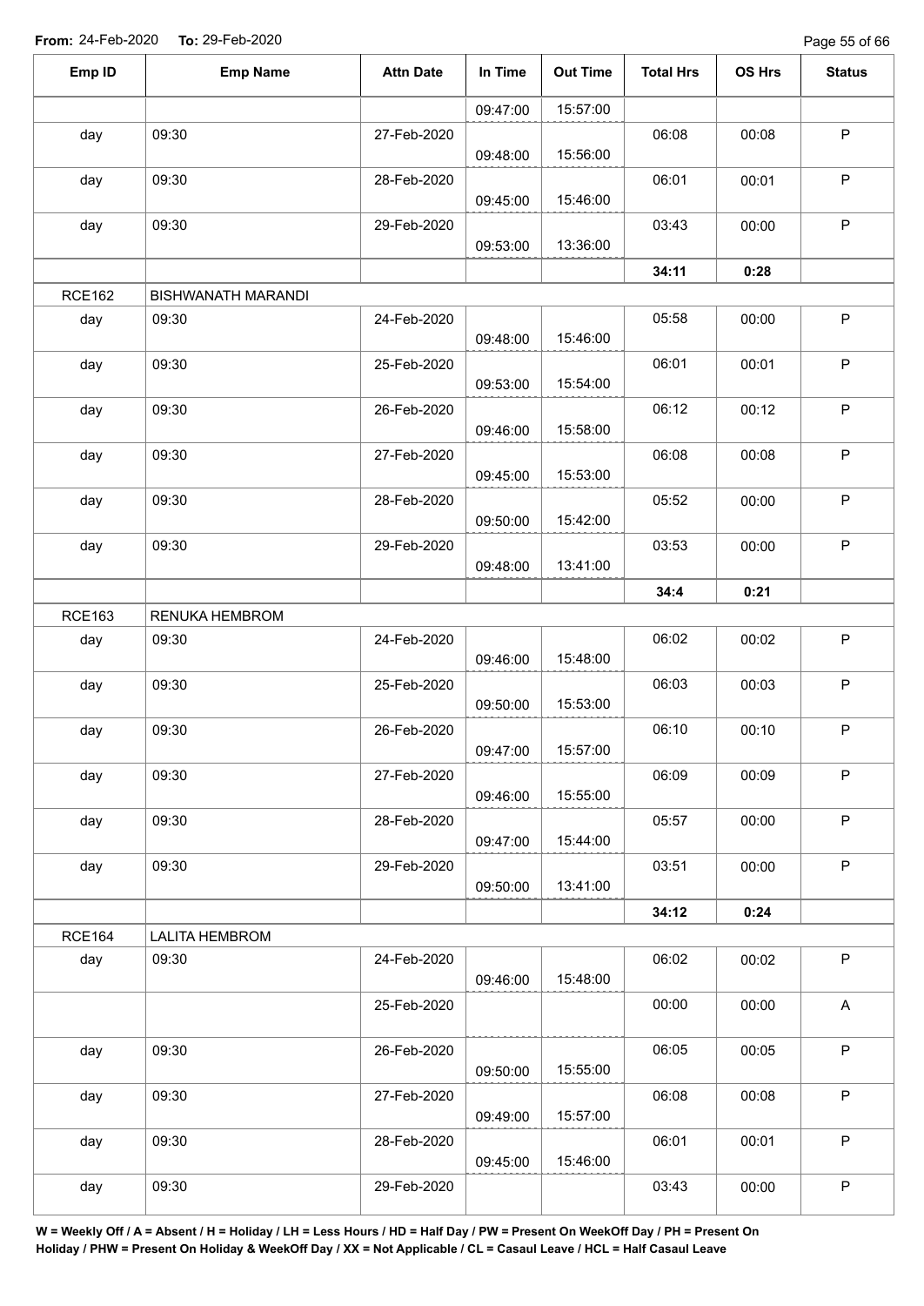**From:** 24-Feb-2020 **To:** 29-Feb-2020

| Emp ID | Emp Name | Attn Date | In Time | Out Time | Total Hrs | OS Hrs | Status |
|---|---|---|---|---|---|---|---|
| | | | 09:47:00 | 15:57:00 | | | |
| day | 09:30 | 27-Feb-2020 | 09:48:00 | 15:56:00 | 06:08 | 00:08 | P |
| day | 09:30 | 28-Feb-2020 | 09:45:00 | 15:46:00 | 06:01 | 00:01 | P |
| day | 09:30 | 29-Feb-2020 | 09:53:00 | 13:36:00 | 03:43 | 00:00 | P |
| | | | | | **34:11** | **0:28** | |
| RCE162 | BISHWANATH MARANDI | | | | | | |
| day | 09:30 | 24-Feb-2020 | 09:48:00 | 15:46:00 | 05:58 | 00:00 | P |
| day | 09:30 | 25-Feb-2020 | 09:53:00 | 15:54:00 | 06:01 | 00:01 | P |
| day | 09:30 | 26-Feb-2020 | 09:46:00 | 15:58:00 | 06:12 | 00:12 | P |
| day | 09:30 | 27-Feb-2020 | 09:45:00 | 15:53:00 | 06:08 | 00:08 | P |
| day | 09:30 | 28-Feb-2020 | 09:50:00 | 15:42:00 | 05:52 | 00:00 | P |
| day | 09:30 | 29-Feb-2020 | 09:48:00 | 13:41:00 | 03:53 | 00:00 | P |
| | | | | | **34:4** | **0:21** | |
| RCE163 | RENUKA HEMBROM | | | | | | |
| day | 09:30 | 24-Feb-2020 | 09:46:00 | 15:48:00 | 06:02 | 00:02 | P |
| day | 09:30 | 25-Feb-2020 | 09:50:00 | 15:53:00 | 06:03 | 00:03 | P |
| day | 09:30 | 26-Feb-2020 | 09:47:00 | 15:57:00 | 06:10 | 00:10 | P |
| day | 09:30 | 27-Feb-2020 | 09:46:00 | 15:55:00 | 06:09 | 00:09 | P |
| day | 09:30 | 28-Feb-2020 | 09:47:00 | 15:44:00 | 05:57 | 00:00 | P |
| day | 09:30 | 29-Feb-2020 | 09:50:00 | 13:41:00 | 03:51 | 00:00 | P |
| | | | | | **34:12** | **0:24** | |
| RCE164 | LALITA HEMBROM | | | | | | |
| day | 09:30 | 24-Feb-2020 | 09:46:00 | 15:48:00 | 06:02 | 00:02 | P |
| | | 25-Feb-2020 | | | 00:00 | 00:00 | A |
| day | 09:30 | 26-Feb-2020 | 09:50:00 | 15:55:00 | 06:05 | 00:05 | P |
| day | 09:30 | 27-Feb-2020 | 09:49:00 | 15:57:00 | 06:08 | 00:08 | P |
| day | 09:30 | 28-Feb-2020 | 09:45:00 | 15:46:00 | 06:01 | 00:01 | P |
| day | 09:30 | 29-Feb-2020 | | | 03:43 | 00:00 | P |

**W = Weekly Off / A = Absent / H = Holiday / LH = Less Hours / HD = Half Day / PW = Present On WeekOff Day / PH = Present On Holiday / PHW = Present On Holiday & WeekOff Day / XX = Not Applicable / CL = Casaul Leave / HCL = Half Casaul Leave**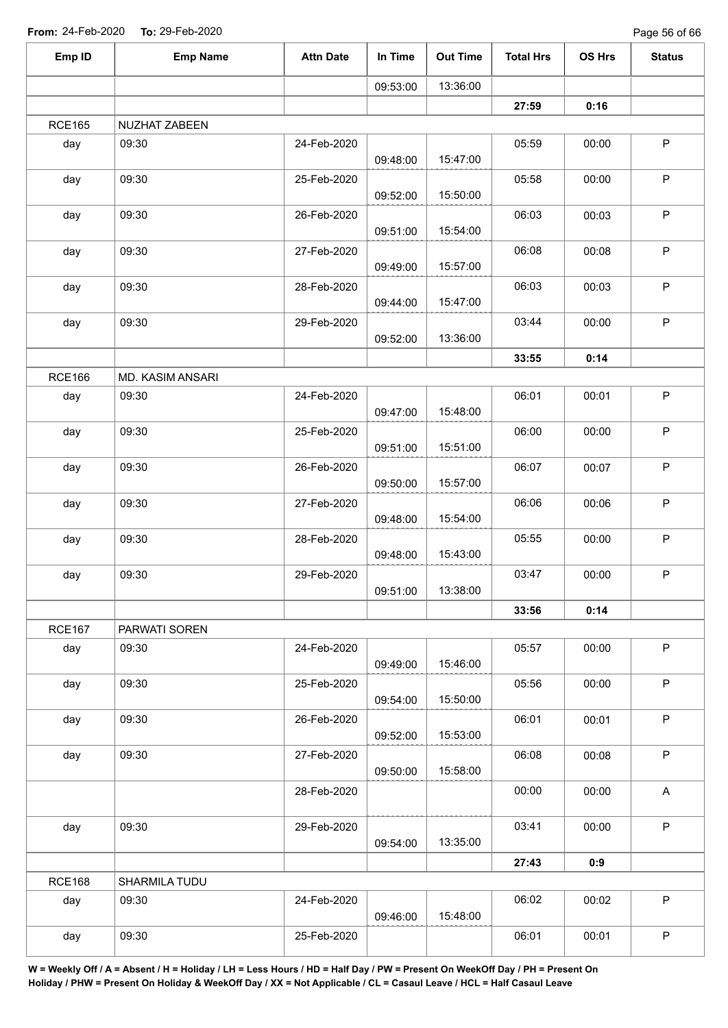**From:** 24-Feb-2020 **To:** 29-Feb-2020

| Emp ID | Emp Name | Attn Date | In Time | Out Time | Total Hrs | OS Hrs | Status |
|---|---|---|---|---|---|---|---|
| | | | 09:53:00 | 13:36:00 | | | |
| | | | | | **27:59** | **0:16** | |
| RCE165 | NUZHAT ZABEEN | | | | | | |
| day | 09:30 | 24-Feb-2020 | 09:48:00 | 15:47:00 | 05:59 | 00:00 | P |
| day | 09:30 | 25-Feb-2020 | 09:52:00 | 15:50:00 | 05:58 | 00:00 | P |
| day | 09:30 | 26-Feb-2020 | 09:51:00 | 15:54:00 | 06:03 | 00:03 | P |
| day | 09:30 | 27-Feb-2020 | 09:49:00 | 15:57:00 | 06:08 | 00:08 | P |
| day | 09:30 | 28-Feb-2020 | 09:44:00 | 15:47:00 | 06:03 | 00:03 | P |
| day | 09:30 | 29-Feb-2020 | 09:52:00 | 13:36:00 | 03:44 | 00:00 | P |
| | | | | | **33:55** | **0:14** | |
| RCE166 | MD. KASIM ANSARI | | | | | | |
| day | 09:30 | 24-Feb-2020 | 09:47:00 | 15:48:00 | 06:01 | 00:01 | P |
| day | 09:30 | 25-Feb-2020 | 09:51:00 | 15:51:00 | 06:00 | 00:00 | P |
| day | 09:30 | 26-Feb-2020 | 09:50:00 | 15:57:00 | 06:07 | 00:07 | P |
| day | 09:30 | 27-Feb-2020 | 09:48:00 | 15:54:00 | 06:06 | 00:06 | P |
| day | 09:30 | 28-Feb-2020 | 09:48:00 | 15:43:00 | 05:55 | 00:00 | P |
| day | 09:30 | 29-Feb-2020 | 09:51:00 | 13:38:00 | 03:47 | 00:00 | P |
| | | | | | **33:56** | **0:14** | |
| RCE167 | PARWATI SOREN | | | | | | |
| day | 09:30 | 24-Feb-2020 | 09:49:00 | 15:46:00 | 05:57 | 00:00 | P |
| day | 09:30 | 25-Feb-2020 | 09:54:00 | 15:50:00 | 05:56 | 00:00 | P |
| day | 09:30 | 26-Feb-2020 | 09:52:00 | 15:53:00 | 06:01 | 00:01 | P |
| day | 09:30 | 27-Feb-2020 | 09:50:00 | 15:58:00 | 06:08 | 00:08 | P |
| | | 28-Feb-2020 | | | 00:00 | 00:00 | A |
| day | 09:30 | 29-Feb-2020 | 09:54:00 | 13:35:00 | 03:41 | 00:00 | P |
| | | | | | **27:43** | **0:9** | |
| RCE168 | SHARMILA TUDU | | | | | | |
| day | 09:30 | 24-Feb-2020 | 09:46:00 | 15:48:00 | 06:02 | 00:02 | P |
| day | 09:30 | 25-Feb-2020 | | | 06:01 | 00:01 | P |

**W = Weekly Off / A = Absent / H = Holiday / LH = Less Hours / HD = Half Day / PW = Present On WeekOff Day / PH = Present On Holiday / PHW = Present On Holiday & WeekOff Day / XX = Not Applicable / CL = Casaul Leave / HCL = Half Casaul Leave**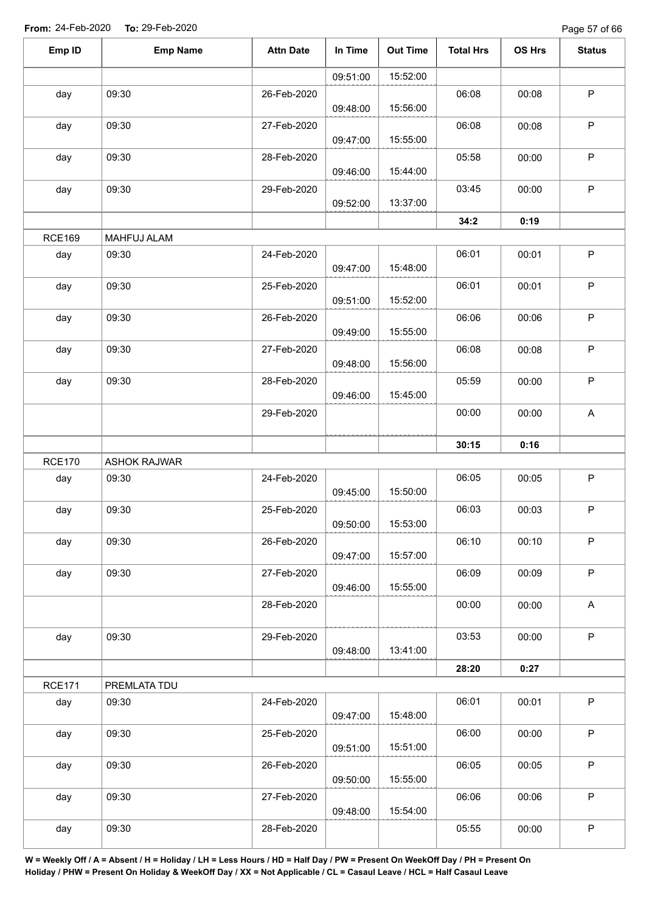**From:** 24-Feb-2020 **To:** 29-Feb-2020

| Emp ID | Emp Name | Attn Date | In Time | Out Time | Total Hrs | OS Hrs | Status |
|---|---|---|---|---|---|---|---|
| | | | 09:51:00 | 15:52:00 | | | |
| day | 09:30 | 26-Feb-2020 | 09:48:00 | 15:56:00 | 06:08 | 00:08 | P |
| day | 09:30 | 27-Feb-2020 | 09:47:00 | 15:55:00 | 06:08 | 00:08 | P |
| day | 09:30 | 28-Feb-2020 | 09:46:00 | 15:44:00 | 05:58 | 00:00 | P |
| day | 09:30 | 29-Feb-2020 | 09:52:00 | 13:37:00 | 03:45 | 00:00 | P |
| | | | | | **34:2** | **0:19** | |
| RCE169 | MAHFUJ ALAM | | | | | | |
| day | 09:30 | 24-Feb-2020 | 09:47:00 | 15:48:00 | 06:01 | 00:01 | P |
| day | 09:30 | 25-Feb-2020 | 09:51:00 | 15:52:00 | 06:01 | 00:01 | P |
| day | 09:30 | 26-Feb-2020 | 09:49:00 | 15:55:00 | 06:06 | 00:06 | P |
| day | 09:30 | 27-Feb-2020 | 09:48:00 | 15:56:00 | 06:08 | 00:08 | P |
| day | 09:30 | 28-Feb-2020 | 09:46:00 | 15:45:00 | 05:59 | 00:00 | P |
| | | 29-Feb-2020 | | | 00:00 | 00:00 | A |
| | | | | | **30:15** | **0:16** | |
| RCE170 | ASHOK RAJWAR | | | | | | |
| day | 09:30 | 24-Feb-2020 | 09:45:00 | 15:50:00 | 06:05 | 00:05 | P |
| day | 09:30 | 25-Feb-2020 | 09:50:00 | 15:53:00 | 06:03 | 00:03 | P |
| day | 09:30 | 26-Feb-2020 | 09:47:00 | 15:57:00 | 06:10 | 00:10 | P |
| day | 09:30 | 27-Feb-2020 | 09:46:00 | 15:55:00 | 06:09 | 00:09 | P |
| | | 28-Feb-2020 | | | 00:00 | 00:00 | A |
| day | 09:30 | 29-Feb-2020 | 09:48:00 | 13:41:00 | 03:53 | 00:00 | P |
| | | | | | **28:20** | **0:27** | |
| RCE171 | PREMLATA TDU | | | | | | |
| day | 09:30 | 24-Feb-2020 | 09:47:00 | 15:48:00 | 06:01 | 00:01 | P |
| day | 09:30 | 25-Feb-2020 | 09:51:00 | 15:51:00 | 06:00 | 00:00 | P |
| day | 09:30 | 26-Feb-2020 | 09:50:00 | 15:55:00 | 06:05 | 00:05 | P |
| day | 09:30 | 27-Feb-2020 | 09:48:00 | 15:54:00 | 06:06 | 00:06 | P |
| day | 09:30 | 28-Feb-2020 | | | 05:55 | 00:00 | P |

**W = Weekly Off / A = Absent / H = Holiday / LH = Less Hours / HD = Half Day / PW = Present On WeekOff Day / PH = Present On Holiday / PHW = Present On Holiday & WeekOff Day / XX = Not Applicable / CL = Casaul Leave / HCL = Half Casaul Leave**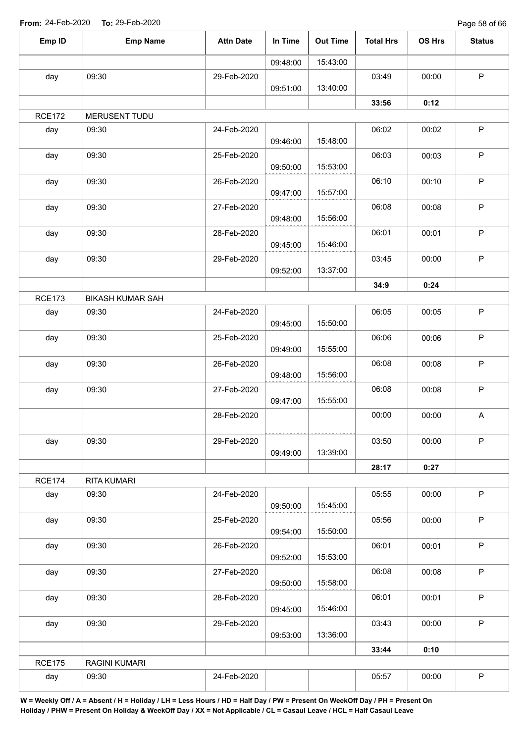**From:** 24-Feb-2020 **To:** 29-Feb-2020

| Emp ID | Emp Name | Attn Date | In Time | Out Time | Total Hrs | OS Hrs | Status |
|---|---|---|---|---|---|---|---|
| | | | 09:48:00 | 15:43:00 | | | |
| day | 09:30 | 29-Feb-2020 | 09:51:00 | 13:40:00 | 03:49 | 00:00 | P |
| | | | | | **33:56** | **0:12** | |
| RCE172 | MERUSENT TUDU | | | | | | |
| day | 09:30 | 24-Feb-2020 | 09:46:00 | 15:48:00 | 06:02 | 00:02 | P |
| day | 09:30 | 25-Feb-2020 | 09:50:00 | 15:53:00 | 06:03 | 00:03 | P |
| day | 09:30 | 26-Feb-2020 | 09:47:00 | 15:57:00 | 06:10 | 00:10 | P |
| day | 09:30 | 27-Feb-2020 | 09:48:00 | 15:56:00 | 06:08 | 00:08 | P |
| day | 09:30 | 28-Feb-2020 | 09:45:00 | 15:46:00 | 06:01 | 00:01 | P |
| day | 09:30 | 29-Feb-2020 | 09:52:00 | 13:37:00 | 03:45 | 00:00 | P |
| | | | | | **34:9** | **0:24** | |
| RCE173 | BIKASH KUMAR SAH | | | | | | |
| day | 09:30 | 24-Feb-2020 | 09:45:00 | 15:50:00 | 06:05 | 00:05 | P |
| day | 09:30 | 25-Feb-2020 | 09:49:00 | 15:55:00 | 06:06 | 00:06 | P |
| day | 09:30 | 26-Feb-2020 | 09:48:00 | 15:56:00 | 06:08 | 00:08 | P |
| day | 09:30 | 27-Feb-2020 | 09:47:00 | 15:55:00 | 06:08 | 00:08 | P |
| | | 28-Feb-2020 | | | 00:00 | 00:00 | A |
| day | 09:30 | 29-Feb-2020 | 09:49:00 | 13:39:00 | 03:50 | 00:00 | P |
| | | | | | **28:17** | **0:27** | |
| RCE174 | RITA KUMARI | | | | | | |
| day | 09:30 | 24-Feb-2020 | 09:50:00 | 15:45:00 | 05:55 | 00:00 | P |
| day | 09:30 | 25-Feb-2020 | 09:54:00 | 15:50:00 | 05:56 | 00:00 | P |
| day | 09:30 | 26-Feb-2020 | 09:52:00 | 15:53:00 | 06:01 | 00:01 | P |
| day | 09:30 | 27-Feb-2020 | 09:50:00 | 15:58:00 | 06:08 | 00:08 | P |
| day | 09:30 | 28-Feb-2020 | 09:45:00 | 15:46:00 | 06:01 | 00:01 | P |
| day | 09:30 | 29-Feb-2020 | 09:53:00 | 13:36:00 | 03:43 | 00:00 | P |
| | | | | | **33:44** | **0:10** | |
| RCE175 | RAGINI KUMARI | | | | | | |
| day | 09:30 | 24-Feb-2020 | | | 05:57 | 00:00 | P |

**W = Weekly Off / A = Absent / H = Holiday / LH = Less Hours / HD = Half Day / PW = Present On WeekOff Day / PH = Present On Holiday / PHW = Present On Holiday & WeekOff Day / XX = Not Applicable / CL = Casaul Leave / HCL = Half Casaul Leave**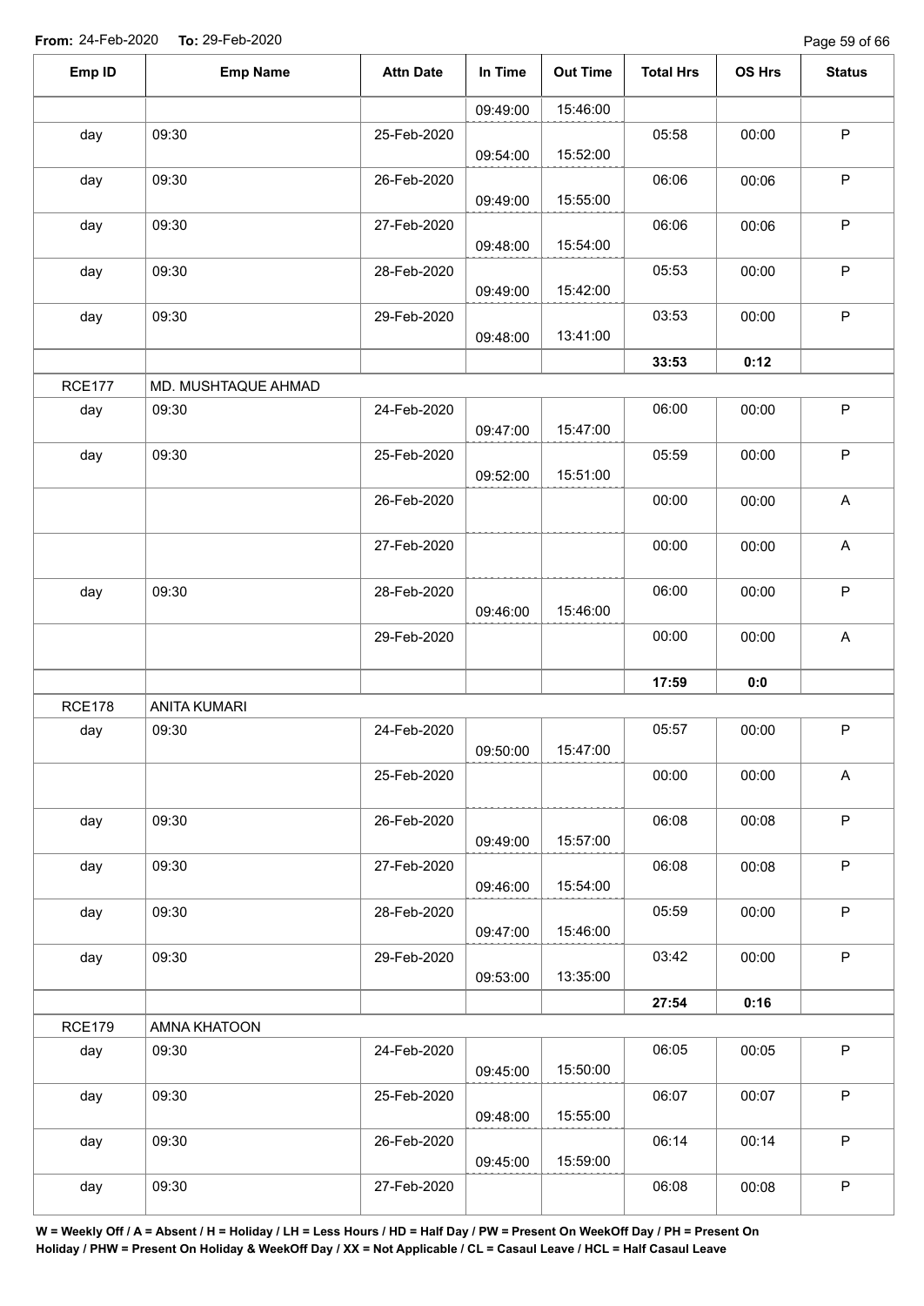**From:** 24-Feb-2020 **To:** 29-Feb-2020

| Emp ID | Emp Name | Attn Date | In Time | Out Time | Total Hrs | OS Hrs | Status |
|---|---|---|---|---|---|---|---|
| | | | 09:49:00 | 15:46:00 | | | |
| day | 09:30 | 25-Feb-2020 | 09:54:00 | 15:52:00 | 05:58 | 00:00 | P |
| day | 09:30 | 26-Feb-2020 | 09:49:00 | 15:55:00 | 06:06 | 00:06 | P |
| day | 09:30 | 27-Feb-2020 | 09:48:00 | 15:54:00 | 06:06 | 00:06 | P |
| day | 09:30 | 28-Feb-2020 | 09:49:00 | 15:42:00 | 05:53 | 00:00 | P |
| day | 09:30 | 29-Feb-2020 | 09:48:00 | 13:41:00 | 03:53 | 00:00 | P |
| | | | | | **33:53** | **0:12** | |
| RCE177 | MD. MUSHTAQUE AHMAD | | | | | | |
| day | 09:30 | 24-Feb-2020 | 09:47:00 | 15:47:00 | 06:00 | 00:00 | P |
| day | 09:30 | 25-Feb-2020 | 09:52:00 | 15:51:00 | 05:59 | 00:00 | P |
| | | 26-Feb-2020 | | | 00:00 | 00:00 | A |
| | | 27-Feb-2020 | | | 00:00 | 00:00 | A |
| day | 09:30 | 28-Feb-2020 | 09:46:00 | 15:46:00 | 06:00 | 00:00 | P |
| | | 29-Feb-2020 | | | 00:00 | 00:00 | A |
| | | | | | **17:59** | **0:0** | |
| RCE178 | ANITA KUMARI | | | | | | |
| day | 09:30 | 24-Feb-2020 | 09:50:00 | 15:47:00 | 05:57 | 00:00 | P |
| | | 25-Feb-2020 | | | 00:00 | 00:00 | A |
| day | 09:30 | 26-Feb-2020 | 09:49:00 | 15:57:00 | 06:08 | 00:08 | P |
| day | 09:30 | 27-Feb-2020 | 09:46:00 | 15:54:00 | 06:08 | 00:08 | P |
| day | 09:30 | 28-Feb-2020 | 09:47:00 | 15:46:00 | 05:59 | 00:00 | P |
| day | 09:30 | 29-Feb-2020 | 09:53:00 | 13:35:00 | 03:42 | 00:00 | P |
| | | | | | **27:54** | **0:16** | |
| RCE179 | AMNA KHATOON | | | | | | |
| day | 09:30 | 24-Feb-2020 | 09:45:00 | 15:50:00 | 06:05 | 00:05 | P |
| day | 09:30 | 25-Feb-2020 | 09:48:00 | 15:55:00 | 06:07 | 00:07 | P |
| day | 09:30 | 26-Feb-2020 | 09:45:00 | 15:59:00 | 06:14 | 00:14 | P |
| day | 09:30 | 27-Feb-2020 | | | 06:08 | 00:08 | P |

**W = Weekly Off / A = Absent / H = Holiday / LH = Less Hours / HD = Half Day / PW = Present On WeekOff Day / PH = Present On Holiday / PHW = Present On Holiday & WeekOff Day / XX = Not Applicable / CL = Casaul Leave / HCL = Half Casaul Leave**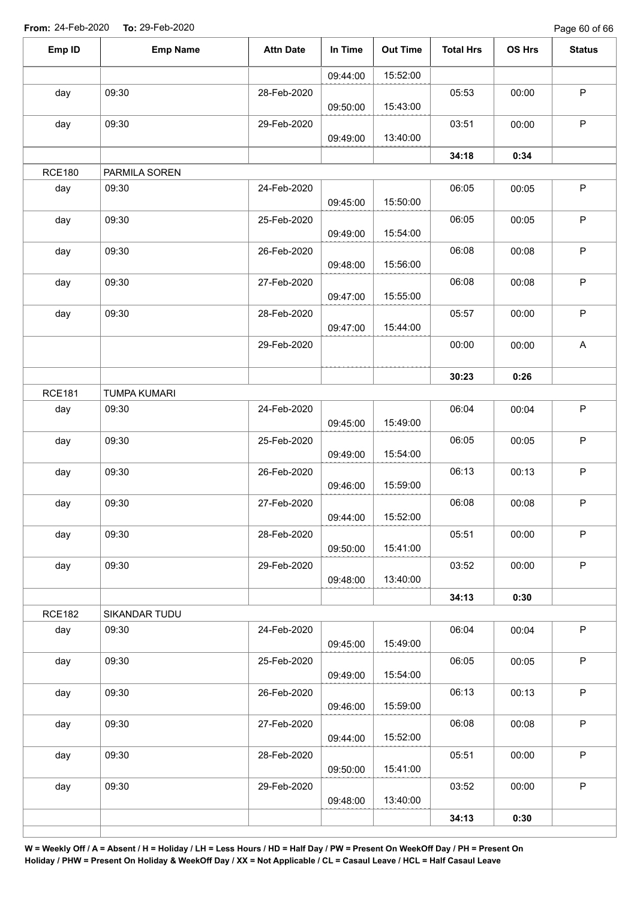**From:** 24-Feb-2020 **To:** 29-Feb-2020

| Emp ID | Emp Name | Attn Date | In Time | Out Time | Total Hrs | OS Hrs | Status |
|---|---|---|---|---|---|---|---|
| | | | 09:44:00 | 15:52:00 | | | |
| day | 09:30 | 28-Feb-2020 | 09:50:00 | 15:43:00 | 05:53 | 00:00 | P |
| day | 09:30 | 29-Feb-2020 | 09:49:00 | 13:40:00 | 03:51 | 00:00 | P |
| | | | | | **34:18** | **0:34** | |
| RCE180 | PARMILA SOREN | | | | | | |
| day | 09:30 | 24-Feb-2020 | 09:45:00 | 15:50:00 | 06:05 | 00:05 | P |
| day | 09:30 | 25-Feb-2020 | 09:49:00 | 15:54:00 | 06:05 | 00:05 | P |
| day | 09:30 | 26-Feb-2020 | 09:48:00 | 15:56:00 | 06:08 | 00:08 | P |
| day | 09:30 | 27-Feb-2020 | 09:47:00 | 15:55:00 | 06:08 | 00:08 | P |
| day | 09:30 | 28-Feb-2020 | 09:47:00 | 15:44:00 | 05:57 | 00:00 | P |
| | | 29-Feb-2020 | | | 00:00 | 00:00 | A |
| | | | | | **30:23** | **0:26** | |
| RCE181 | TUMPA KUMARI | | | | | | |
| day | 09:30 | 24-Feb-2020 | 09:45:00 | 15:49:00 | 06:04 | 00:04 | P |
| day | 09:30 | 25-Feb-2020 | 09:49:00 | 15:54:00 | 06:05 | 00:05 | P |
| day | 09:30 | 26-Feb-2020 | 09:46:00 | 15:59:00 | 06:13 | 00:13 | P |
| day | 09:30 | 27-Feb-2020 | 09:44:00 | 15:52:00 | 06:08 | 00:08 | P |
| day | 09:30 | 28-Feb-2020 | 09:50:00 | 15:41:00 | 05:51 | 00:00 | P |
| day | 09:30 | 29-Feb-2020 | 09:48:00 | 13:40:00 | 03:52 | 00:00 | P |
| | | | | | **34:13** | **0:30** | |
| RCE182 | SIKANDAR TUDU | | | | | | |
| day | 09:30 | 24-Feb-2020 | 09:45:00 | 15:49:00 | 06:04 | 00:04 | P |
| day | 09:30 | 25-Feb-2020 | 09:49:00 | 15:54:00 | 06:05 | 00:05 | P |
| day | 09:30 | 26-Feb-2020 | 09:46:00 | 15:59:00 | 06:13 | 00:13 | P |
| day | 09:30 | 27-Feb-2020 | 09:44:00 | 15:52:00 | 06:08 | 00:08 | P |
| day | 09:30 | 28-Feb-2020 | 09:50:00 | 15:41:00 | 05:51 | 00:00 | P |
| day | 09:30 | 29-Feb-2020 | 09:48:00 | 13:40:00 | 03:52 | 00:00 | P |
| | | | | | **34:13** | **0:30** | |

**W = Weekly Off / A = Absent / H = Holiday / LH = Less Hours / HD = Half Day / PW = Present On WeekOff Day / PH = Present On Holiday / PHW = Present On Holiday & WeekOff Day / XX = Not Applicable / CL = Casaul Leave / HCL = Half Casaul Leave**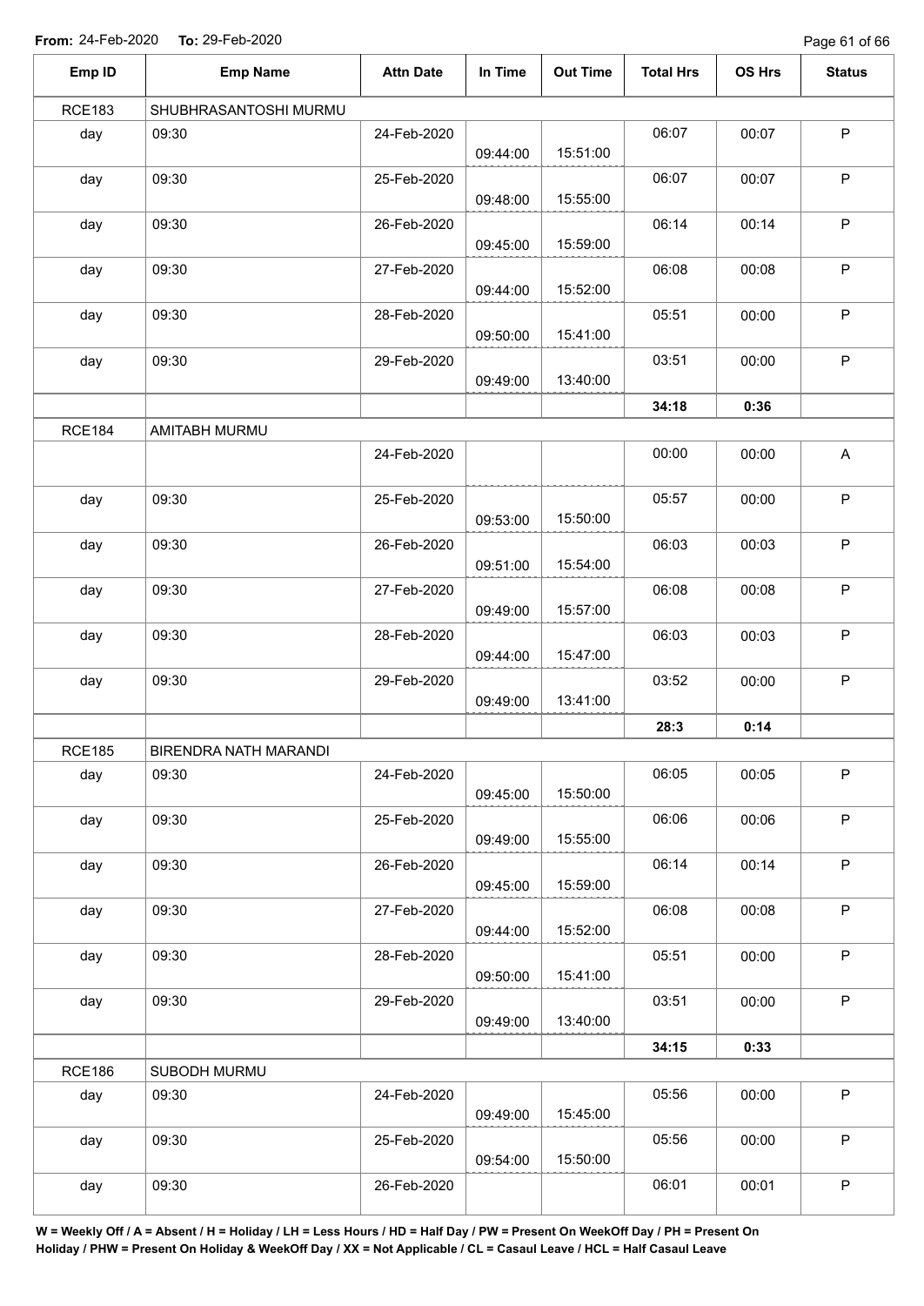**From:** 24-Feb-2020 **To:** 29-Feb-2020

| Emp ID | Emp Name | Attn Date | In Time | Out Time | Total Hrs | OS Hrs | Status |
|---|---|---|---|---|---|---|---|
| RCE183 | SHUBHRASANTOSHI MURMU | | | | | | |
| day | 09:30 | 24-Feb-2020 | 09:44:00 | 15:51:00 | 06:07 | 00:07 | P |
| day | 09:30 | 25-Feb-2020 | 09:48:00 | 15:55:00 | 06:07 | 00:07 | P |
| day | 09:30 | 26-Feb-2020 | 09:45:00 | 15:59:00 | 06:14 | 00:14 | P |
| day | 09:30 | 27-Feb-2020 | 09:44:00 | 15:52:00 | 06:08 | 00:08 | P |
| day | 09:30 | 28-Feb-2020 | 09:50:00 | 15:41:00 | 05:51 | 00:00 | P |
| day | 09:30 | 29-Feb-2020 | 09:49:00 | 13:40:00 | 03:51 | 00:00 | P |
| | | | | | **34:18** | **0:36** | |
| RCE184 | AMITABH MURMU | | | | | | |
| | | 24-Feb-2020 | | | 00:00 | 00:00 | A |
| day | 09:30 | 25-Feb-2020 | 09:53:00 | 15:50:00 | 05:57 | 00:00 | P |
| day | 09:30 | 26-Feb-2020 | 09:51:00 | 15:54:00 | 06:03 | 00:03 | P |
| day | 09:30 | 27-Feb-2020 | 09:49:00 | 15:57:00 | 06:08 | 00:08 | P |
| day | 09:30 | 28-Feb-2020 | 09:44:00 | 15:47:00 | 06:03 | 00:03 | P |
| day | 09:30 | 29-Feb-2020 | 09:49:00 | 13:41:00 | 03:52 | 00:00 | P |
| | | | | | **28:3** | **0:14** | |
| RCE185 | BIRENDRA NATH MARANDI | | | | | | |
| day | 09:30 | 24-Feb-2020 | 09:45:00 | 15:50:00 | 06:05 | 00:05 | P |
| day | 09:30 | 25-Feb-2020 | 09:49:00 | 15:55:00 | 06:06 | 00:06 | P |
| day | 09:30 | 26-Feb-2020 | 09:45:00 | 15:59:00 | 06:14 | 00:14 | P |
| day | 09:30 | 27-Feb-2020 | 09:44:00 | 15:52:00 | 06:08 | 00:08 | P |
| day | 09:30 | 28-Feb-2020 | 09:50:00 | 15:41:00 | 05:51 | 00:00 | P |
| day | 09:30 | 29-Feb-2020 | 09:49:00 | 13:40:00 | 03:51 | 00:00 | P |
| | | | | | **34:15** | **0:33** | |
| RCE186 | SUBODH MURMU | | | | | | |
| day | 09:30 | 24-Feb-2020 | 09:49:00 | 15:45:00 | 05:56 | 00:00 | P |
| day | 09:30 | 25-Feb-2020 | 09:54:00 | 15:50:00 | 05:56 | 00:00 | P |
| day | 09:30 | 26-Feb-2020 | | | 06:01 | 00:01 | P |

**W = Weekly Off / A = Absent / H = Holiday / LH = Less Hours / HD = Half Day / PW = Present On WeekOff Day / PH = Present On Holiday / PHW = Present On Holiday & WeekOff Day / XX = Not Applicable / CL = Casaul Leave / HCL = Half Casaul Leave**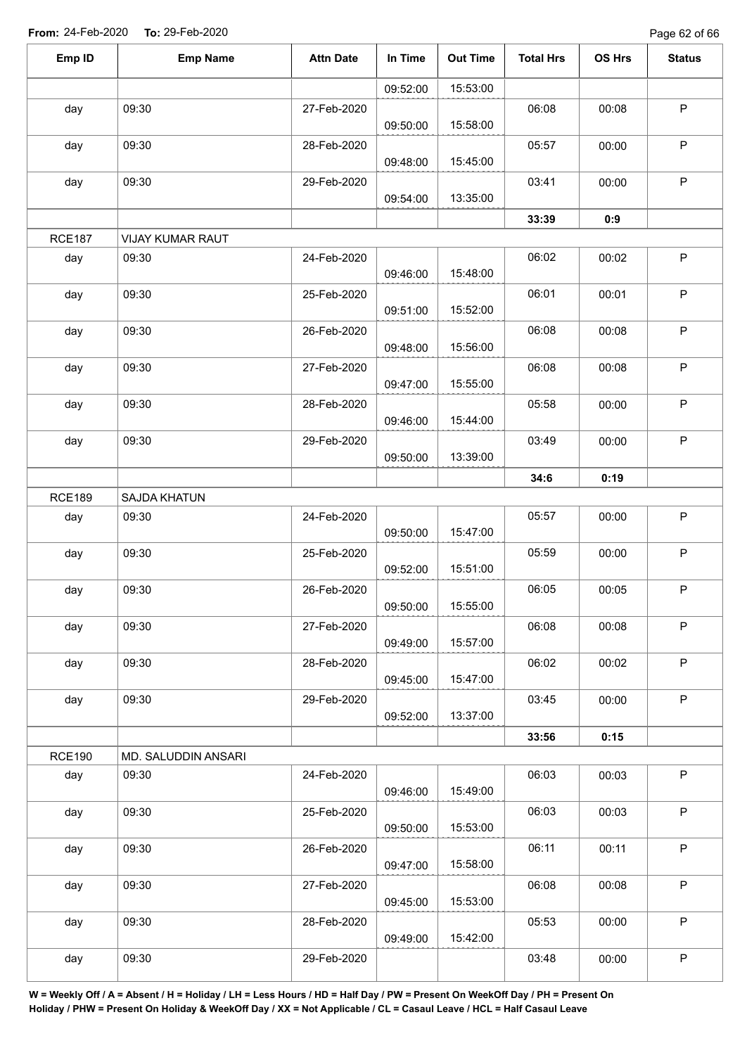**From:** 24-Feb-2020 **To:** 29-Feb-2020

| Emp ID | Emp Name | Attn Date | In Time | Out Time | Total Hrs | OS Hrs | Status |
|---|---|---|---|---|---|---|---|
| | | | 09:52:00 | 15:53:00 | | | |
| day | 09:30 | 27-Feb-2020 | 09:50:00 | 15:58:00 | 06:08 | 00:08 | P |
| day | 09:30 | 28-Feb-2020 | 09:48:00 | 15:45:00 | 05:57 | 00:00 | P |
| day | 09:30 | 29-Feb-2020 | 09:54:00 | 13:35:00 | 03:41 | 00:00 | P |
| | | | | | **33:39** | **0:9** | |
| RCE187 | VIJAY KUMAR RAUT | | | | | | |
| day | 09:30 | 24-Feb-2020 | 09:46:00 | 15:48:00 | 06:02 | 00:02 | P |
| day | 09:30 | 25-Feb-2020 | 09:51:00 | 15:52:00 | 06:01 | 00:01 | P |
| day | 09:30 | 26-Feb-2020 | 09:48:00 | 15:56:00 | 06:08 | 00:08 | P |
| day | 09:30 | 27-Feb-2020 | 09:47:00 | 15:55:00 | 06:08 | 00:08 | P |
| day | 09:30 | 28-Feb-2020 | 09:46:00 | 15:44:00 | 05:58 | 00:00 | P |
| day | 09:30 | 29-Feb-2020 | 09:50:00 | 13:39:00 | 03:49 | 00:00 | P |
| | | | | | **34:6** | **0:19** | |
| RCE189 | SAJDA KHATUN | | | | | | |
| day | 09:30 | 24-Feb-2020 | 09:50:00 | 15:47:00 | 05:57 | 00:00 | P |
| day | 09:30 | 25-Feb-2020 | 09:52:00 | 15:51:00 | 05:59 | 00:00 | P |
| day | 09:30 | 26-Feb-2020 | 09:50:00 | 15:55:00 | 06:05 | 00:05 | P |
| day | 09:30 | 27-Feb-2020 | 09:49:00 | 15:57:00 | 06:08 | 00:08 | P |
| day | 09:30 | 28-Feb-2020 | 09:45:00 | 15:47:00 | 06:02 | 00:02 | P |
| day | 09:30 | 29-Feb-2020 | 09:52:00 | 13:37:00 | 03:45 | 00:00 | P |
| | | | | | **33:56** | **0:15** | |
| RCE190 | MD. SALUDDIN ANSARI | | | | | | |
| day | 09:30 | 24-Feb-2020 | 09:46:00 | 15:49:00 | 06:03 | 00:03 | P |
| day | 09:30 | 25-Feb-2020 | 09:50:00 | 15:53:00 | 06:03 | 00:03 | P |
| day | 09:30 | 26-Feb-2020 | 09:47:00 | 15:58:00 | 06:11 | 00:11 | P |
| day | 09:30 | 27-Feb-2020 | 09:45:00 | 15:53:00 | 06:08 | 00:08 | P |
| day | 09:30 | 28-Feb-2020 | 09:49:00 | 15:42:00 | 05:53 | 00:00 | P |
| day | 09:30 | 29-Feb-2020 | | | 03:48 | 00:00 | P |

**W = Weekly Off / A = Absent / H = Holiday / LH = Less Hours / HD = Half Day / PW = Present On WeekOff Day / PH = Present On Holiday / PHW = Present On Holiday & WeekOff Day / XX = Not Applicable / CL = Casaul Leave / HCL = Half Casaul Leave**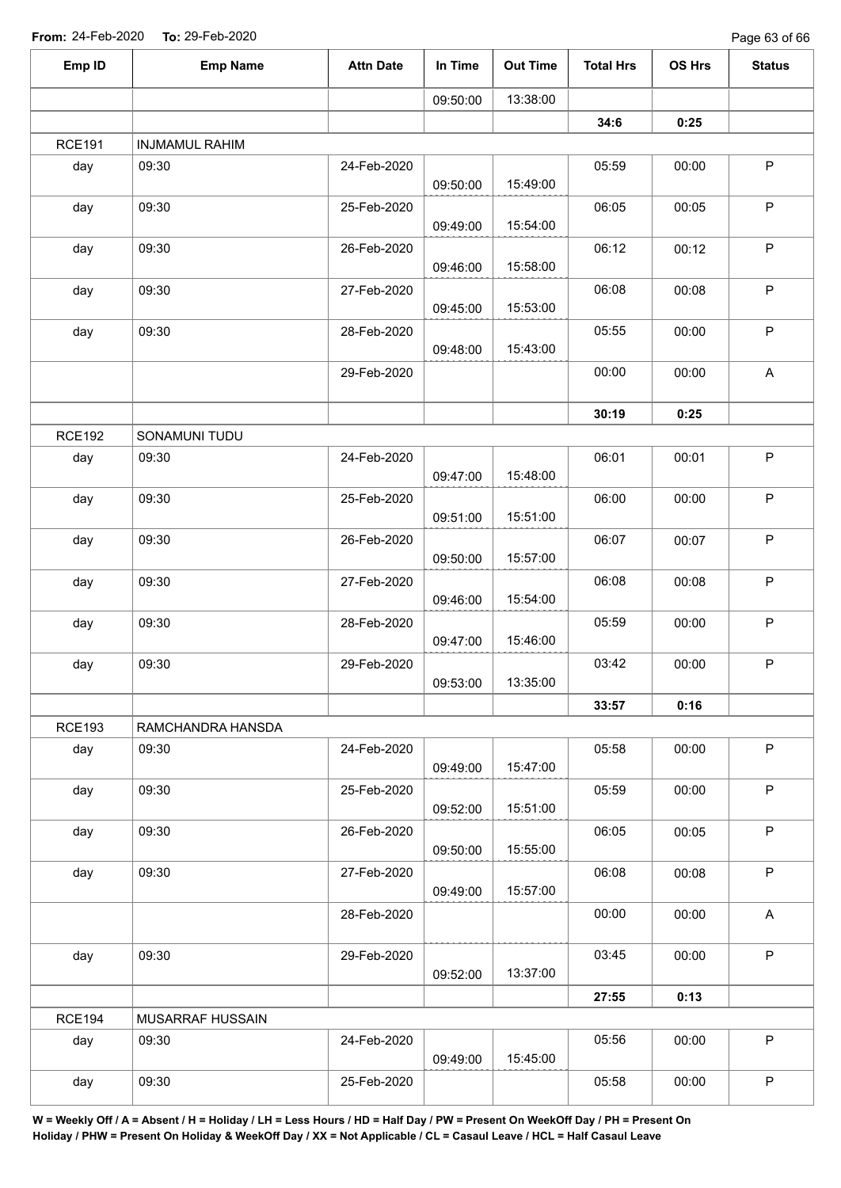**From:** 24-Feb-2020 **To:** 29-Feb-2020

| Emp ID | Emp Name | Attn Date | In Time | Out Time | Total Hrs | OS Hrs | Status |
|---|---|---|---|---|---|---|---|
| | | | 09:50:00 | 13:38:00 | | | |
| | | | | | **34:6** | **0:25** | |
| RCE191 | INJMAMUL RAHIM | | | | | | |
| day | 09:30 | 24-Feb-2020 | 09:50:00 | 15:49:00 | 05:59 | 00:00 | P |
| day | 09:30 | 25-Feb-2020 | 09:49:00 | 15:54:00 | 06:05 | 00:05 | P |
| day | 09:30 | 26-Feb-2020 | 09:46:00 | 15:58:00 | 06:12 | 00:12 | P |
| day | 09:30 | 27-Feb-2020 | 09:45:00 | 15:53:00 | 06:08 | 00:08 | P |
| day | 09:30 | 28-Feb-2020 | 09:48:00 | 15:43:00 | 05:55 | 00:00 | P |
| | | 29-Feb-2020 | | | 00:00 | 00:00 | A |
| | | | | | **30:19** | **0:25** | |
| RCE192 | SONAMUNI TUDU | | | | | | |
| day | 09:30 | 24-Feb-2020 | 09:47:00 | 15:48:00 | 06:01 | 00:01 | P |
| day | 09:30 | 25-Feb-2020 | 09:51:00 | 15:51:00 | 06:00 | 00:00 | P |
| day | 09:30 | 26-Feb-2020 | 09:50:00 | 15:57:00 | 06:07 | 00:07 | P |
| day | 09:30 | 27-Feb-2020 | 09:46:00 | 15:54:00 | 06:08 | 00:08 | P |
| day | 09:30 | 28-Feb-2020 | 09:47:00 | 15:46:00 | 05:59 | 00:00 | P |
| day | 09:30 | 29-Feb-2020 | 09:53:00 | 13:35:00 | 03:42 | 00:00 | P |
| | | | | | **33:57** | **0:16** | |
| RCE193 | RAMCHANDRA HANSDA | | | | | | |
| day | 09:30 | 24-Feb-2020 | 09:49:00 | 15:47:00 | 05:58 | 00:00 | P |
| day | 09:30 | 25-Feb-2020 | 09:52:00 | 15:51:00 | 05:59 | 00:00 | P |
| day | 09:30 | 26-Feb-2020 | 09:50:00 | 15:55:00 | 06:05 | 00:05 | P |
| day | 09:30 | 27-Feb-2020 | 09:49:00 | 15:57:00 | 06:08 | 00:08 | P |
| | | 28-Feb-2020 | | | 00:00 | 00:00 | A |
| day | 09:30 | 29-Feb-2020 | 09:52:00 | 13:37:00 | 03:45 | 00:00 | P |
| | | | | | **27:55** | **0:13** | |
| RCE194 | MUSARRAF HUSSAIN | | | | | | |
| day | 09:30 | 24-Feb-2020 | 09:49:00 | 15:45:00 | 05:56 | 00:00 | P |
| day | 09:30 | 25-Feb-2020 | | | 05:58 | 00:00 | P |

**W = Weekly Off / A = Absent / H = Holiday / LH = Less Hours / HD = Half Day / PW = Present On WeekOff Day / PH = Present On Holiday / PHW = Present On Holiday & WeekOff Day / XX = Not Applicable / CL = Casaul Leave / HCL = Half Casaul Leave**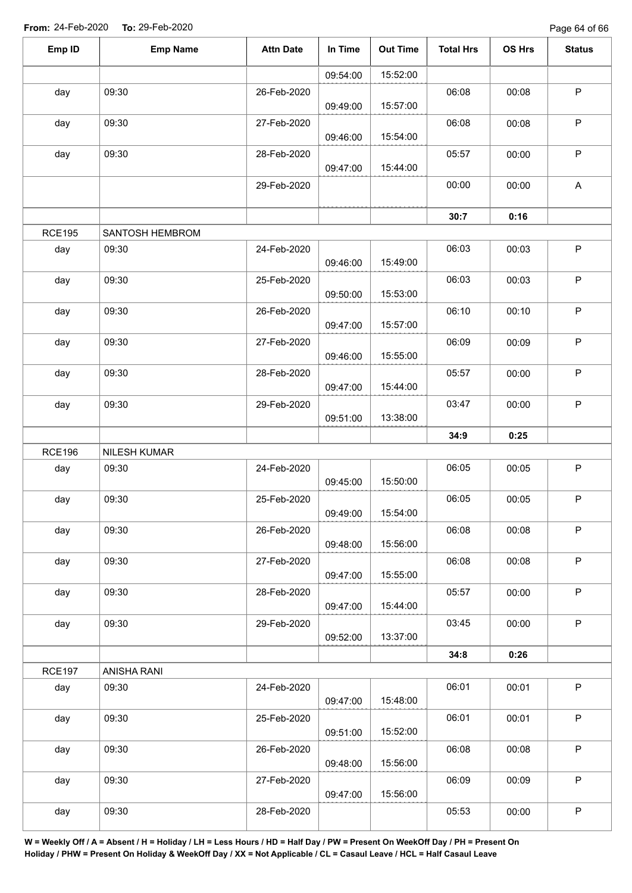From: 24-Feb-2020 To: 29-Feb-2020

| Emp ID | Emp Name | Attn Date | In Time | Out Time | Total Hrs | OS Hrs | Status |
|---|---|---|---|---|---|---|---|
| | | | 09:54:00 | 15:52:00 | | | |
| day | 09:30 | 26-Feb-2020 | 09:49:00 | 15:57:00 | 06:08 | 00:08 | P |
| day | 09:30 | 27-Feb-2020 | 09:46:00 | 15:54:00 | 06:08 | 00:08 | P |
| day | 09:30 | 28-Feb-2020 | 09:47:00 | 15:44:00 | 05:57 | 00:00 | P |
| | | 29-Feb-2020 | | | 00:00 | 00:00 | A |
| | | | | | **30:7** | **0:16** | |
| RCE195 | SANTOSH HEMBROM | | | | | | |
| day | 09:30 | 24-Feb-2020 | 09:46:00 | 15:49:00 | 06:03 | 00:03 | P |
| day | 09:30 | 25-Feb-2020 | 09:50:00 | 15:53:00 | 06:03 | 00:03 | P |
| day | 09:30 | 26-Feb-2020 | 09:47:00 | 15:57:00 | 06:10 | 00:10 | P |
| day | 09:30 | 27-Feb-2020 | 09:46:00 | 15:55:00 | 06:09 | 00:09 | P |
| day | 09:30 | 28-Feb-2020 | 09:47:00 | 15:44:00 | 05:57 | 00:00 | P |
| day | 09:30 | 29-Feb-2020 | 09:51:00 | 13:38:00 | 03:47 | 00:00 | P |
| | | | | | **34:9** | **0:25** | |
| RCE196 | NILESH KUMAR | | | | | | |
| day | 09:30 | 24-Feb-2020 | 09:45:00 | 15:50:00 | 06:05 | 00:05 | P |
| day | 09:30 | 25-Feb-2020 | 09:49:00 | 15:54:00 | 06:05 | 00:05 | P |
| day | 09:30 | 26-Feb-2020 | 09:48:00 | 15:56:00 | 06:08 | 00:08 | P |
| day | 09:30 | 27-Feb-2020 | 09:47:00 | 15:55:00 | 06:08 | 00:08 | P |
| day | 09:30 | 28-Feb-2020 | 09:47:00 | 15:44:00 | 05:57 | 00:00 | P |
| day | 09:30 | 29-Feb-2020 | 09:52:00 | 13:37:00 | 03:45 | 00:00 | P |
| | | | | | **34:8** | **0:26** | |
| RCE197 | ANISHA RANI | | | | | | |
| day | 09:30 | 24-Feb-2020 | 09:47:00 | 15:48:00 | 06:01 | 00:01 | P |
| day | 09:30 | 25-Feb-2020 | 09:51:00 | 15:52:00 | 06:01 | 00:01 | P |
| day | 09:30 | 26-Feb-2020 | 09:48:00 | 15:56:00 | 06:08 | 00:08 | P |
| day | 09:30 | 27-Feb-2020 | 09:47:00 | 15:56:00 | 06:09 | 00:09 | P |
| day | 09:30 | 28-Feb-2020 | | | 05:53 | 00:00 | P |

**W = Weekly Off / A = Absent / H = Holiday / LH = Less Hours / HD = Half Day / PW = Present On WeekOff Day / PH = Present On Holiday / PHW = Present On Holiday & WeekOff Day / XX = Not Applicable / CL = Casaul Leave / HCL = Half Casaul Leave**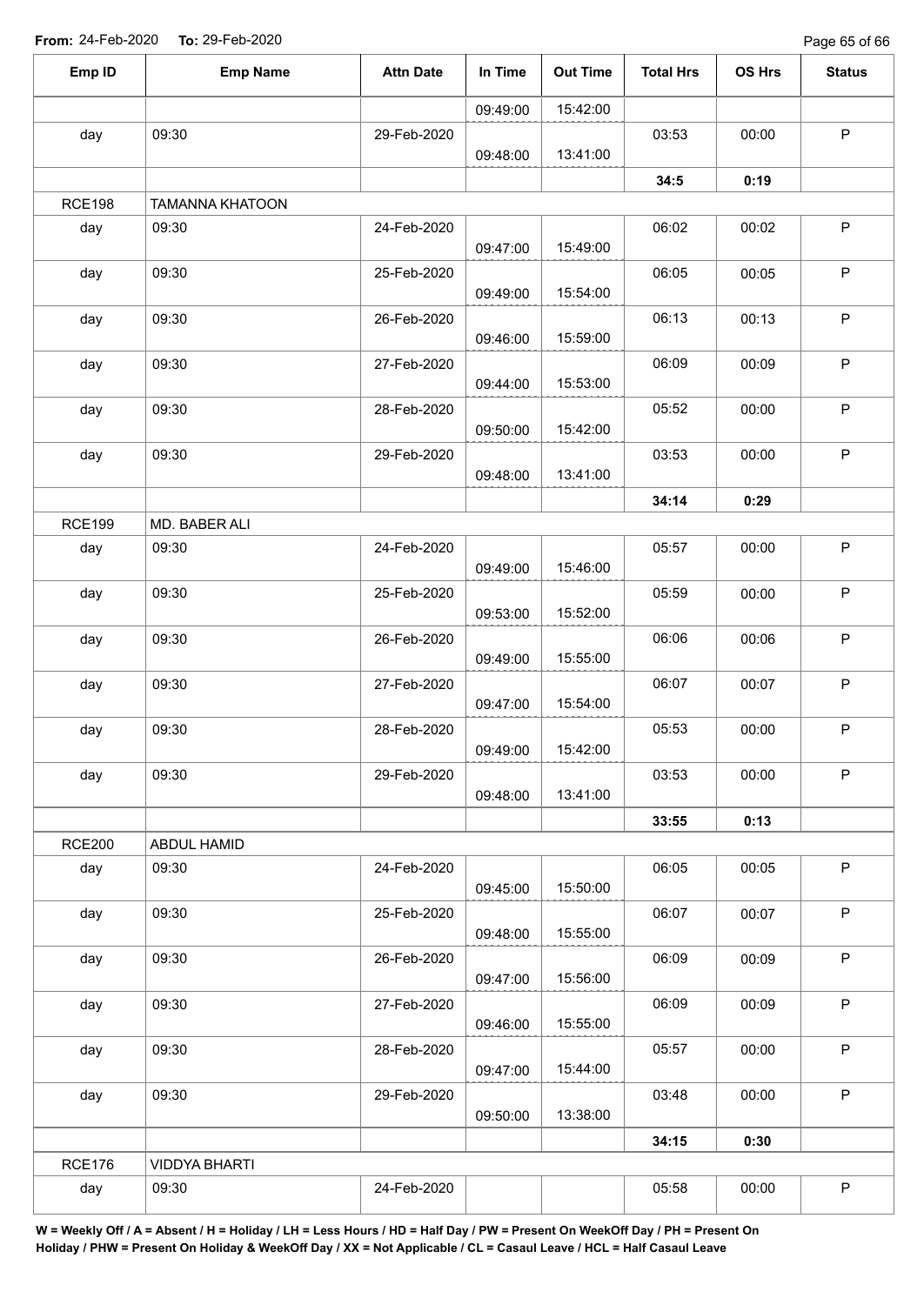**From:** 24-Feb-2020 **To:** 29-Feb-2020

| Emp ID | Emp Name | Attn Date | In Time | Out Time | Total Hrs | OS Hrs | Status |
|---|---|---|---|---|---|---|---|
| | | | 09:49:00 | 15:42:00 | | | |
| day | 09:30 | 29-Feb-2020 | 09:48:00 | 13:41:00 | 03:53 | 00:00 | P |
| | | | | | **34:5** | **0:19** | |
| RCE198 | TAMANNA KHATOON | | | | | | |
| day | 09:30 | 24-Feb-2020 | 09:47:00 | 15:49:00 | 06:02 | 00:02 | P |
| day | 09:30 | 25-Feb-2020 | 09:49:00 | 15:54:00 | 06:05 | 00:05 | P |
| day | 09:30 | 26-Feb-2020 | 09:46:00 | 15:59:00 | 06:13 | 00:13 | P |
| day | 09:30 | 27-Feb-2020 | 09:44:00 | 15:53:00 | 06:09 | 00:09 | P |
| day | 09:30 | 28-Feb-2020 | 09:50:00 | 15:42:00 | 05:52 | 00:00 | P |
| day | 09:30 | 29-Feb-2020 | 09:48:00 | 13:41:00 | 03:53 | 00:00 | P |
| | | | | | **34:14** | **0:29** | |
| RCE199 | MD. BABER ALI | | | | | | |
| day | 09:30 | 24-Feb-2020 | 09:49:00 | 15:46:00 | 05:57 | 00:00 | P |
| day | 09:30 | 25-Feb-2020 | 09:53:00 | 15:52:00 | 05:59 | 00:00 | P |
| day | 09:30 | 26-Feb-2020 | 09:49:00 | 15:55:00 | 06:06 | 00:06 | P |
| day | 09:30 | 27-Feb-2020 | 09:47:00 | 15:54:00 | 06:07 | 00:07 | P |
| day | 09:30 | 28-Feb-2020 | 09:49:00 | 15:42:00 | 05:53 | 00:00 | P |
| day | 09:30 | 29-Feb-2020 | 09:48:00 | 13:41:00 | 03:53 | 00:00 | P |
| | | | | | **33:55** | **0:13** | |
| RCE200 | ABDUL HAMID | | | | | | |
| day | 09:30 | 24-Feb-2020 | 09:45:00 | 15:50:00 | 06:05 | 00:05 | P |
| day | 09:30 | 25-Feb-2020 | 09:48:00 | 15:55:00 | 06:07 | 00:07 | P |
| day | 09:30 | 26-Feb-2020 | 09:47:00 | 15:56:00 | 06:09 | 00:09 | P |
| day | 09:30 | 27-Feb-2020 | 09:46:00 | 15:55:00 | 06:09 | 00:09 | P |
| day | 09:30 | 28-Feb-2020 | 09:47:00 | 15:44:00 | 05:57 | 00:00 | P |
| day | 09:30 | 29-Feb-2020 | 09:50:00 | 13:38:00 | 03:48 | 00:00 | P |
| | | | | | **34:15** | **0:30** | |
| RCE176 | VIDDYA BHARTI | | | | | | |
| day | 09:30 | 24-Feb-2020 | | | 05:58 | 00:00 | P |

**W = Weekly Off / A = Absent / H = Holiday / LH = Less Hours / HD = Half Day / PW = Present On WeekOff Day / PH = Present On Holiday / PHW = Present On Holiday & WeekOff Day / XX = Not Applicable / CL = Casaul Leave / HCL = Half Casaul Leave**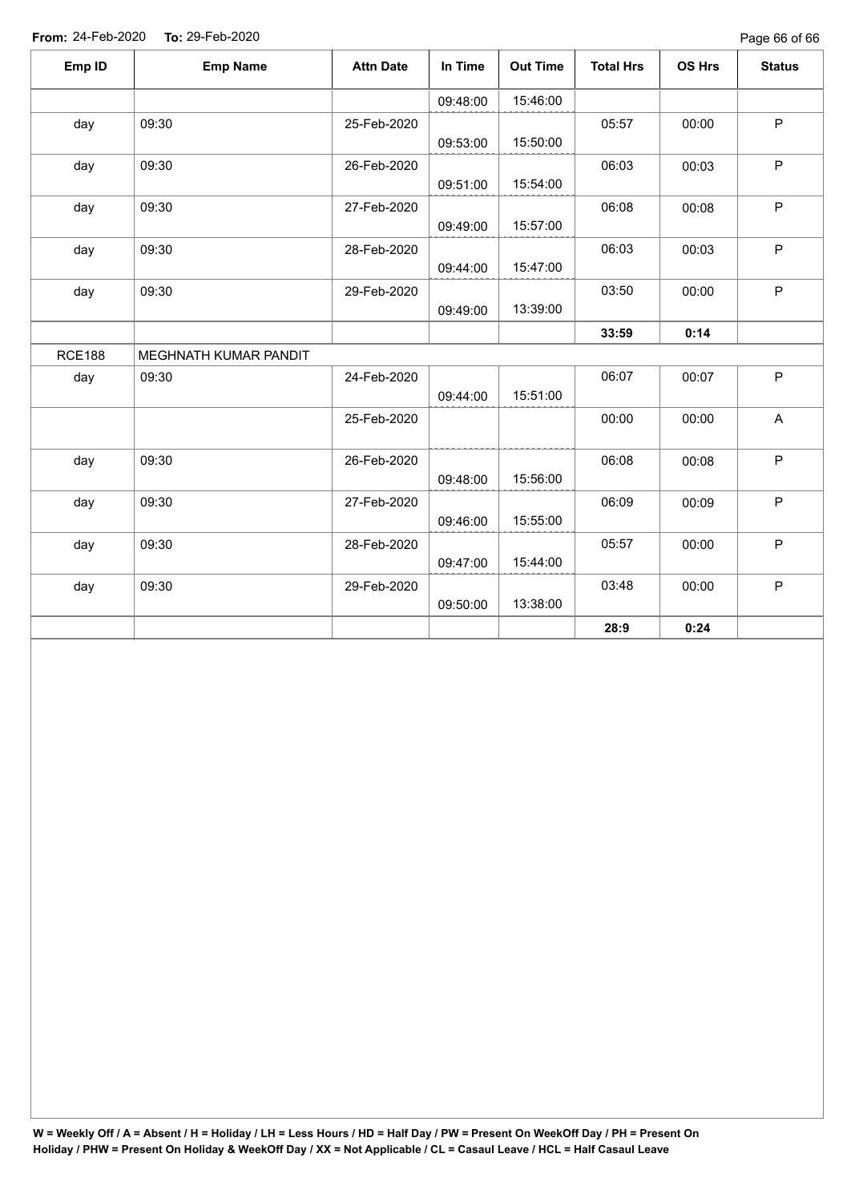From: 24-Feb-2020 To: 29-Feb-2020

| Emp ID | Emp Name | Attn Date | In Time | Out Time | Total Hrs | OS Hrs | Status |
|---|---|---|---|---|---|---|---|
| | | | 09:48:00 | 15:46:00 | | | |
| day | 09:30 | 25-Feb-2020 | 09:53:00 | 15:50:00 | 05:57 | 00:00 | P |
| day | 09:30 | 26-Feb-2020 | 09:51:00 | 15:54:00 | 06:03 | 00:03 | P |
| day | 09:30 | 27-Feb-2020 | 09:49:00 | 15:57:00 | 06:08 | 00:08 | P |
| day | 09:30 | 28-Feb-2020 | 09:44:00 | 15:47:00 | 06:03 | 00:03 | P |
| day | 09:30 | 29-Feb-2020 | 09:49:00 | 13:39:00 | 03:50 | 00:00 | P |
| | | | | | **33:59** | **0:14** | |
| RCE188 | MEGHNATH KUMAR PANDIT | | | | | | |
| day | 09:30 | 24-Feb-2020 | 09:44:00 | 15:51:00 | 06:07 | 00:07 | P |
| | | 25-Feb-2020 | | | 00:00 | 00:00 | A |
| day | 09:30 | 26-Feb-2020 | 09:48:00 | 15:56:00 | 06:08 | 00:08 | P |
| day | 09:30 | 27-Feb-2020 | 09:46:00 | 15:55:00 | 06:09 | 00:09 | P |
| day | 09:30 | 28-Feb-2020 | 09:47:00 | 15:44:00 | 05:57 | 00:00 | P |
| day | 09:30 | 29-Feb-2020 | 09:50:00 | 13:38:00 | 03:48 | 00:00 | P |
| | | | | | **28:9** | **0:24** | |

**W = Weekly Off / A = Absent / H = Holiday / LH = Less Hours / HD = Half Day / PW = Present On WeekOff Day / PH = Present On Holiday / PHW = Present On Holiday & WeekOff Day / XX = Not Applicable / CL = Casaul Leave / HCL = Half Casaul Leave**